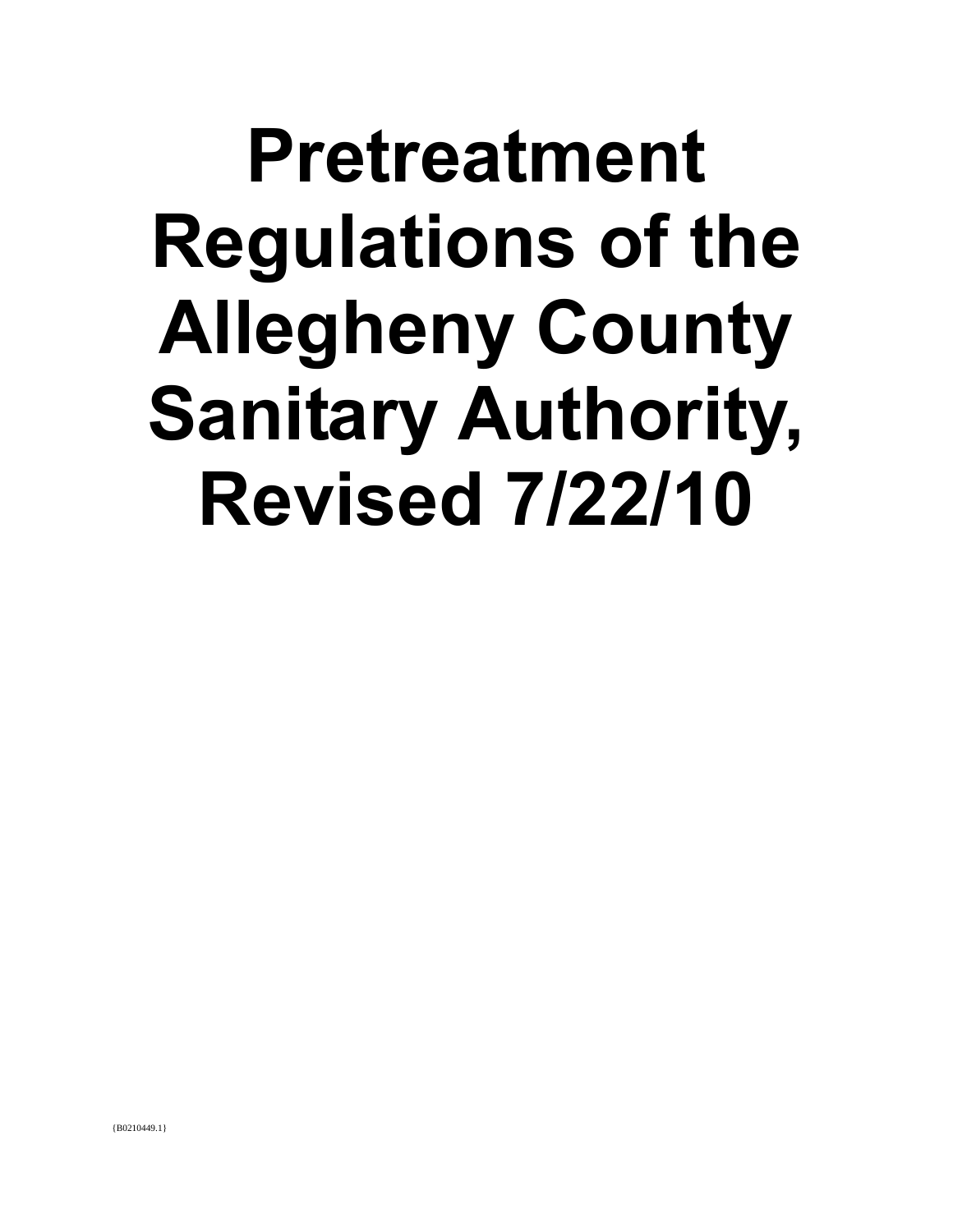# Pretreatment Regulations of the Allegheny County Sanitary Authority, Revised 7/22/10

{B0210449.1}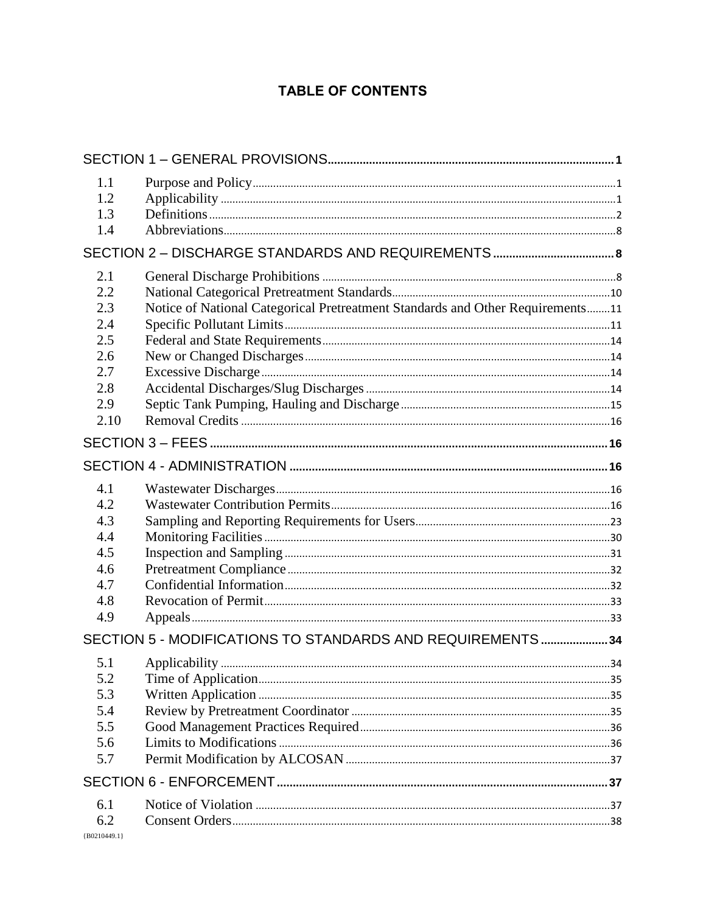# TABLE OF CONTENTS

| | | |
|---|---|---|
| **SECTION 1 – GENERAL PROVISIONS** | | **1** |
| 1.1 | Purpose and Policy | 1 |
| 1.2 | Applicability | 1 |
| 1.3 | Definitions | 2 |
| 1.4 | Abbreviations | 8 |
| **SECTION 2 – DISCHARGE STANDARDS AND REQUIREMENTS** | | **8** |
| 2.1 | General Discharge Prohibitions | 8 |
| 2.2 | National Categorical Pretreatment Standards | 10 |
| 2.3 | Notice of National Categorical Pretreatment Standards and Other Requirements | 11 |
| 2.4 | Specific Pollutant Limits | 11 |
| 2.5 | Federal and State Requirements | 14 |
| 2.6 | New or Changed Discharges | 14 |
| 2.7 | Excessive Discharge | 14 |
| 2.8 | Accidental Discharges/Slug Discharges | 14 |
| 2.9 | Septic Tank Pumping, Hauling and Discharge | 15 |
| 2.10 | Removal Credits | 16 |
| **SECTION 3 – FEES** | | **16** |
| **SECTION 4 - ADMINISTRATION** | | **16** |
| 4.1 | Wastewater Discharges | 16 |
| 4.2 | Wastewater Contribution Permits | 16 |
| 4.3 | Sampling and Reporting Requirements for Users | 23 |
| 4.4 | Monitoring Facilities | 30 |
| 4.5 | Inspection and Sampling | 31 |
| 4.6 | Pretreatment Compliance | 32 |
| 4.7 | Confidential Information | 32 |
| 4.8 | Revocation of Permit | 33 |
| 4.9 | Appeals | 33 |
| **SECTION 5 - MODIFICATIONS TO STANDARDS AND REQUIREMENTS** | | **34** |
| 5.1 | Applicability | 34 |
| 5.2 | Time of Application | 35 |
| 5.3 | Written Application | 35 |
| 5.4 | Review by Pretreatment Coordinator | 35 |
| 5.5 | Good Management Practices Required | 36 |
| 5.6 | Limits to Modifications | 36 |
| 5.7 | Permit Modification by ALCOSAN | 37 |
| **SECTION 6 - ENFORCEMENT** | | **37** |
| 6.1 | Notice of Violation | 37 |
| 6.2 | Consent Orders | 38 |

{B0210449.1}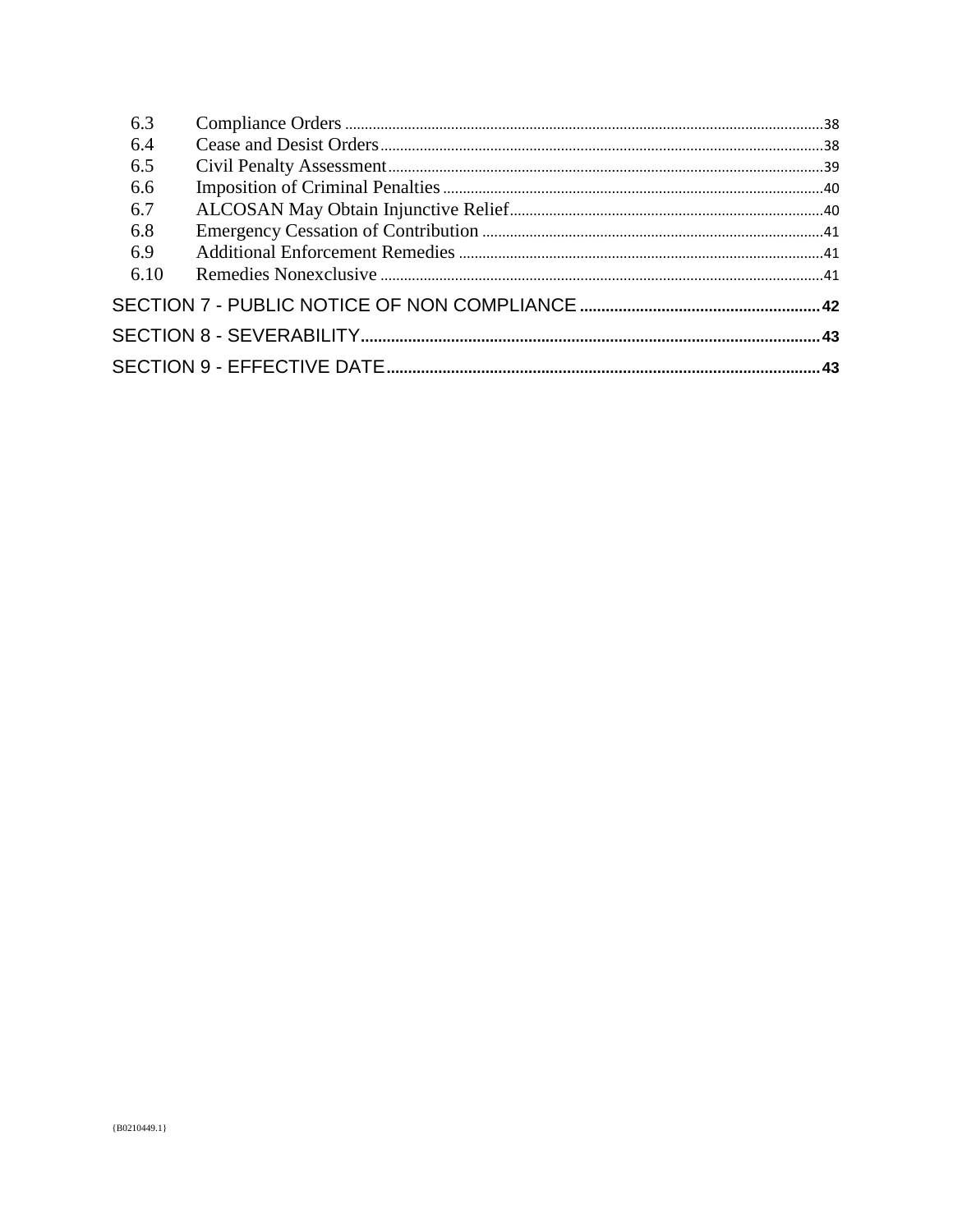| | | |
|---|---|---|
| 6.3 | Compliance Orders | 38 |
| 6.4 | Cease and Desist Orders | 38 |
| 6.5 | Civil Penalty Assessment | 39 |
| 6.6 | Imposition of Criminal Penalties | 40 |
| 6.7 | ALCOSAN May Obtain Injunctive Relief | 40 |
| 6.8 | Emergency Cessation of Contribution | 41 |
| 6.9 | Additional Enforcement Remedies | 41 |
| 6.10 | Remedies Nonexclusive | 41 |

SECTION 7 - PUBLIC NOTICE OF NON COMPLIANCE ........ 42

SECTION 8 - SEVERABILITY ........ 43

SECTION 9 - EFFECTIVE DATE ........ 43

{B0210449.1}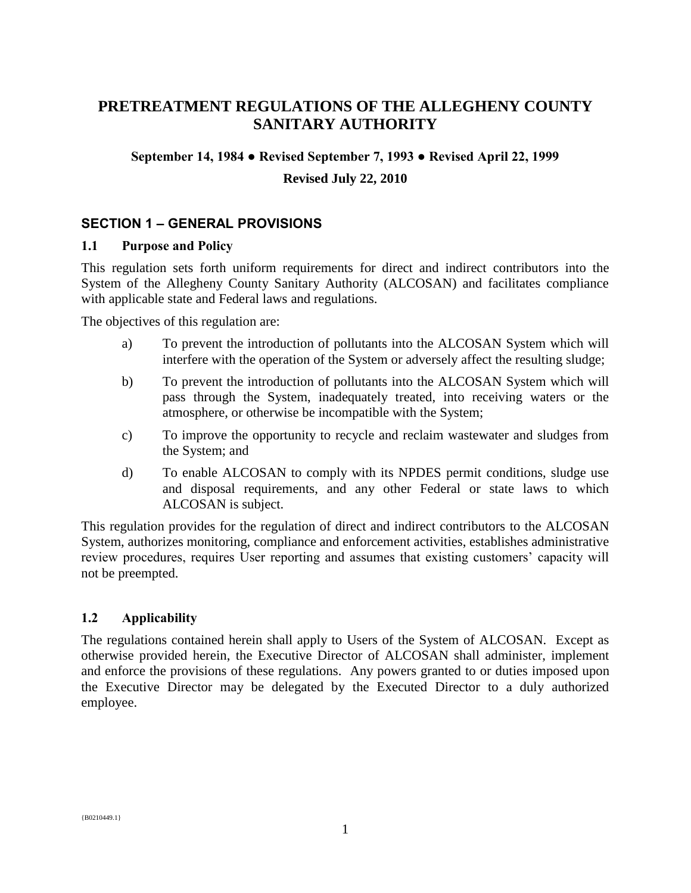# PRETREATMENT REGULATIONS OF THE ALLEGHENY COUNTY SANITARY AUTHORITY

**September 14, 1984 ● Revised September 7, 1993 ● Revised April 22, 1999**

**Revised July 22, 2010**

## SECTION 1 – GENERAL PROVISIONS

### 1.1 Purpose and Policy

This regulation sets forth uniform requirements for direct and indirect contributors into the System of the Allegheny County Sanitary Authority (ALCOSAN) and facilitates compliance with applicable state and Federal laws and regulations.

The objectives of this regulation are:

a) To prevent the introduction of pollutants into the ALCOSAN System which will interfere with the operation of the System or adversely affect the resulting sludge;

b) To prevent the introduction of pollutants into the ALCOSAN System which will pass through the System, inadequately treated, into receiving waters or the atmosphere, or otherwise be incompatible with the System;

c) To improve the opportunity to recycle and reclaim wastewater and sludges from the System; and

d) To enable ALCOSAN to comply with its NPDES permit conditions, sludge use and disposal requirements, and any other Federal or state laws to which ALCOSAN is subject.

This regulation provides for the regulation of direct and indirect contributors to the ALCOSAN System, authorizes monitoring, compliance and enforcement activities, establishes administrative review procedures, requires User reporting and assumes that existing customers' capacity will not be preempted.

### 1.2 Applicability

The regulations contained herein shall apply to Users of the System of ALCOSAN. Except as otherwise provided herein, the Executive Director of ALCOSAN shall administer, implement and enforce the provisions of these regulations. Any powers granted to or duties imposed upon the Executive Director may be delegated by the Executed Director to a duly authorized employee.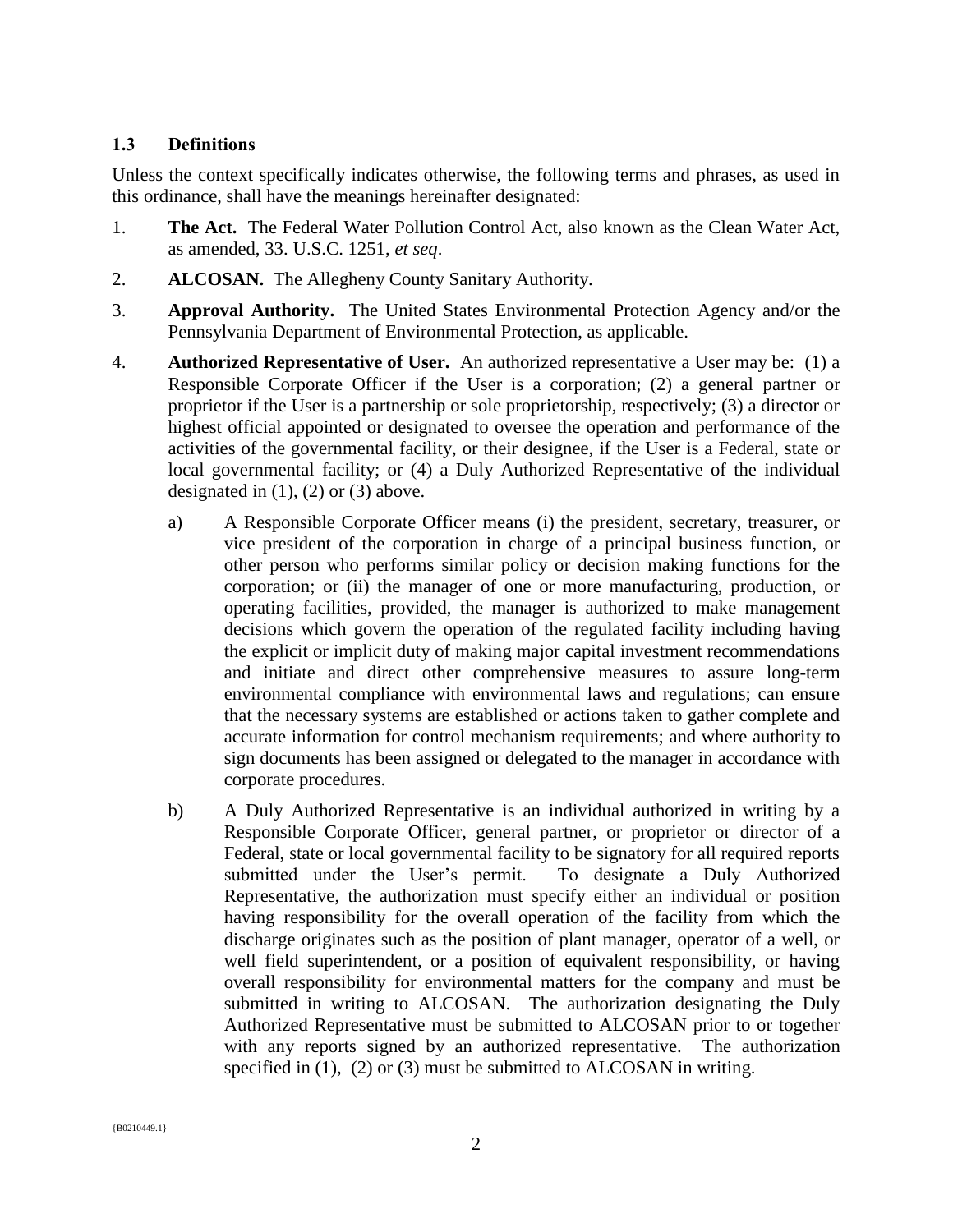### 1.3 Definitions

Unless the context specifically indicates otherwise, the following terms and phrases, as used in this ordinance, shall have the meanings hereinafter designated:

1. **The Act.** The Federal Water Pollution Control Act, also known as the Clean Water Act, as amended, 33. U.S.C. 1251, *et seq*.

2. **ALCOSAN.** The Allegheny County Sanitary Authority.

3. **Approval Authority.** The United States Environmental Protection Agency and/or the Pennsylvania Department of Environmental Protection, as applicable.

4. **Authorized Representative of User.** An authorized representative a User may be: (1) a Responsible Corporate Officer if the User is a corporation; (2) a general partner or proprietor if the User is a partnership or sole proprietorship, respectively; (3) a director or highest official appointed or designated to oversee the operation and performance of the activities of the governmental facility, or their designee, if the User is a Federal, state or local governmental facility; or (4) a Duly Authorized Representative of the individual designated in (1), (2) or (3) above.

   a) A Responsible Corporate Officer means (i) the president, secretary, treasurer, or vice president of the corporation in charge of a principal business function, or other person who performs similar policy or decision making functions for the corporation; or (ii) the manager of one or more manufacturing, production, or operating facilities, provided, the manager is authorized to make management decisions which govern the operation of the regulated facility including having the explicit or implicit duty of making major capital investment recommendations and initiate and direct other comprehensive measures to assure long-term environmental compliance with environmental laws and regulations; can ensure that the necessary systems are established or actions taken to gather complete and accurate information for control mechanism requirements; and where authority to sign documents has been assigned or delegated to the manager in accordance with corporate procedures.

   b) A Duly Authorized Representative is an individual authorized in writing by a Responsible Corporate Officer, general partner, or proprietor or director of a Federal, state or local governmental facility to be signatory for all required reports submitted under the User's permit. To designate a Duly Authorized Representative, the authorization must specify either an individual or position having responsibility for the overall operation of the facility from which the discharge originates such as the position of plant manager, operator of a well, or well field superintendent, or a position of equivalent responsibility, or having overall responsibility for environmental matters for the company and must be submitted in writing to ALCOSAN. The authorization designating the Duly Authorized Representative must be submitted to ALCOSAN prior to or together with any reports signed by an authorized representative. The authorization specified in (1), (2) or (3) must be submitted to ALCOSAN in writing.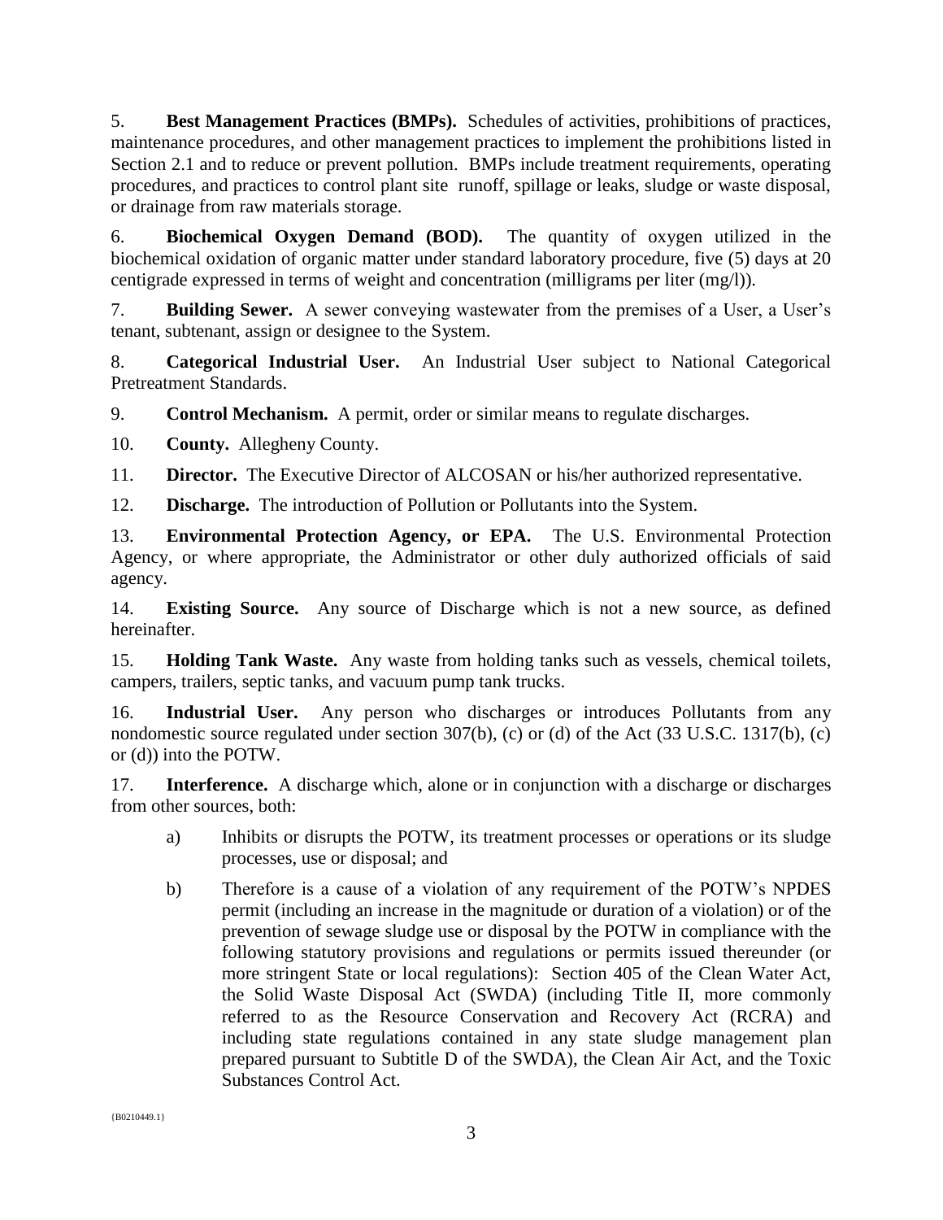5. **Best Management Practices (BMPs).** Schedules of activities, prohibitions of practices, maintenance procedures, and other management practices to implement the prohibitions listed in Section 2.1 and to reduce or prevent pollution. BMPs include treatment requirements, operating procedures, and practices to control plant site runoff, spillage or leaks, sludge or waste disposal, or drainage from raw materials storage.

6. **Biochemical Oxygen Demand (BOD).** The quantity of oxygen utilized in the biochemical oxidation of organic matter under standard laboratory procedure, five (5) days at 20 centigrade expressed in terms of weight and concentration (milligrams per liter (mg/l)).

7. **Building Sewer.** A sewer conveying wastewater from the premises of a User, a User's tenant, subtenant, assign or designee to the System.

8. **Categorical Industrial User.** An Industrial User subject to National Categorical Pretreatment Standards.

9. **Control Mechanism.** A permit, order or similar means to regulate discharges.

10. **County.** Allegheny County.

11. **Director.** The Executive Director of ALCOSAN or his/her authorized representative.

12. **Discharge.** The introduction of Pollution or Pollutants into the System.

13. **Environmental Protection Agency, or EPA.** The U.S. Environmental Protection Agency, or where appropriate, the Administrator or other duly authorized officials of said agency.

14. **Existing Source.** Any source of Discharge which is not a new source, as defined hereinafter.

15. **Holding Tank Waste.** Any waste from holding tanks such as vessels, chemical toilets, campers, trailers, septic tanks, and vacuum pump tank trucks.

16. **Industrial User.** Any person who discharges or introduces Pollutants from any nondomestic source regulated under section 307(b), (c) or (d) of the Act (33 U.S.C. 1317(b), (c) or (d)) into the POTW.

17. **Interference.** A discharge which, alone or in conjunction with a discharge or discharges from other sources, both:

   a) Inhibits or disrupts the POTW, its treatment processes or operations or its sludge processes, use or disposal; and

   b) Therefore is a cause of a violation of any requirement of the POTW's NPDES permit (including an increase in the magnitude or duration of a violation) or of the prevention of sewage sludge use or disposal by the POTW in compliance with the following statutory provisions and regulations or permits issued thereunder (or more stringent State or local regulations): Section 405 of the Clean Water Act, the Solid Waste Disposal Act (SWDA) (including Title II, more commonly referred to as the Resource Conservation and Recovery Act (RCRA) and including state regulations contained in any state sludge management plan prepared pursuant to Subtitle D of the SWDA), the Clean Air Act, and the Toxic Substances Control Act.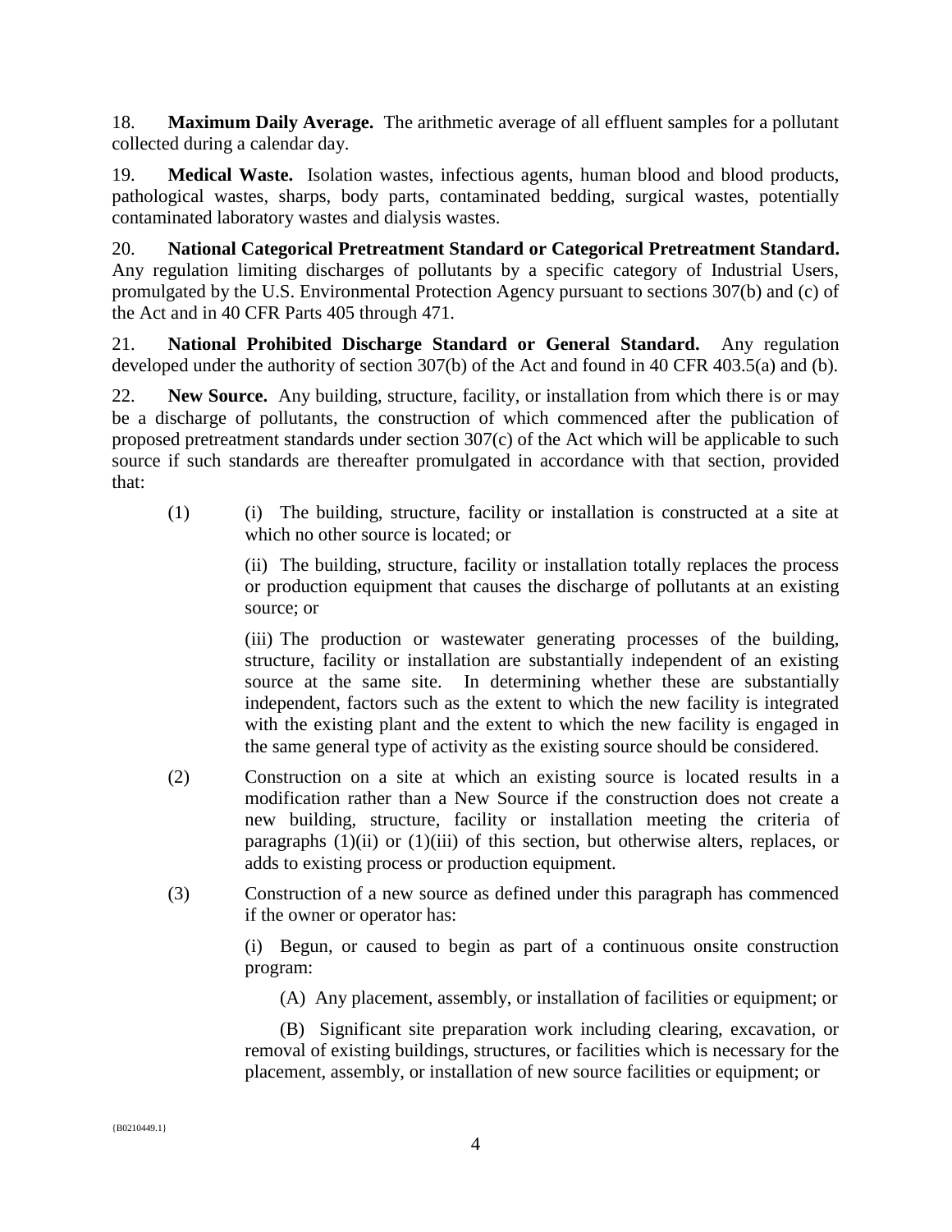18. **Maximum Daily Average.** The arithmetic average of all effluent samples for a pollutant collected during a calendar day.

19. **Medical Waste.** Isolation wastes, infectious agents, human blood and blood products, pathological wastes, sharps, body parts, contaminated bedding, surgical wastes, potentially contaminated laboratory wastes and dialysis wastes.

20. **National Categorical Pretreatment Standard or Categorical Pretreatment Standard.** Any regulation limiting discharges of pollutants by a specific category of Industrial Users, promulgated by the U.S. Environmental Protection Agency pursuant to sections 307(b) and (c) of the Act and in 40 CFR Parts 405 through 471.

21. **National Prohibited Discharge Standard or General Standard.** Any regulation developed under the authority of section 307(b) of the Act and found in 40 CFR 403.5(a) and (b).

22. **New Source.** Any building, structure, facility, or installation from which there is or may be a discharge of pollutants, the construction of which commenced after the publication of proposed pretreatment standards under section 307(c) of the Act which will be applicable to such source if such standards are thereafter promulgated in accordance with that section, provided that:

(1) (i) The building, structure, facility or installation is constructed at a site at which no other source is located; or

(ii) The building, structure, facility or installation totally replaces the process or production equipment that causes the discharge of pollutants at an existing source; or

(iii) The production or wastewater generating processes of the building, structure, facility or installation are substantially independent of an existing source at the same site. In determining whether these are substantially independent, factors such as the extent to which the new facility is integrated with the existing plant and the extent to which the new facility is engaged in the same general type of activity as the existing source should be considered.

(2) Construction on a site at which an existing source is located results in a modification rather than a New Source if the construction does not create a new building, structure, facility or installation meeting the criteria of paragraphs (1)(ii) or (1)(iii) of this section, but otherwise alters, replaces, or adds to existing process or production equipment.

(3) Construction of a new source as defined under this paragraph has commenced if the owner or operator has:

(i) Begun, or caused to begin as part of a continuous onsite construction program:

(A) Any placement, assembly, or installation of facilities or equipment; or

(B) Significant site preparation work including clearing, excavation, or removal of existing buildings, structures, or facilities which is necessary for the placement, assembly, or installation of new source facilities or equipment; or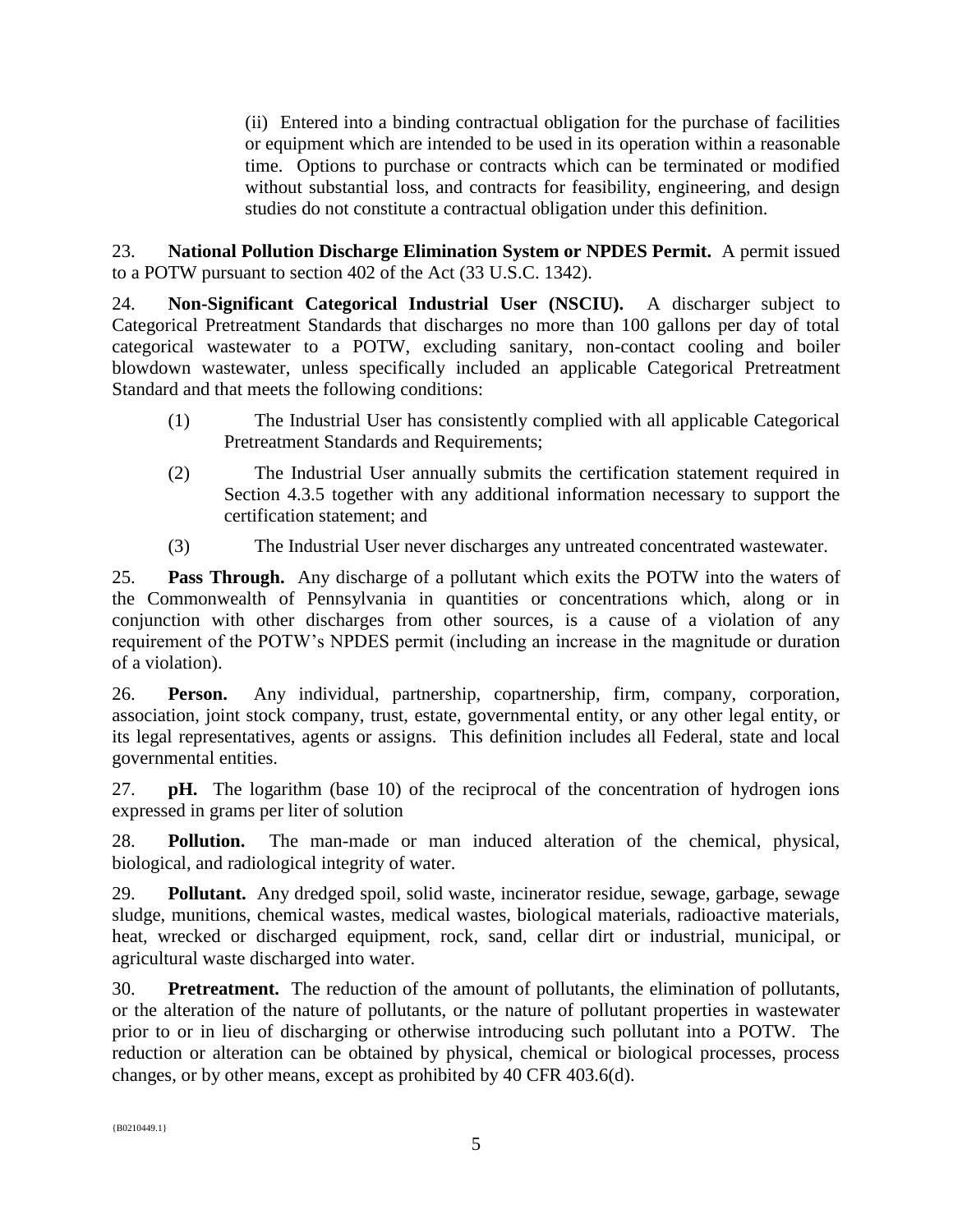(ii) Entered into a binding contractual obligation for the purchase of facilities or equipment which are intended to be used in its operation within a reasonable time. Options to purchase or contracts which can be terminated or modified without substantial loss, and contracts for feasibility, engineering, and design studies do not constitute a contractual obligation under this definition.

23. **National Pollution Discharge Elimination System or NPDES Permit.** A permit issued to a POTW pursuant to section 402 of the Act (33 U.S.C. 1342).

24. **Non-Significant Categorical Industrial User (NSCIU).** A discharger subject to Categorical Pretreatment Standards that discharges no more than 100 gallons per day of total categorical wastewater to a POTW, excluding sanitary, non-contact cooling and boiler blowdown wastewater, unless specifically included an applicable Categorical Pretreatment Standard and that meets the following conditions:

(1) The Industrial User has consistently complied with all applicable Categorical Pretreatment Standards and Requirements;

(2) The Industrial User annually submits the certification statement required in Section 4.3.5 together with any additional information necessary to support the certification statement; and

(3) The Industrial User never discharges any untreated concentrated wastewater.

25. **Pass Through.** Any discharge of a pollutant which exits the POTW into the waters of the Commonwealth of Pennsylvania in quantities or concentrations which, along or in conjunction with other discharges from other sources, is a cause of a violation of any requirement of the POTW's NPDES permit (including an increase in the magnitude or duration of a violation).

26. **Person.** Any individual, partnership, copartnership, firm, company, corporation, association, joint stock company, trust, estate, governmental entity, or any other legal entity, or its legal representatives, agents or assigns. This definition includes all Federal, state and local governmental entities.

27. **pH.** The logarithm (base 10) of the reciprocal of the concentration of hydrogen ions expressed in grams per liter of solution

28. **Pollution.** The man-made or man induced alteration of the chemical, physical, biological, and radiological integrity of water.

29. **Pollutant.** Any dredged spoil, solid waste, incinerator residue, sewage, garbage, sewage sludge, munitions, chemical wastes, medical wastes, biological materials, radioactive materials, heat, wrecked or discharged equipment, rock, sand, cellar dirt or industrial, municipal, or agricultural waste discharged into water.

30. **Pretreatment.** The reduction of the amount of pollutants, the elimination of pollutants, or the alteration of the nature of pollutants, or the nature of pollutant properties in wastewater prior to or in lieu of discharging or otherwise introducing such pollutant into a POTW. The reduction or alteration can be obtained by physical, chemical or biological processes, process changes, or by other means, except as prohibited by 40 CFR 403.6(d).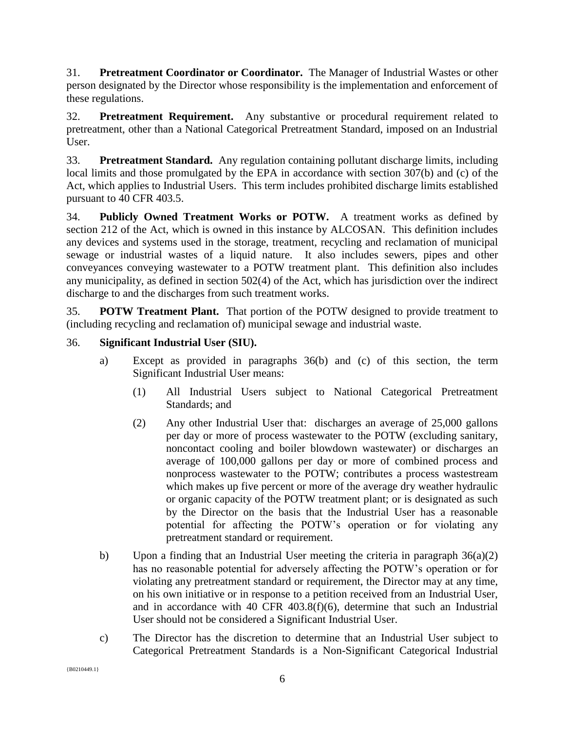31. **Pretreatment Coordinator or Coordinator.** The Manager of Industrial Wastes or other person designated by the Director whose responsibility is the implementation and enforcement of these regulations.

32. **Pretreatment Requirement.** Any substantive or procedural requirement related to pretreatment, other than a National Categorical Pretreatment Standard, imposed on an Industrial User.

33. **Pretreatment Standard.** Any regulation containing pollutant discharge limits, including local limits and those promulgated by the EPA in accordance with section 307(b) and (c) of the Act, which applies to Industrial Users. This term includes prohibited discharge limits established pursuant to 40 CFR 403.5.

34. **Publicly Owned Treatment Works or POTW.** A treatment works as defined by section 212 of the Act, which is owned in this instance by ALCOSAN. This definition includes any devices and systems used in the storage, treatment, recycling and reclamation of municipal sewage or industrial wastes of a liquid nature. It also includes sewers, pipes and other conveyances conveying wastewater to a POTW treatment plant. This definition also includes any municipality, as defined in section 502(4) of the Act, which has jurisdiction over the indirect discharge to and the discharges from such treatment works.

35. **POTW Treatment Plant.** That portion of the POTW designed to provide treatment to (including recycling and reclamation of) municipal sewage and industrial waste.

36. **Significant Industrial User (SIU).**

a) Except as provided in paragraphs 36(b) and (c) of this section, the term Significant Industrial User means:

(1) All Industrial Users subject to National Categorical Pretreatment Standards; and

(2) Any other Industrial User that: discharges an average of 25,000 gallons per day or more of process wastewater to the POTW (excluding sanitary, noncontact cooling and boiler blowdown wastewater) or discharges an average of 100,000 gallons per day or more of combined process and nonprocess wastewater to the POTW; contributes a process wastestream which makes up five percent or more of the average dry weather hydraulic or organic capacity of the POTW treatment plant; or is designated as such by the Director on the basis that the Industrial User has a reasonable potential for affecting the POTW's operation or for violating any pretreatment standard or requirement.

b) Upon a finding that an Industrial User meeting the criteria in paragraph 36(a)(2) has no reasonable potential for adversely affecting the POTW's operation or for violating any pretreatment standard or requirement, the Director may at any time, on his own initiative or in response to a petition received from an Industrial User, and in accordance with 40 CFR 403.8(f)(6), determine that such an Industrial User should not be considered a Significant Industrial User.

c) The Director has the discretion to determine that an Industrial User subject to Categorical Pretreatment Standards is a Non-Significant Categorical Industrial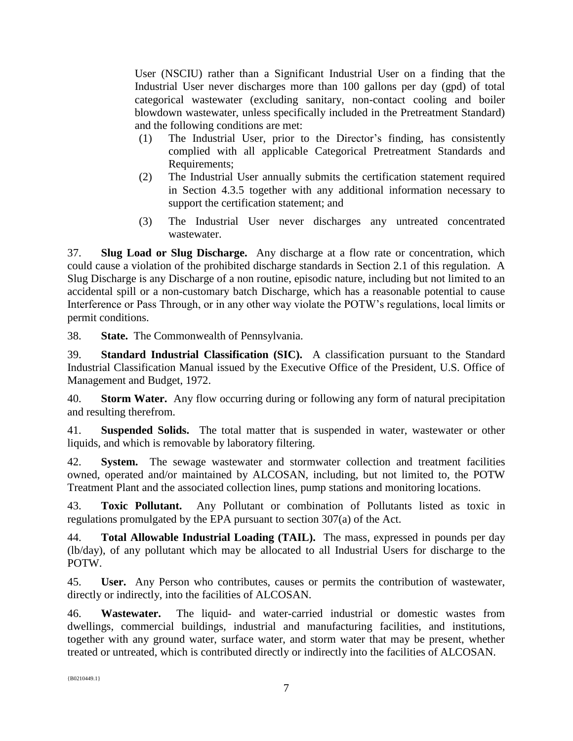User (NSCIU) rather than a Significant Industrial User on a finding that the Industrial User never discharges more than 100 gallons per day (gpd) of total categorical wastewater (excluding sanitary, non-contact cooling and boiler blowdown wastewater, unless specifically included in the Pretreatment Standard) and the following conditions are met:

(1) The Industrial User, prior to the Director's finding, has consistently complied with all applicable Categorical Pretreatment Standards and Requirements;

(2) The Industrial User annually submits the certification statement required in Section 4.3.5 together with any additional information necessary to support the certification statement; and

(3) The Industrial User never discharges any untreated concentrated wastewater.

37. **Slug Load or Slug Discharge.** Any discharge at a flow rate or concentration, which could cause a violation of the prohibited discharge standards in Section 2.1 of this regulation. A Slug Discharge is any Discharge of a non routine, episodic nature, including but not limited to an accidental spill or a non-customary batch Discharge, which has a reasonable potential to cause Interference or Pass Through, or in any other way violate the POTW's regulations, local limits or permit conditions.

38. **State.** The Commonwealth of Pennsylvania.

39. **Standard Industrial Classification (SIC).** A classification pursuant to the Standard Industrial Classification Manual issued by the Executive Office of the President, U.S. Office of Management and Budget, 1972.

40. **Storm Water.** Any flow occurring during or following any form of natural precipitation and resulting therefrom.

41. **Suspended Solids.** The total matter that is suspended in water, wastewater or other liquids, and which is removable by laboratory filtering.

42. **System.** The sewage wastewater and stormwater collection and treatment facilities owned, operated and/or maintained by ALCOSAN, including, but not limited to, the POTW Treatment Plant and the associated collection lines, pump stations and monitoring locations.

43. **Toxic Pollutant.** Any Pollutant or combination of Pollutants listed as toxic in regulations promulgated by the EPA pursuant to section 307(a) of the Act.

44. **Total Allowable Industrial Loading (TAIL).** The mass, expressed in pounds per day (lb/day), of any pollutant which may be allocated to all Industrial Users for discharge to the POTW.

45. **User.** Any Person who contributes, causes or permits the contribution of wastewater, directly or indirectly, into the facilities of ALCOSAN.

46. **Wastewater.** The liquid- and water-carried industrial or domestic wastes from dwellings, commercial buildings, industrial and manufacturing facilities, and institutions, together with any ground water, surface water, and storm water that may be present, whether treated or untreated, which is contributed directly or indirectly into the facilities of ALCOSAN.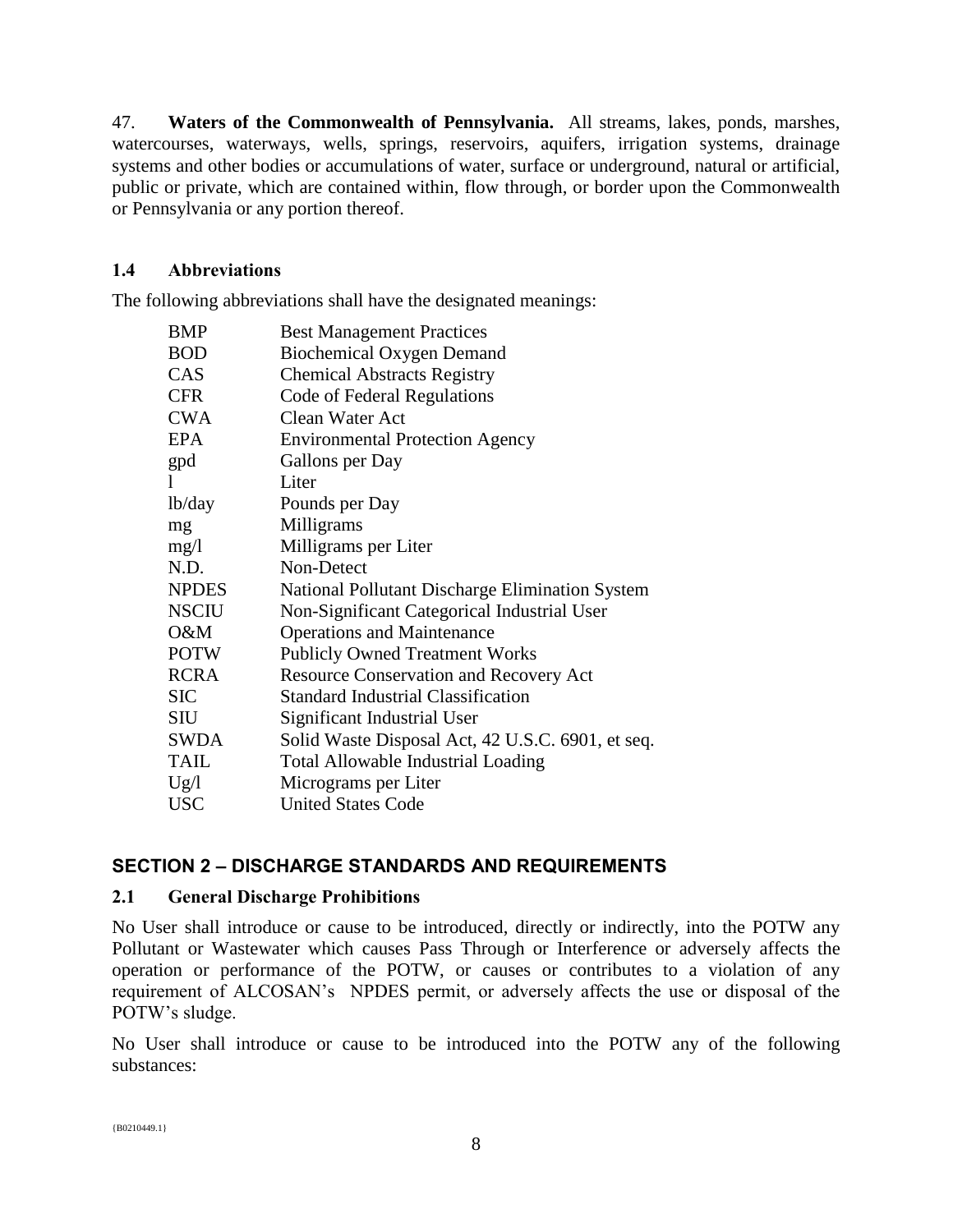47. **Waters of the Commonwealth of Pennsylvania.** All streams, lakes, ponds, marshes, watercourses, waterways, wells, springs, reservoirs, aquifers, irrigation systems, drainage systems and other bodies or accumulations of water, surface or underground, natural or artificial, public or private, which are contained within, flow through, or border upon the Commonwealth or Pennsylvania or any portion thereof.

### 1.4 Abbreviations

The following abbreviations shall have the designated meanings:

| | |
|---|---|
| BMP | Best Management Practices |
| BOD | Biochemical Oxygen Demand |
| CAS | Chemical Abstracts Registry |
| CFR | Code of Federal Regulations |
| CWA | Clean Water Act |
| EPA | Environmental Protection Agency |
| gpd | Gallons per Day |
| l | Liter |
| lb/day | Pounds per Day |
| mg | Milligrams |
| mg/l | Milligrams per Liter |
| N.D. | Non-Detect |
| NPDES | National Pollutant Discharge Elimination System |
| NSCIU | Non-Significant Categorical Industrial User |
| O&M | Operations and Maintenance |
| POTW | Publicly Owned Treatment Works |
| RCRA | Resource Conservation and Recovery Act |
| SIC | Standard Industrial Classification |
| SIU | Significant Industrial User |
| SWDA | Solid Waste Disposal Act, 42 U.S.C. 6901, et seq. |
| TAIL | Total Allowable Industrial Loading |
| Ug/l | Micrograms per Liter |
| USC | United States Code |

## SECTION 2 – DISCHARGE STANDARDS AND REQUIREMENTS

### 2.1 General Discharge Prohibitions

No User shall introduce or cause to be introduced, directly or indirectly, into the POTW any Pollutant or Wastewater which causes Pass Through or Interference or adversely affects the operation or performance of the POTW, or causes or contributes to a violation of any requirement of ALCOSAN's NPDES permit, or adversely affects the use or disposal of the POTW's sludge.

No User shall introduce or cause to be introduced into the POTW any of the following substances: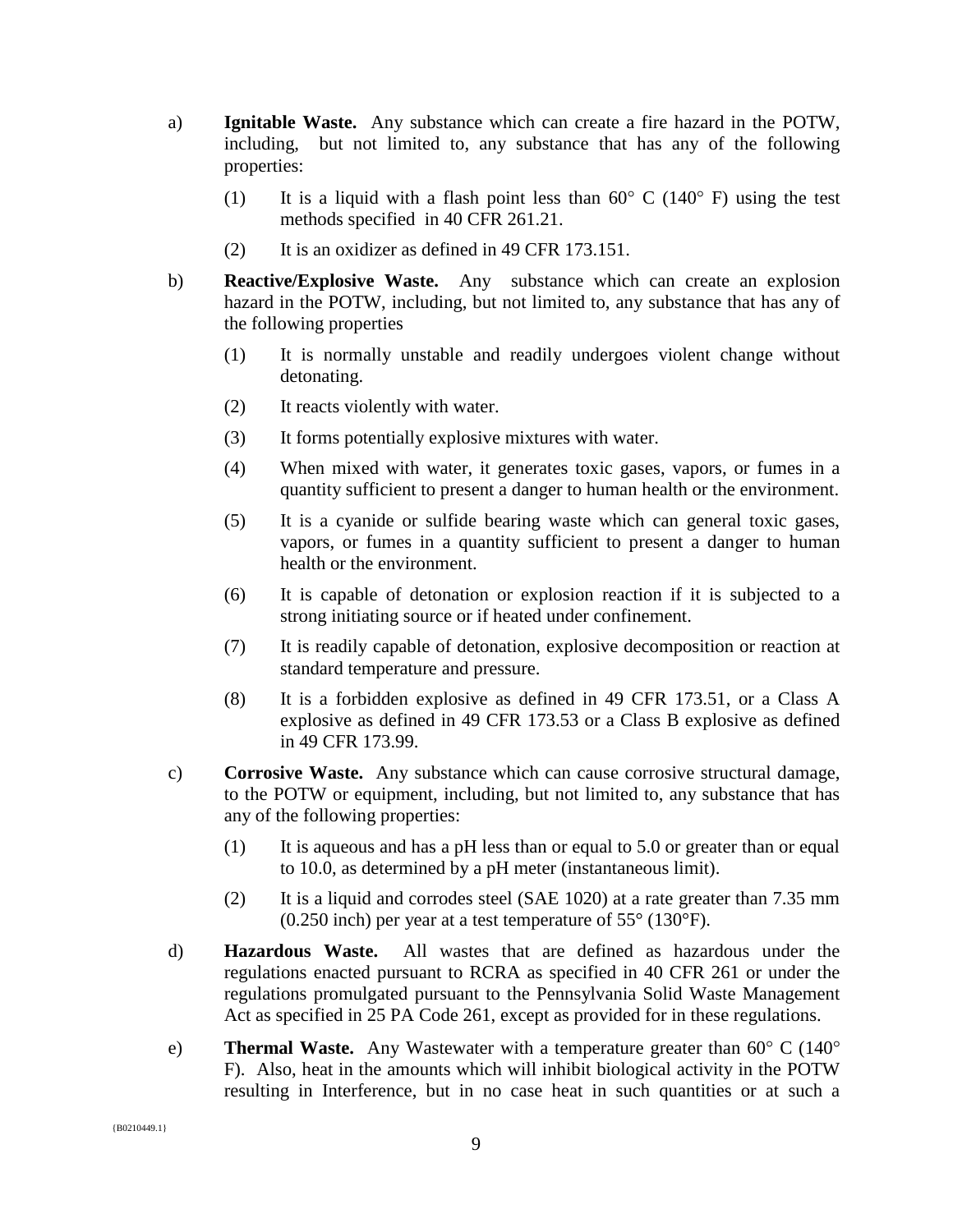a) **Ignitable Waste.** Any substance which can create a fire hazard in the POTW, including, but not limited to, any substance that has any of the following properties:

   (1) It is a liquid with a flash point less than 60° C (140° F) using the test methods specified in 40 CFR 261.21.

   (2) It is an oxidizer as defined in 49 CFR 173.151.

b) **Reactive/Explosive Waste.** Any substance which can create an explosion hazard in the POTW, including, but not limited to, any substance that has any of the following properties

   (1) It is normally unstable and readily undergoes violent change without detonating.

   (2) It reacts violently with water.

   (3) It forms potentially explosive mixtures with water.

   (4) When mixed with water, it generates toxic gases, vapors, or fumes in a quantity sufficient to present a danger to human health or the environment.

   (5) It is a cyanide or sulfide bearing waste which can general toxic gases, vapors, or fumes in a quantity sufficient to present a danger to human health or the environment.

   (6) It is capable of detonation or explosion reaction if it is subjected to a strong initiating source or if heated under confinement.

   (7) It is readily capable of detonation, explosive decomposition or reaction at standard temperature and pressure.

   (8) It is a forbidden explosive as defined in 49 CFR 173.51, or a Class A explosive as defined in 49 CFR 173.53 or a Class B explosive as defined in 49 CFR 173.99.

c) **Corrosive Waste.** Any substance which can cause corrosive structural damage, to the POTW or equipment, including, but not limited to, any substance that has any of the following properties:

   (1) It is aqueous and has a pH less than or equal to 5.0 or greater than or equal to 10.0, as determined by a pH meter (instantaneous limit).

   (2) It is a liquid and corrodes steel (SAE 1020) at a rate greater than 7.35 mm (0.250 inch) per year at a test temperature of 55° (130°F).

d) **Hazardous Waste.** All wastes that are defined as hazardous under the regulations enacted pursuant to RCRA as specified in 40 CFR 261 or under the regulations promulgated pursuant to the Pennsylvania Solid Waste Management Act as specified in 25 PA Code 261, except as provided for in these regulations.

e) **Thermal Waste.** Any Wastewater with a temperature greater than 60° C (140° F). Also, heat in the amounts which will inhibit biological activity in the POTW resulting in Interference, but in no case heat in such quantities or at such a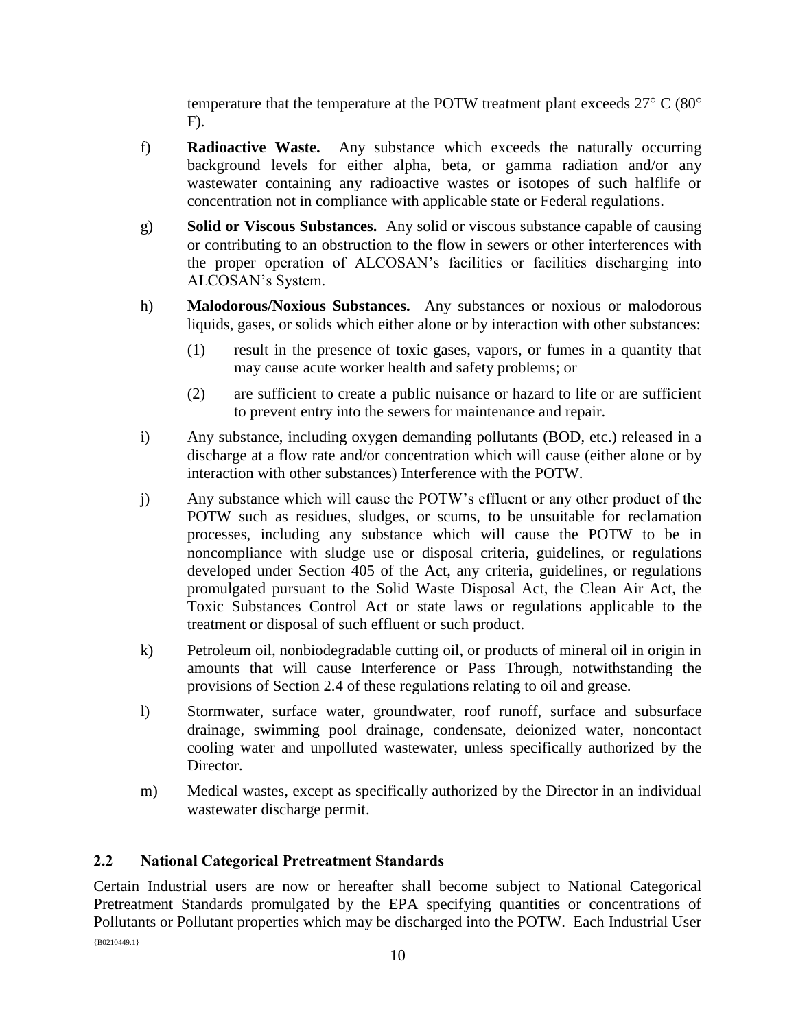temperature that the temperature at the POTW treatment plant exceeds 27° C (80° F).

f) **Radioactive Waste.** Any substance which exceeds the naturally occurring background levels for either alpha, beta, or gamma radiation and/or any wastewater containing any radioactive wastes or isotopes of such halflife or concentration not in compliance with applicable state or Federal regulations.

g) **Solid or Viscous Substances.** Any solid or viscous substance capable of causing or contributing to an obstruction to the flow in sewers or other interferences with the proper operation of ALCOSAN's facilities or facilities discharging into ALCOSAN's System.

h) **Malodorous/Noxious Substances.** Any substances or noxious or malodorous liquids, gases, or solids which either alone or by interaction with other substances:

(1) result in the presence of toxic gases, vapors, or fumes in a quantity that may cause acute worker health and safety problems; or

(2) are sufficient to create a public nuisance or hazard to life or are sufficient to prevent entry into the sewers for maintenance and repair.

i) Any substance, including oxygen demanding pollutants (BOD, etc.) released in a discharge at a flow rate and/or concentration which will cause (either alone or by interaction with other substances) Interference with the POTW.

j) Any substance which will cause the POTW's effluent or any other product of the POTW such as residues, sludges, or scums, to be unsuitable for reclamation processes, including any substance which will cause the POTW to be in noncompliance with sludge use or disposal criteria, guidelines, or regulations developed under Section 405 of the Act, any criteria, guidelines, or regulations promulgated pursuant to the Solid Waste Disposal Act, the Clean Air Act, the Toxic Substances Control Act or state laws or regulations applicable to the treatment or disposal of such effluent or such product.

k) Petroleum oil, nonbiodegradable cutting oil, or products of mineral oil in origin in amounts that will cause Interference or Pass Through, notwithstanding the provisions of Section 2.4 of these regulations relating to oil and grease.

l) Stormwater, surface water, groundwater, roof runoff, surface and subsurface drainage, swimming pool drainage, condensate, deionized water, noncontact cooling water and unpolluted wastewater, unless specifically authorized by the Director.

m) Medical wastes, except as specifically authorized by the Director in an individual wastewater discharge permit.

## 2.2 National Categorical Pretreatment Standards

Certain Industrial users are now or hereafter shall become subject to National Categorical Pretreatment Standards promulgated by the EPA specifying quantities or concentrations of Pollutants or Pollutant properties which may be discharged into the POTW. Each Industrial User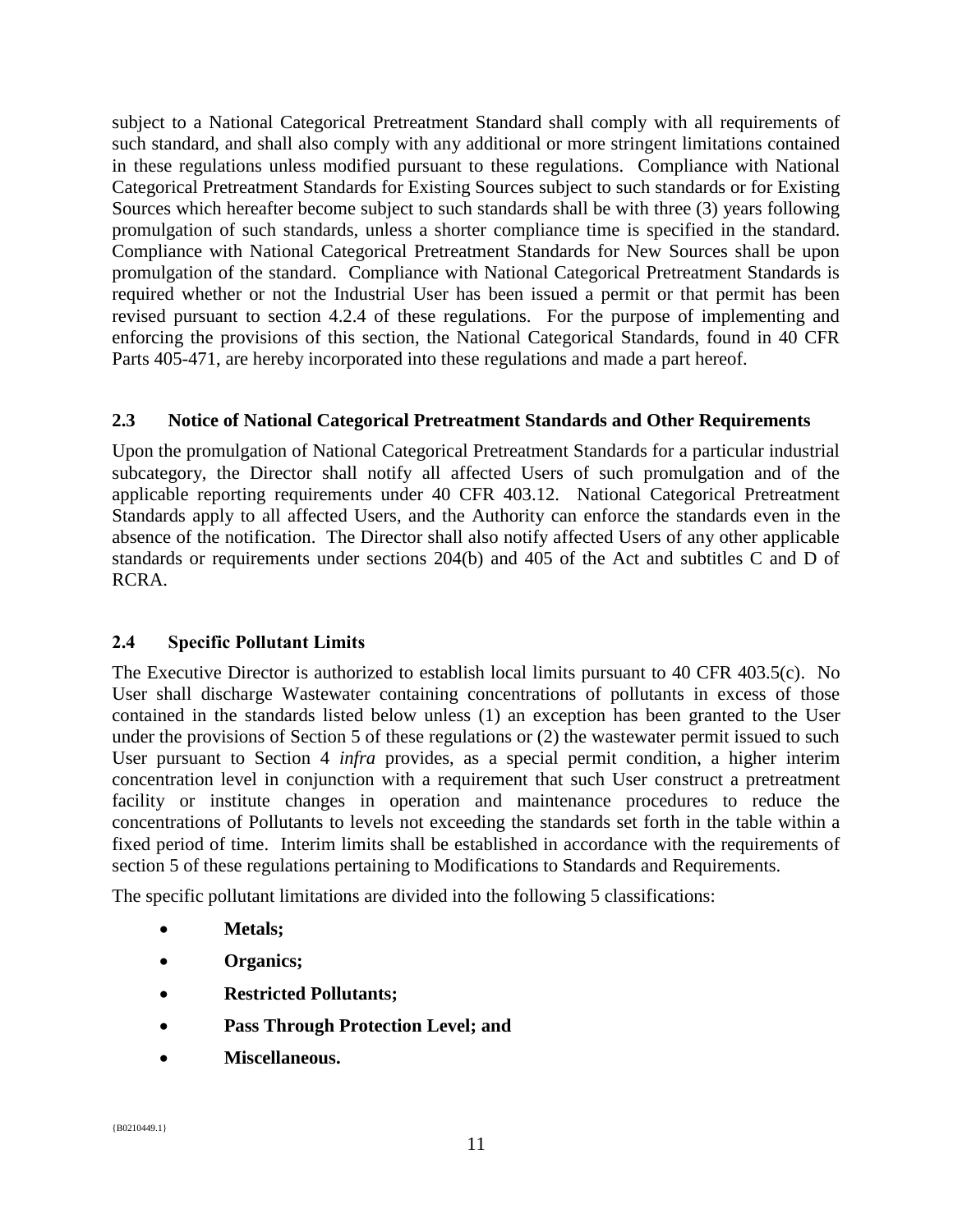subject to a National Categorical Pretreatment Standard shall comply with all requirements of such standard, and shall also comply with any additional or more stringent limitations contained in these regulations unless modified pursuant to these regulations. Compliance with National Categorical Pretreatment Standards for Existing Sources subject to such standards or for Existing Sources which hereafter become subject to such standards shall be with three (3) years following promulgation of such standards, unless a shorter compliance time is specified in the standard. Compliance with National Categorical Pretreatment Standards for New Sources shall be upon promulgation of the standard. Compliance with National Categorical Pretreatment Standards is required whether or not the Industrial User has been issued a permit or that permit has been revised pursuant to section 4.2.4 of these regulations. For the purpose of implementing and enforcing the provisions of this section, the National Categorical Standards, found in 40 CFR Parts 405-471, are hereby incorporated into these regulations and made a part hereof.

### 2.3 Notice of National Categorical Pretreatment Standards and Other Requirements

Upon the promulgation of National Categorical Pretreatment Standards for a particular industrial subcategory, the Director shall notify all affected Users of such promulgation and of the applicable reporting requirements under 40 CFR 403.12. National Categorical Pretreatment Standards apply to all affected Users, and the Authority can enforce the standards even in the absence of the notification. The Director shall also notify affected Users of any other applicable standards or requirements under sections 204(b) and 405 of the Act and subtitles C and D of RCRA.

### 2.4 Specific Pollutant Limits

The Executive Director is authorized to establish local limits pursuant to 40 CFR 403.5(c). No User shall discharge Wastewater containing concentrations of pollutants in excess of those contained in the standards listed below unless (1) an exception has been granted to the User under the provisions of Section 5 of these regulations or (2) the wastewater permit issued to such User pursuant to Section 4 *infra* provides, as a special permit condition, a higher interim concentration level in conjunction with a requirement that such User construct a pretreatment facility or institute changes in operation and maintenance procedures to reduce the concentrations of Pollutants to levels not exceeding the standards set forth in the table within a fixed period of time. Interim limits shall be established in accordance with the requirements of section 5 of these regulations pertaining to Modifications to Standards and Requirements.

The specific pollutant limitations are divided into the following 5 classifications:

- **Metals;**
- **Organics;**
- **Restricted Pollutants;**
- **Pass Through Protection Level; and**
- **Miscellaneous.**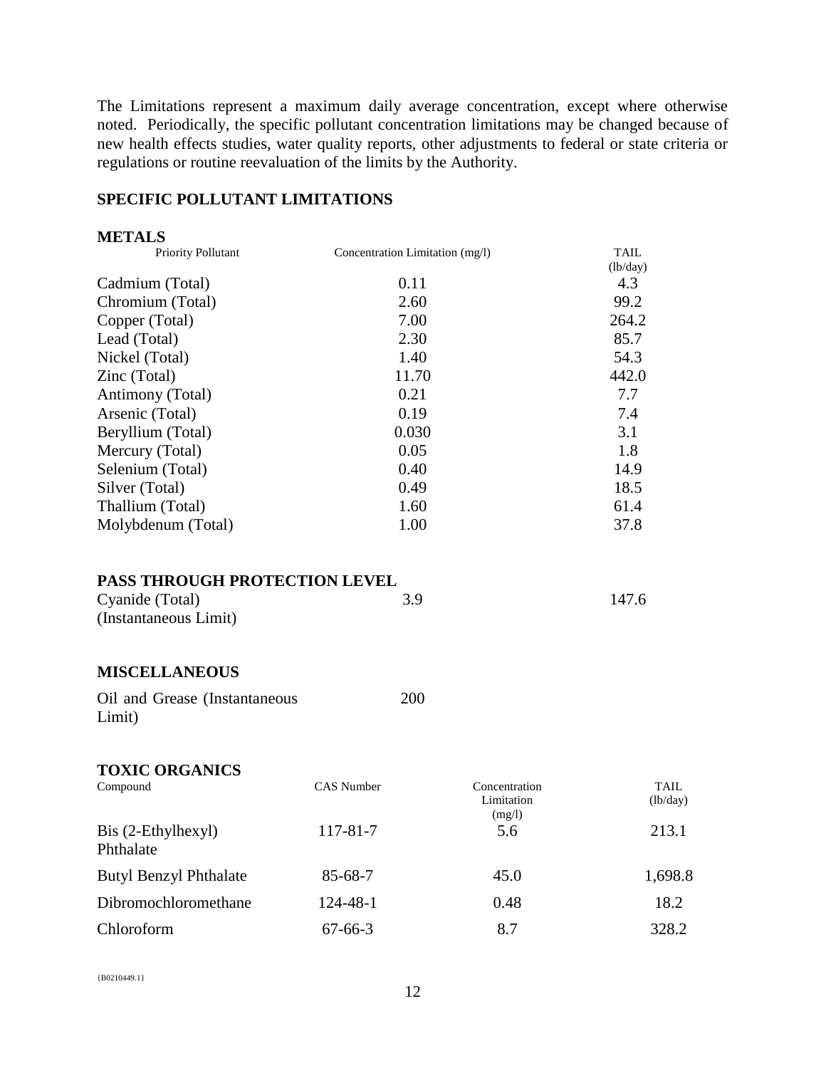The Limitations represent a maximum daily average concentration, except where otherwise noted. Periodically, the specific pollutant concentration limitations may be changed because of new health effects studies, water quality reports, other adjustments to federal or state criteria or regulations or routine reevaluation of the limits by the Authority.

## SPECIFIC POLLUTANT LIMITATIONS

### METALS

| Priority Pollutant | Concentration Limitation (mg/l) | TAIL (lb/day) |
|---|---|---|
| Cadmium (Total) | 0.11 | 4.3 |
| Chromium (Total) | 2.60 | 99.2 |
| Copper (Total) | 7.00 | 264.2 |
| Lead (Total) | 2.30 | 85.7 |
| Nickel (Total) | 1.40 | 54.3 |
| Zinc (Total) | 11.70 | 442.0 |
| Antimony (Total) | 0.21 | 7.7 |
| Arsenic (Total) | 0.19 | 7.4 |
| Beryllium (Total) | 0.030 | 3.1 |
| Mercury (Total) | 0.05 | 1.8 |
| Selenium (Total) | 0.40 | 14.9 |
| Silver (Total) | 0.49 | 18.5 |
| Thallium (Total) | 1.60 | 61.4 |
| Molybdenum (Total) | 1.00 | 37.8 |

### PASS THROUGH PROTECTION LEVEL

| | | |
|---|---|---|
| Cyanide (Total) (Instantaneous Limit) | 3.9 | 147.6 |

### MISCELLANEOUS

| | |
|---|---|
| Oil and Grease (Instantaneous Limit) | 200 |

### TOXIC ORGANICS

| Compound | CAS Number | Concentration Limitation (mg/l) | TAIL (lb/day) |
|---|---|---|---|
| Bis (2-Ethylhexyl) Phthalate | 117-81-7 | 5.6 | 213.1 |
| Butyl Benzyl Phthalate | 85-68-7 | 45.0 | 1,698.8 |
| Dibromochloromethane | 124-48-1 | 0.48 | 18.2 |
| Chloroform | 67-66-3 | 8.7 | 328.2 |

{B0210449.1}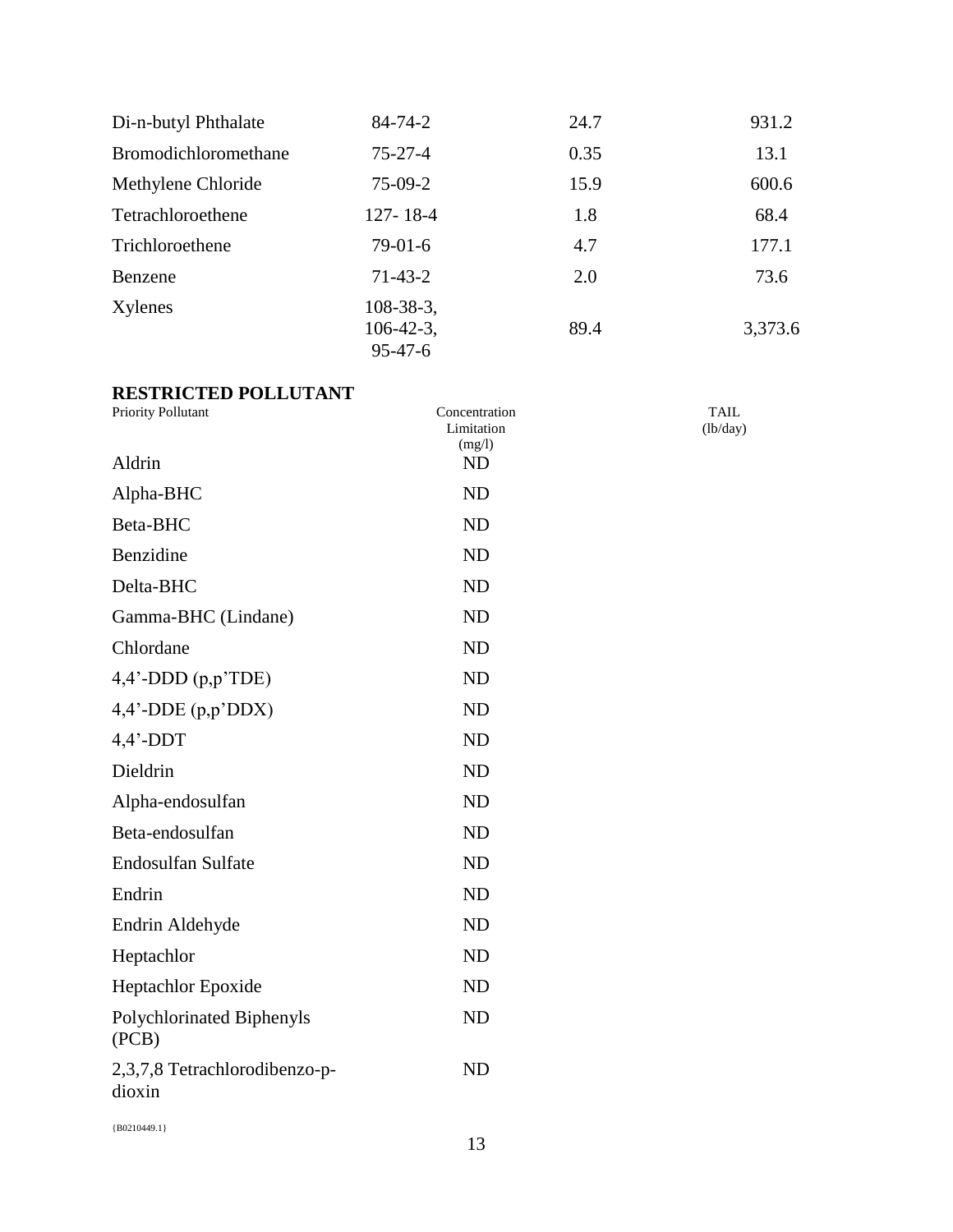| | | | |
|---|---|---|---|
| Di-n-butyl Phthalate | 84-74-2 | 24.7 | 931.2 |
| Bromodichloromethane | 75-27-4 | 0.35 | 13.1 |
| Methylene Chloride | 75-09-2 | 15.9 | 600.6 |
| Tetrachloroethene | 127- 18-4 | 1.8 | 68.4 |
| Trichloroethene | 79-01-6 | 4.7 | 177.1 |
| Benzene | 71-43-2 | 2.0 | 73.6 |
| Xylenes | 108-38-3, 106-42-3, 95-47-6 | 89.4 | 3,373.6 |

**RESTRICTED POLLUTANT**

| Priority Pollutant | Concentration Limitation (mg/l) | TAIL (lb/day) |
|---|---|---|
| Aldrin | ND | |
| Alpha-BHC | ND | |
| Beta-BHC | ND | |
| Benzidine | ND | |
| Delta-BHC | ND | |
| Gamma-BHC (Lindane) | ND | |
| Chlordane | ND | |
| 4,4'-DDD (p,p'TDE) | ND | |
| 4,4'-DDE (p,p'DDX) | ND | |
| 4,4'-DDT | ND | |
| Dieldrin | ND | |
| Alpha-endosulfan | ND | |
| Beta-endosulfan | ND | |
| Endosulfan Sulfate | ND | |
| Endrin | ND | |
| Endrin Aldehyde | ND | |
| Heptachlor | ND | |
| Heptachlor Epoxide | ND | |
| Polychlorinated Biphenyls (PCB) | ND | |
| 2,3,7,8 Tetrachlorodibenzo-p-dioxin | ND | |

{B0210449.1}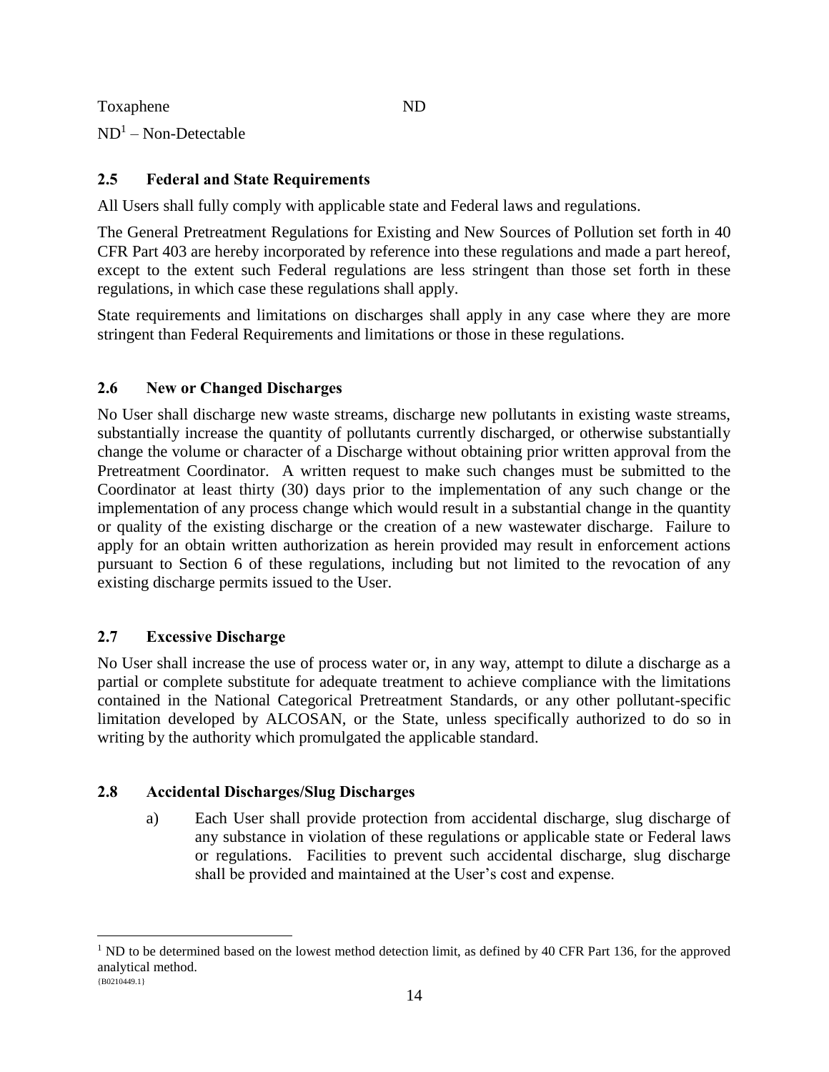| Toxaphene | ND |
|---|---|

ND[1] – Non-Detectable

## 2.5 Federal and State Requirements

All Users shall fully comply with applicable state and Federal laws and regulations.

The General Pretreatment Regulations for Existing and New Sources of Pollution set forth in 40 CFR Part 403 are hereby incorporated by reference into these regulations and made a part hereof, except to the extent such Federal regulations are less stringent than those set forth in these regulations, in which case these regulations shall apply.

State requirements and limitations on discharges shall apply in any case where they are more stringent than Federal Requirements and limitations or those in these regulations.

## 2.6 New or Changed Discharges

No User shall discharge new waste streams, discharge new pollutants in existing waste streams, substantially increase the quantity of pollutants currently discharged, or otherwise substantially change the volume or character of a Discharge without obtaining prior written approval from the Pretreatment Coordinator. A written request to make such changes must be submitted to the Coordinator at least thirty (30) days prior to the implementation of any such change or the implementation of any process change which would result in a substantial change in the quantity or quality of the existing discharge or the creation of a new wastewater discharge. Failure to apply for an obtain written authorization as herein provided may result in enforcement actions pursuant to Section 6 of these regulations, including but not limited to the revocation of any existing discharge permits issued to the User.

## 2.7 Excessive Discharge

No User shall increase the use of process water or, in any way, attempt to dilute a discharge as a partial or complete substitute for adequate treatment to achieve compliance with the limitations contained in the National Categorical Pretreatment Standards, or any other pollutant-specific limitation developed by ALCOSAN, or the State, unless specifically authorized to do so in writing by the authority which promulgated the applicable standard.

## 2.8 Accidental Discharges/Slug Discharges

a) Each User shall provide protection from accidental discharge, slug discharge of any substance in violation of these regulations or applicable state or Federal laws or regulations. Facilities to prevent such accidental discharge, slug discharge shall be provided and maintained at the User's cost and expense.

[1] ND to be determined based on the lowest method detection limit, as defined by 40 CFR Part 136, for the approved analytical method.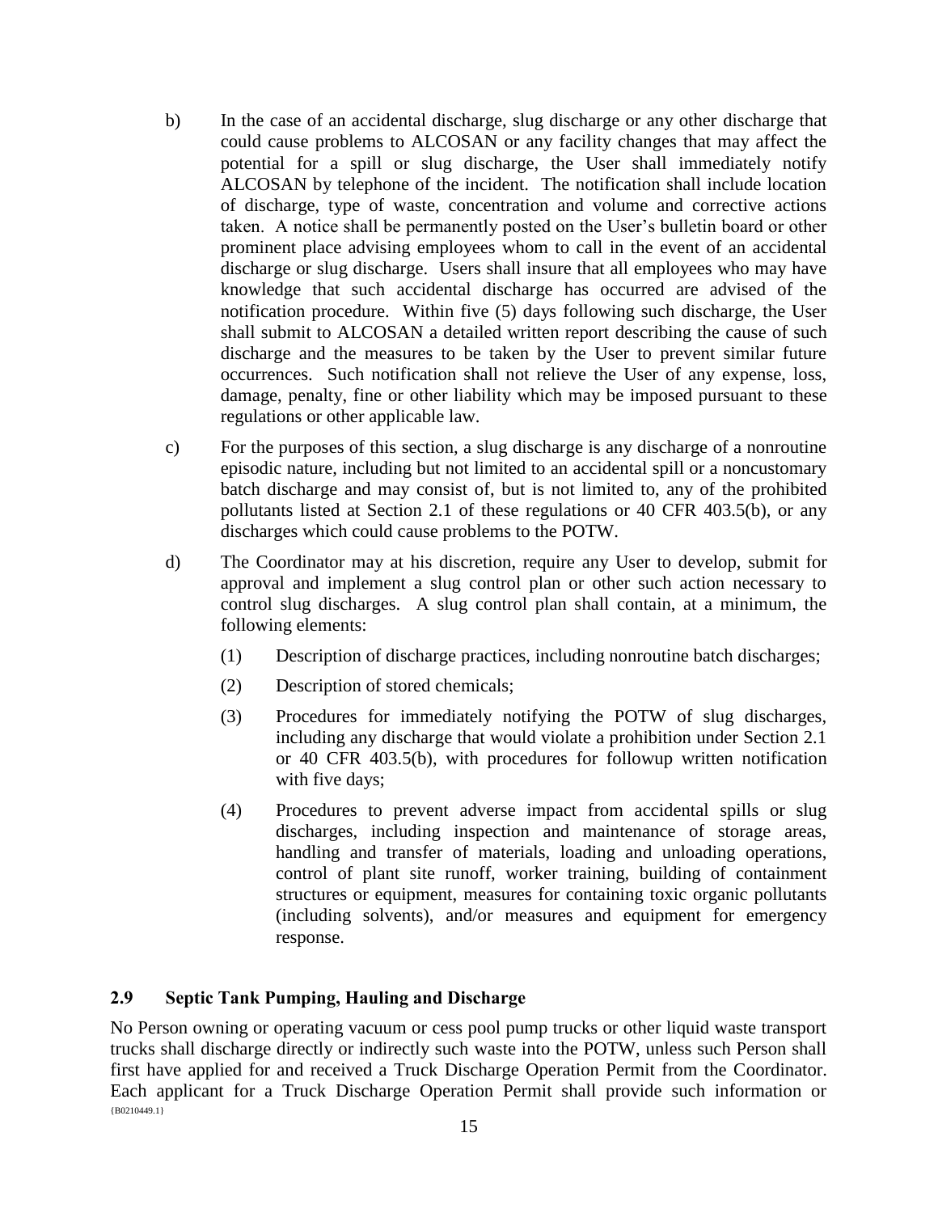b) In the case of an accidental discharge, slug discharge or any other discharge that could cause problems to ALCOSAN or any facility changes that may affect the potential for a spill or slug discharge, the User shall immediately notify ALCOSAN by telephone of the incident. The notification shall include location of discharge, type of waste, concentration and volume and corrective actions taken. A notice shall be permanently posted on the User's bulletin board or other prominent place advising employees whom to call in the event of an accidental discharge or slug discharge. Users shall insure that all employees who may have knowledge that such accidental discharge has occurred are advised of the notification procedure. Within five (5) days following such discharge, the User shall submit to ALCOSAN a detailed written report describing the cause of such discharge and the measures to be taken by the User to prevent similar future occurrences. Such notification shall not relieve the User of any expense, loss, damage, penalty, fine or other liability which may be imposed pursuant to these regulations or other applicable law.

c) For the purposes of this section, a slug discharge is any discharge of a nonroutine episodic nature, including but not limited to an accidental spill or a noncustomary batch discharge and may consist of, but is not limited to, any of the prohibited pollutants listed at Section 2.1 of these regulations or 40 CFR 403.5(b), or any discharges which could cause problems to the POTW.

d) The Coordinator may at his discretion, require any User to develop, submit for approval and implement a slug control plan or other such action necessary to control slug discharges. A slug control plan shall contain, at a minimum, the following elements:

(1) Description of discharge practices, including nonroutine batch discharges;

(2) Description of stored chemicals;

(3) Procedures for immediately notifying the POTW of slug discharges, including any discharge that would violate a prohibition under Section 2.1 or 40 CFR 403.5(b), with procedures for followup written notification with five days;

(4) Procedures to prevent adverse impact from accidental spills or slug discharges, including inspection and maintenance of storage areas, handling and transfer of materials, loading and unloading operations, control of plant site runoff, worker training, building of containment structures or equipment, measures for containing toxic organic pollutants (including solvents), and/or measures and equipment for emergency response.

### 2.9 Septic Tank Pumping, Hauling and Discharge

No Person owning or operating vacuum or cess pool pump trucks or other liquid waste transport trucks shall discharge directly or indirectly such waste into the POTW, unless such Person shall first have applied for and received a Truck Discharge Operation Permit from the Coordinator. Each applicant for a Truck Discharge Operation Permit shall provide such information or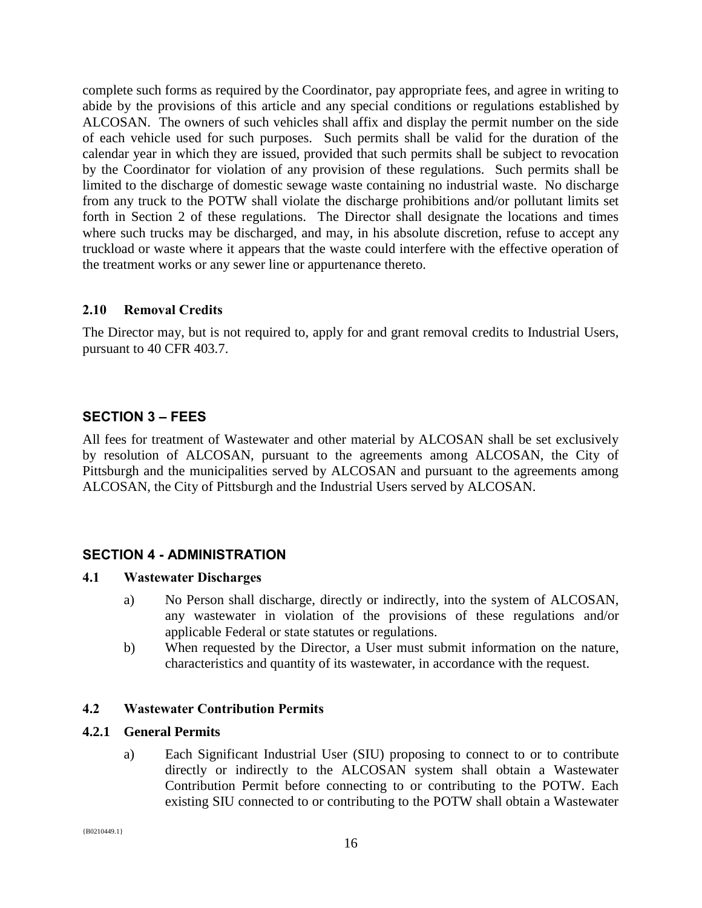complete such forms as required by the Coordinator, pay appropriate fees, and agree in writing to abide by the provisions of this article and any special conditions or regulations established by ALCOSAN. The owners of such vehicles shall affix and display the permit number on the side of each vehicle used for such purposes. Such permits shall be valid for the duration of the calendar year in which they are issued, provided that such permits shall be subject to revocation by the Coordinator for violation of any provision of these regulations. Such permits shall be limited to the discharge of domestic sewage waste containing no industrial waste. No discharge from any truck to the POTW shall violate the discharge prohibitions and/or pollutant limits set forth in Section 2 of these regulations. The Director shall designate the locations and times where such trucks may be discharged, and may, in his absolute discretion, refuse to accept any truckload or waste where it appears that the waste could interfere with the effective operation of the treatment works or any sewer line or appurtenance thereto.

### 2.10 Removal Credits

The Director may, but is not required to, apply for and grant removal credits to Industrial Users, pursuant to 40 CFR 403.7.

## SECTION 3 – FEES

All fees for treatment of Wastewater and other material by ALCOSAN shall be set exclusively by resolution of ALCOSAN, pursuant to the agreements among ALCOSAN, the City of Pittsburgh and the municipalities served by ALCOSAN and pursuant to the agreements among ALCOSAN, the City of Pittsburgh and the Industrial Users served by ALCOSAN.

## SECTION 4 - ADMINISTRATION

### 4.1 Wastewater Discharges

a) No Person shall discharge, directly or indirectly, into the system of ALCOSAN, any wastewater in violation of the provisions of these regulations and/or applicable Federal or state statutes or regulations.

b) When requested by the Director, a User must submit information on the nature, characteristics and quantity of its wastewater, in accordance with the request.

### 4.2 Wastewater Contribution Permits

#### 4.2.1 General Permits

a) Each Significant Industrial User (SIU) proposing to connect to or to contribute directly or indirectly to the ALCOSAN system shall obtain a Wastewater Contribution Permit before connecting to or contributing to the POTW. Each existing SIU connected to or contributing to the POTW shall obtain a Wastewater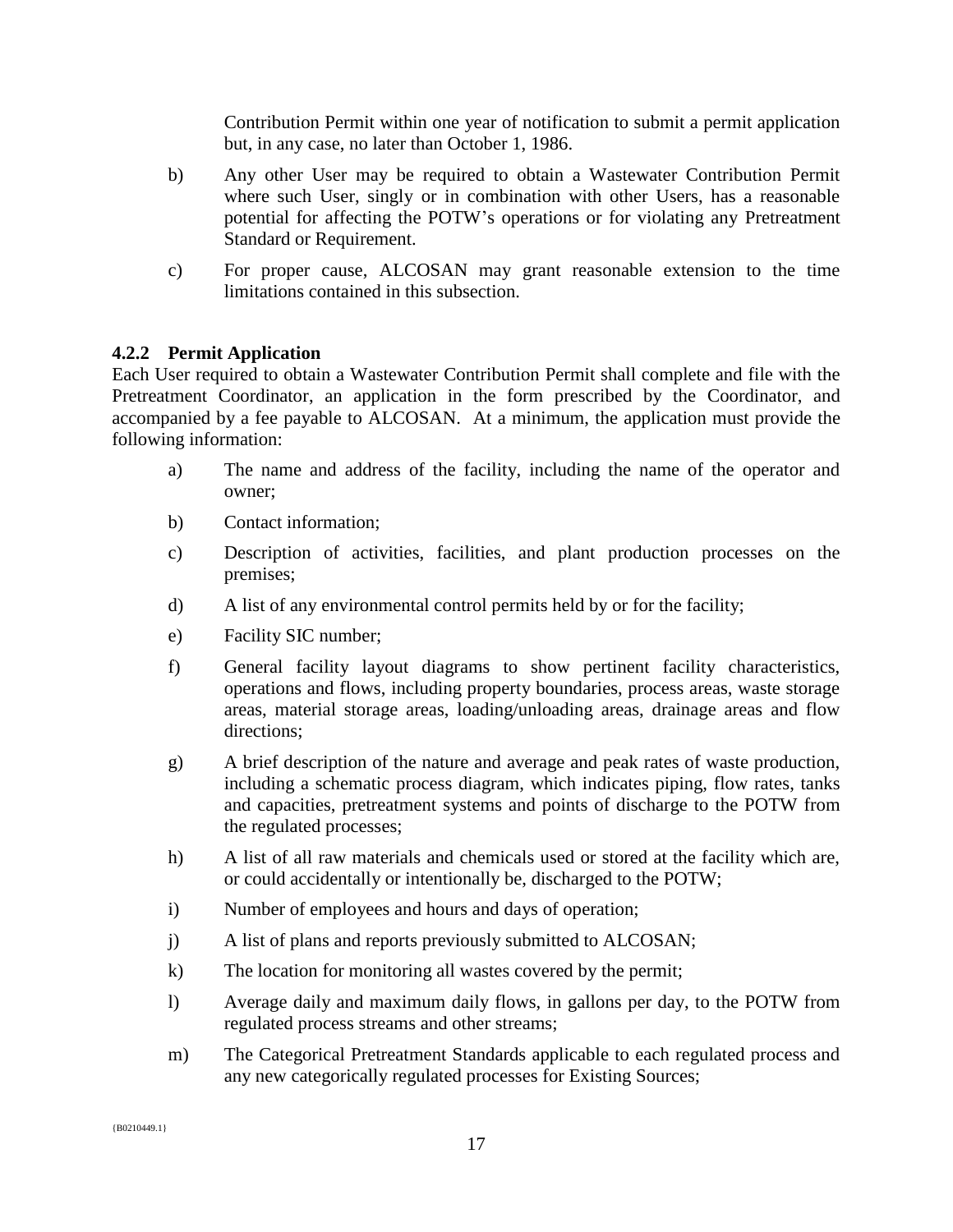Contribution Permit within one year of notification to submit a permit application but, in any case, no later than October 1, 1986.

b) Any other User may be required to obtain a Wastewater Contribution Permit where such User, singly or in combination with other Users, has a reasonable potential for affecting the POTW's operations or for violating any Pretreatment Standard or Requirement.

c) For proper cause, ALCOSAN may grant reasonable extension to the time limitations contained in this subsection.

### 4.2.2 Permit Application

Each User required to obtain a Wastewater Contribution Permit shall complete and file with the Pretreatment Coordinator, an application in the form prescribed by the Coordinator, and accompanied by a fee payable to ALCOSAN. At a minimum, the application must provide the following information:

a) The name and address of the facility, including the name of the operator and owner;

b) Contact information;

c) Description of activities, facilities, and plant production processes on the premises;

d) A list of any environmental control permits held by or for the facility;

e) Facility SIC number;

f) General facility layout diagrams to show pertinent facility characteristics, operations and flows, including property boundaries, process areas, waste storage areas, material storage areas, loading/unloading areas, drainage areas and flow directions;

g) A brief description of the nature and average and peak rates of waste production, including a schematic process diagram, which indicates piping, flow rates, tanks and capacities, pretreatment systems and points of discharge to the POTW from the regulated processes;

h) A list of all raw materials and chemicals used or stored at the facility which are, or could accidentally or intentionally be, discharged to the POTW;

i) Number of employees and hours and days of operation;

j) A list of plans and reports previously submitted to ALCOSAN;

k) The location for monitoring all wastes covered by the permit;

l) Average daily and maximum daily flows, in gallons per day, to the POTW from regulated process streams and other streams;

m) The Categorical Pretreatment Standards applicable to each regulated process and any new categorically regulated processes for Existing Sources;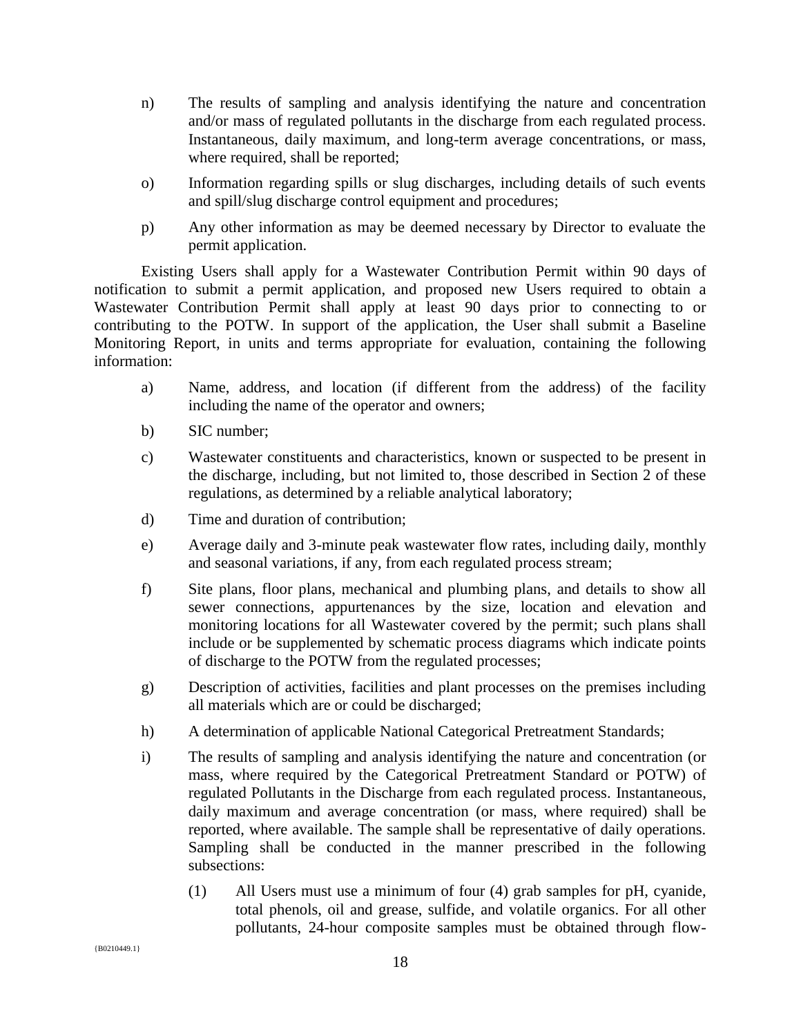n) The results of sampling and analysis identifying the nature and concentration and/or mass of regulated pollutants in the discharge from each regulated process. Instantaneous, daily maximum, and long-term average concentrations, or mass, where required, shall be reported;

o) Information regarding spills or slug discharges, including details of such events and spill/slug discharge control equipment and procedures;

p) Any other information as may be deemed necessary by Director to evaluate the permit application.

Existing Users shall apply for a Wastewater Contribution Permit within 90 days of notification to submit a permit application, and proposed new Users required to obtain a Wastewater Contribution Permit shall apply at least 90 days prior to connecting to or contributing to the POTW. In support of the application, the User shall submit a Baseline Monitoring Report, in units and terms appropriate for evaluation, containing the following information:

a) Name, address, and location (if different from the address) of the facility including the name of the operator and owners;

b) SIC number;

c) Wastewater constituents and characteristics, known or suspected to be present in the discharge, including, but not limited to, those described in Section 2 of these regulations, as determined by a reliable analytical laboratory;

d) Time and duration of contribution;

e) Average daily and 3-minute peak wastewater flow rates, including daily, monthly and seasonal variations, if any, from each regulated process stream;

f) Site plans, floor plans, mechanical and plumbing plans, and details to show all sewer connections, appurtenances by the size, location and elevation and monitoring locations for all Wastewater covered by the permit; such plans shall include or be supplemented by schematic process diagrams which indicate points of discharge to the POTW from the regulated processes;

g) Description of activities, facilities and plant processes on the premises including all materials which are or could be discharged;

h) A determination of applicable National Categorical Pretreatment Standards;

i) The results of sampling and analysis identifying the nature and concentration (or mass, where required by the Categorical Pretreatment Standard or POTW) of regulated Pollutants in the Discharge from each regulated process. Instantaneous, daily maximum and average concentration (or mass, where required) shall be reported, where available. The sample shall be representative of daily operations. Sampling shall be conducted in the manner prescribed in the following subsections:

   (1) All Users must use a minimum of four (4) grab samples for pH, cyanide, total phenols, oil and grease, sulfide, and volatile organics. For all other pollutants, 24-hour composite samples must be obtained through flow-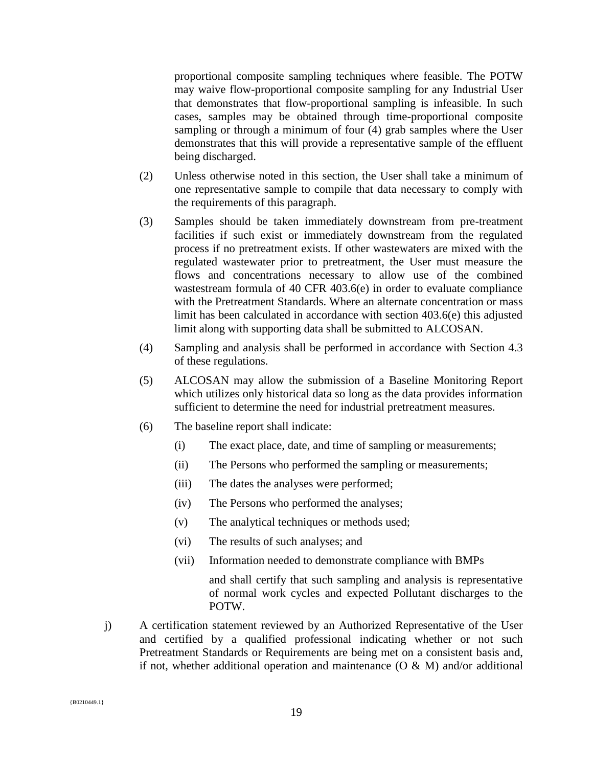proportional composite sampling techniques where feasible. The POTW may waive flow-proportional composite sampling for any Industrial User that demonstrates that flow-proportional sampling is infeasible. In such cases, samples may be obtained through time-proportional composite sampling or through a minimum of four (4) grab samples where the User demonstrates that this will provide a representative sample of the effluent being discharged.

(2) Unless otherwise noted in this section, the User shall take a minimum of one representative sample to compile that data necessary to comply with the requirements of this paragraph.

(3) Samples should be taken immediately downstream from pre-treatment facilities if such exist or immediately downstream from the regulated process if no pretreatment exists. If other wastewaters are mixed with the regulated wastewater prior to pretreatment, the User must measure the flows and concentrations necessary to allow use of the combined wastestream formula of 40 CFR 403.6(e) in order to evaluate compliance with the Pretreatment Standards. Where an alternate concentration or mass limit has been calculated in accordance with section 403.6(e) this adjusted limit along with supporting data shall be submitted to ALCOSAN.

(4) Sampling and analysis shall be performed in accordance with Section 4.3 of these regulations.

(5) ALCOSAN may allow the submission of a Baseline Monitoring Report which utilizes only historical data so long as the data provides information sufficient to determine the need for industrial pretreatment measures.

(6) The baseline report shall indicate:

(i) The exact place, date, and time of sampling or measurements;

(ii) The Persons who performed the sampling or measurements;

(iii) The dates the analyses were performed;

(iv) The Persons who performed the analyses;

(v) The analytical techniques or methods used;

(vi) The results of such analyses; and

(vii) Information needed to demonstrate compliance with BMPs

and shall certify that such sampling and analysis is representative of normal work cycles and expected Pollutant discharges to the POTW.

j) A certification statement reviewed by an Authorized Representative of the User and certified by a qualified professional indicating whether or not such Pretreatment Standards or Requirements are being met on a consistent basis and, if not, whether additional operation and maintenance (O & M) and/or additional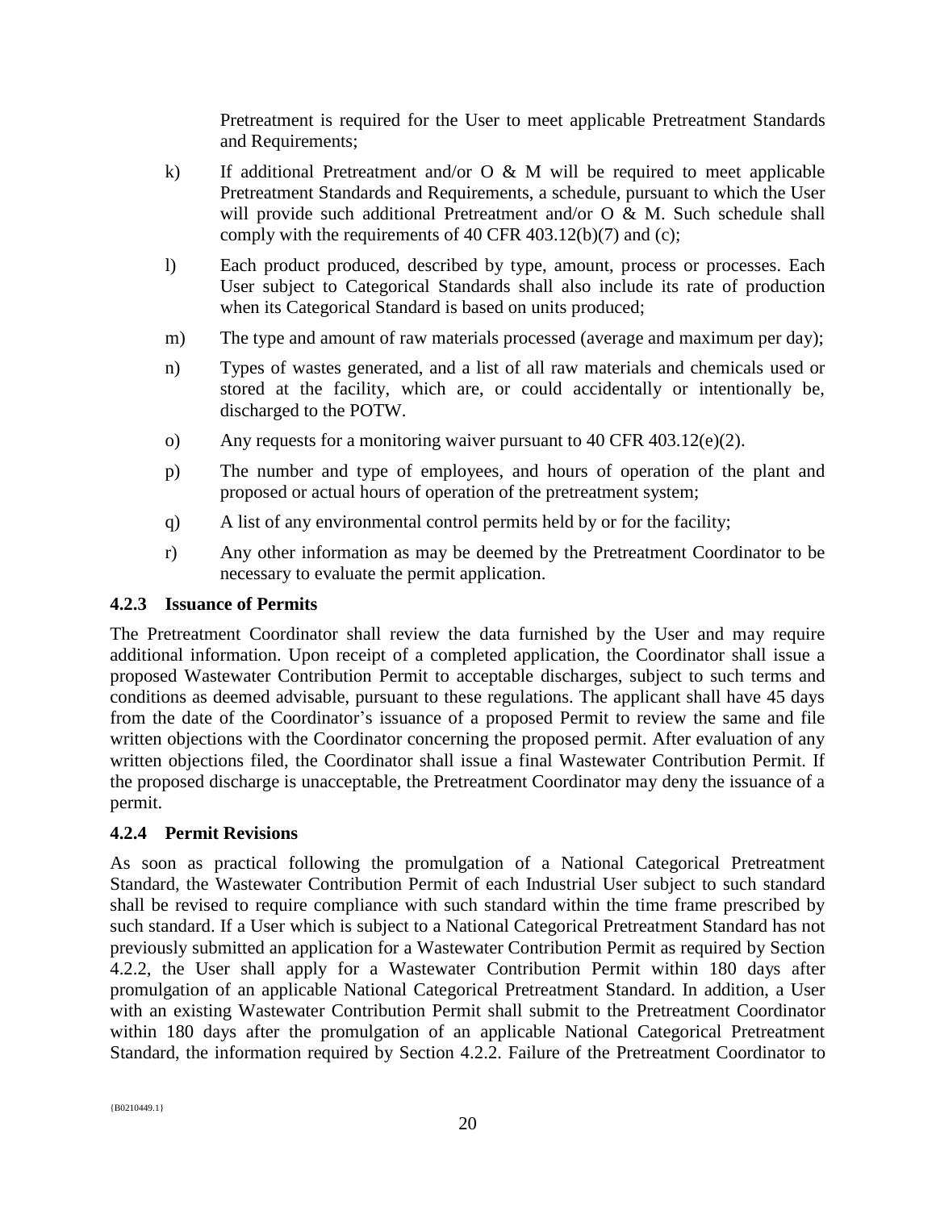Pretreatment is required for the User to meet applicable Pretreatment Standards and Requirements;

k) If additional Pretreatment and/or O & M will be required to meet applicable Pretreatment Standards and Requirements, a schedule, pursuant to which the User will provide such additional Pretreatment and/or O & M. Such schedule shall comply with the requirements of 40 CFR 403.12(b)(7) and (c);

l) Each product produced, described by type, amount, process or processes. Each User subject to Categorical Standards shall also include its rate of production when its Categorical Standard is based on units produced;

m) The type and amount of raw materials processed (average and maximum per day);

n) Types of wastes generated, and a list of all raw materials and chemicals used or stored at the facility, which are, or could accidentally or intentionally be, discharged to the POTW.

o) Any requests for a monitoring waiver pursuant to 40 CFR 403.12(e)(2).

p) The number and type of employees, and hours of operation of the plant and proposed or actual hours of operation of the pretreatment system;

q) A list of any environmental control permits held by or for the facility;

r) Any other information as may be deemed by the Pretreatment Coordinator to be necessary to evaluate the permit application.

### 4.2.3 Issuance of Permits

The Pretreatment Coordinator shall review the data furnished by the User and may require additional information. Upon receipt of a completed application, the Coordinator shall issue a proposed Wastewater Contribution Permit to acceptable discharges, subject to such terms and conditions as deemed advisable, pursuant to these regulations. The applicant shall have 45 days from the date of the Coordinator's issuance of a proposed Permit to review the same and file written objections with the Coordinator concerning the proposed permit. After evaluation of any written objections filed, the Coordinator shall issue a final Wastewater Contribution Permit. If the proposed discharge is unacceptable, the Pretreatment Coordinator may deny the issuance of a permit.

### 4.2.4 Permit Revisions

As soon as practical following the promulgation of a National Categorical Pretreatment Standard, the Wastewater Contribution Permit of each Industrial User subject to such standard shall be revised to require compliance with such standard within the time frame prescribed by such standard. If a User which is subject to a National Categorical Pretreatment Standard has not previously submitted an application for a Wastewater Contribution Permit as required by Section 4.2.2, the User shall apply for a Wastewater Contribution Permit within 180 days after promulgation of an applicable National Categorical Pretreatment Standard. In addition, a User with an existing Wastewater Contribution Permit shall submit to the Pretreatment Coordinator within 180 days after the promulgation of an applicable National Categorical Pretreatment Standard, the information required by Section 4.2.2. Failure of the Pretreatment Coordinator to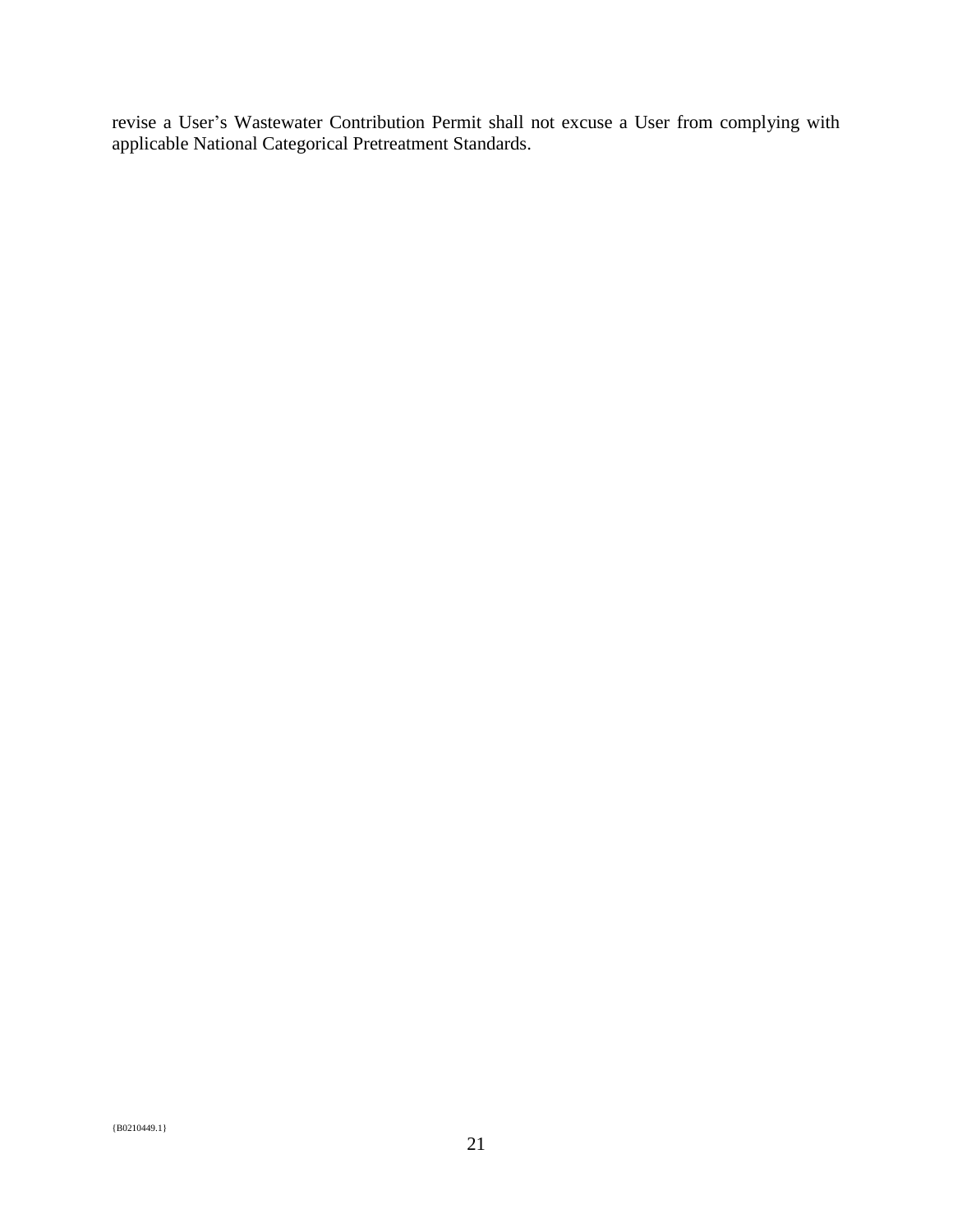revise a User's Wastewater Contribution Permit shall not excuse a User from complying with applicable National Categorical Pretreatment Standards.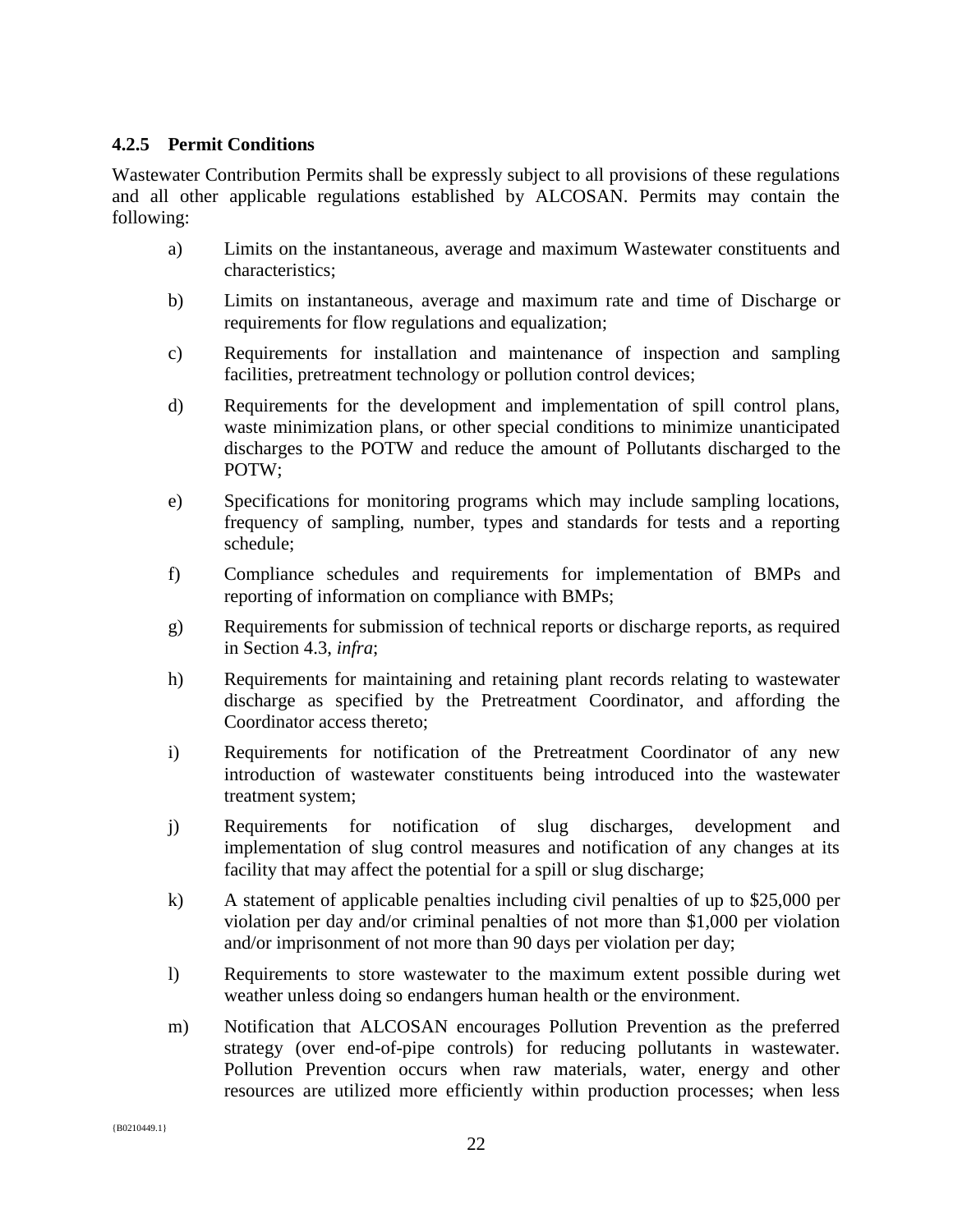### 4.2.5 Permit Conditions

Wastewater Contribution Permits shall be expressly subject to all provisions of these regulations and all other applicable regulations established by ALCOSAN. Permits may contain the following:

a) Limits on the instantaneous, average and maximum Wastewater constituents and characteristics;

b) Limits on instantaneous, average and maximum rate and time of Discharge or requirements for flow regulations and equalization;

c) Requirements for installation and maintenance of inspection and sampling facilities, pretreatment technology or pollution control devices;

d) Requirements for the development and implementation of spill control plans, waste minimization plans, or other special conditions to minimize unanticipated discharges to the POTW and reduce the amount of Pollutants discharged to the POTW;

e) Specifications for monitoring programs which may include sampling locations, frequency of sampling, number, types and standards for tests and a reporting schedule;

f) Compliance schedules and requirements for implementation of BMPs and reporting of information on compliance with BMPs;

g) Requirements for submission of technical reports or discharge reports, as required in Section 4.3, *infra*;

h) Requirements for maintaining and retaining plant records relating to wastewater discharge as specified by the Pretreatment Coordinator, and affording the Coordinator access thereto;

i) Requirements for notification of the Pretreatment Coordinator of any new introduction of wastewater constituents being introduced into the wastewater treatment system;

j) Requirements for notification of slug discharges, development and implementation of slug control measures and notification of any changes at its facility that may affect the potential for a spill or slug discharge;

k) A statement of applicable penalties including civil penalties of up to $25,000 per violation per day and/or criminal penalties of not more than $1,000 per violation and/or imprisonment of not more than 90 days per violation per day;

l) Requirements to store wastewater to the maximum extent possible during wet weather unless doing so endangers human health or the environment.

m) Notification that ALCOSAN encourages Pollution Prevention as the preferred strategy (over end-of-pipe controls) for reducing pollutants in wastewater. Pollution Prevention occurs when raw materials, water, energy and other resources are utilized more efficiently within production processes; when less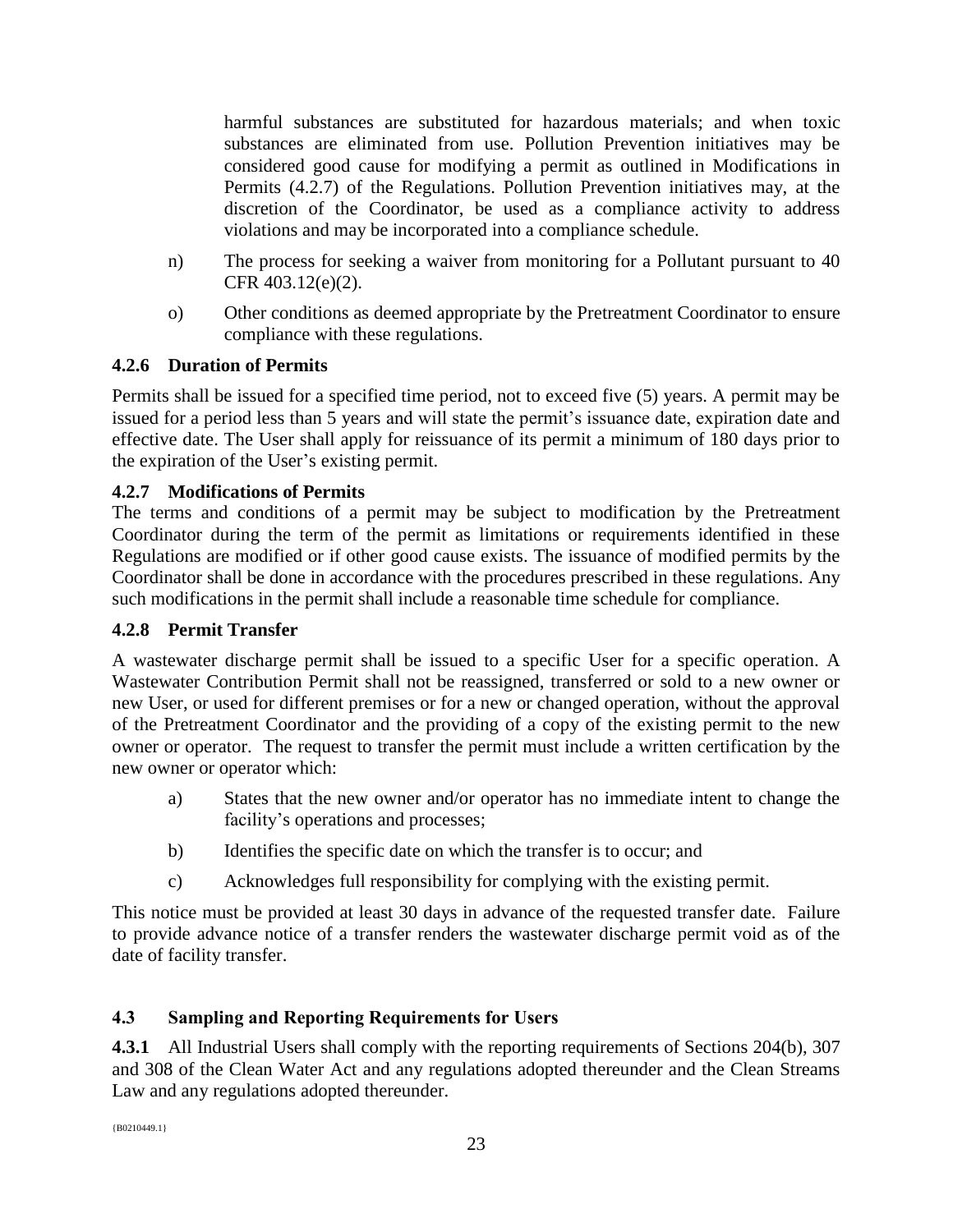harmful substances are substituted for hazardous materials; and when toxic substances are eliminated from use. Pollution Prevention initiatives may be considered good cause for modifying a permit as outlined in Modifications in Permits (4.2.7) of the Regulations. Pollution Prevention initiatives may, at the discretion of the Coordinator, be used as a compliance activity to address violations and may be incorporated into a compliance schedule.

n) The process for seeking a waiver from monitoring for a Pollutant pursuant to 40 CFR 403.12(e)(2).

o) Other conditions as deemed appropriate by the Pretreatment Coordinator to ensure compliance with these regulations.

### 4.2.6 Duration of Permits

Permits shall be issued for a specified time period, not to exceed five (5) years. A permit may be issued for a period less than 5 years and will state the permit's issuance date, expiration date and effective date. The User shall apply for reissuance of its permit a minimum of 180 days prior to the expiration of the User's existing permit.

### 4.2.7 Modifications of Permits

The terms and conditions of a permit may be subject to modification by the Pretreatment Coordinator during the term of the permit as limitations or requirements identified in these Regulations are modified or if other good cause exists. The issuance of modified permits by the Coordinator shall be done in accordance with the procedures prescribed in these regulations. Any such modifications in the permit shall include a reasonable time schedule for compliance.

### 4.2.8 Permit Transfer

A wastewater discharge permit shall be issued to a specific User for a specific operation. A Wastewater Contribution Permit shall not be reassigned, transferred or sold to a new owner or new User, or used for different premises or for a new or changed operation, without the approval of the Pretreatment Coordinator and the providing of a copy of the existing permit to the new owner or operator. The request to transfer the permit must include a written certification by the new owner or operator which:

a) States that the new owner and/or operator has no immediate intent to change the facility's operations and processes;

b) Identifies the specific date on which the transfer is to occur; and

c) Acknowledges full responsibility for complying with the existing permit.

This notice must be provided at least 30 days in advance of the requested transfer date. Failure to provide advance notice of a transfer renders the wastewater discharge permit void as of the date of facility transfer.

## 4.3 Sampling and Reporting Requirements for Users

**4.3.1** All Industrial Users shall comply with the reporting requirements of Sections 204(b), 307 and 308 of the Clean Water Act and any regulations adopted thereunder and the Clean Streams Law and any regulations adopted thereunder.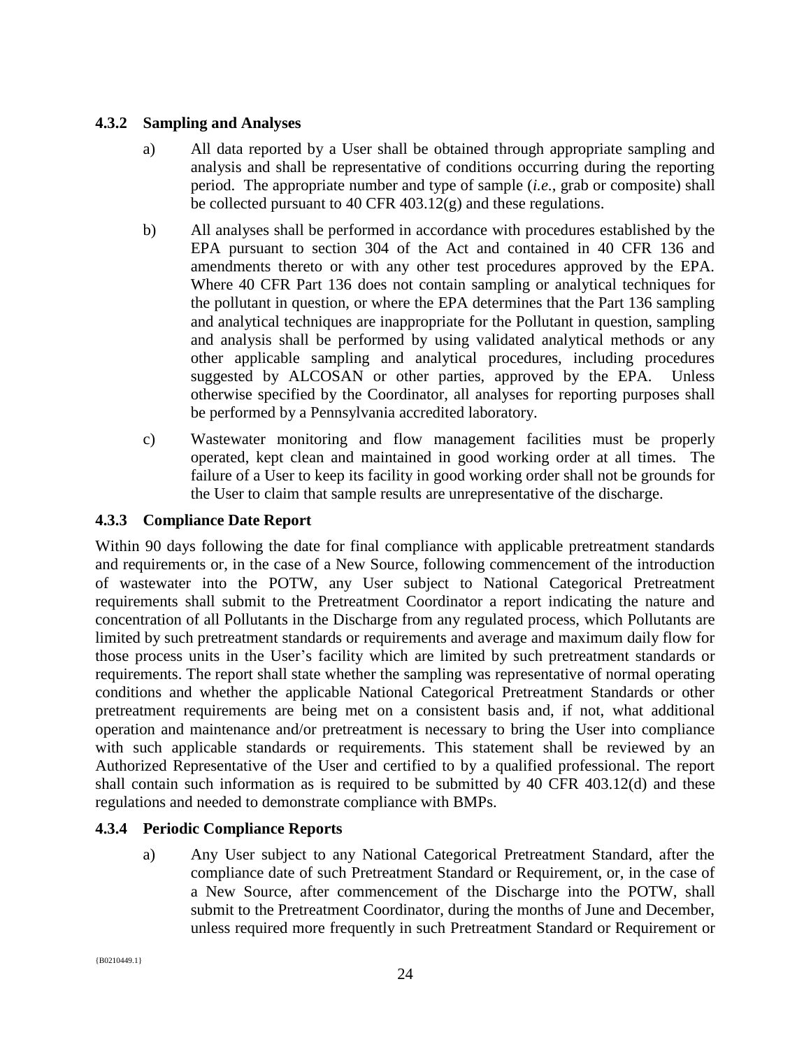### 4.3.2 Sampling and Analyses

a) All data reported by a User shall be obtained through appropriate sampling and analysis and shall be representative of conditions occurring during the reporting period. The appropriate number and type of sample (*i.e.*, grab or composite) shall be collected pursuant to 40 CFR 403.12(g) and these regulations.

b) All analyses shall be performed in accordance with procedures established by the EPA pursuant to section 304 of the Act and contained in 40 CFR 136 and amendments thereto or with any other test procedures approved by the EPA. Where 40 CFR Part 136 does not contain sampling or analytical techniques for the pollutant in question, or where the EPA determines that the Part 136 sampling and analytical techniques are inappropriate for the Pollutant in question, sampling and analysis shall be performed by using validated analytical methods or any other applicable sampling and analytical procedures, including procedures suggested by ALCOSAN or other parties, approved by the EPA. Unless otherwise specified by the Coordinator, all analyses for reporting purposes shall be performed by a Pennsylvania accredited laboratory.

c) Wastewater monitoring and flow management facilities must be properly operated, kept clean and maintained in good working order at all times. The failure of a User to keep its facility in good working order shall not be grounds for the User to claim that sample results are unrepresentative of the discharge.

### 4.3.3 Compliance Date Report

Within 90 days following the date for final compliance with applicable pretreatment standards and requirements or, in the case of a New Source, following commencement of the introduction of wastewater into the POTW, any User subject to National Categorical Pretreatment requirements shall submit to the Pretreatment Coordinator a report indicating the nature and concentration of all Pollutants in the Discharge from any regulated process, which Pollutants are limited by such pretreatment standards or requirements and average and maximum daily flow for those process units in the User's facility which are limited by such pretreatment standards or requirements. The report shall state whether the sampling was representative of normal operating conditions and whether the applicable National Categorical Pretreatment Standards or other pretreatment requirements are being met on a consistent basis and, if not, what additional operation and maintenance and/or pretreatment is necessary to bring the User into compliance with such applicable standards or requirements. This statement shall be reviewed by an Authorized Representative of the User and certified to by a qualified professional. The report shall contain such information as is required to be submitted by 40 CFR 403.12(d) and these regulations and needed to demonstrate compliance with BMPs.

### 4.3.4 Periodic Compliance Reports

a) Any User subject to any National Categorical Pretreatment Standard, after the compliance date of such Pretreatment Standard or Requirement, or, in the case of a New Source, after commencement of the Discharge into the POTW, shall submit to the Pretreatment Coordinator, during the months of June and December, unless required more frequently in such Pretreatment Standard or Requirement or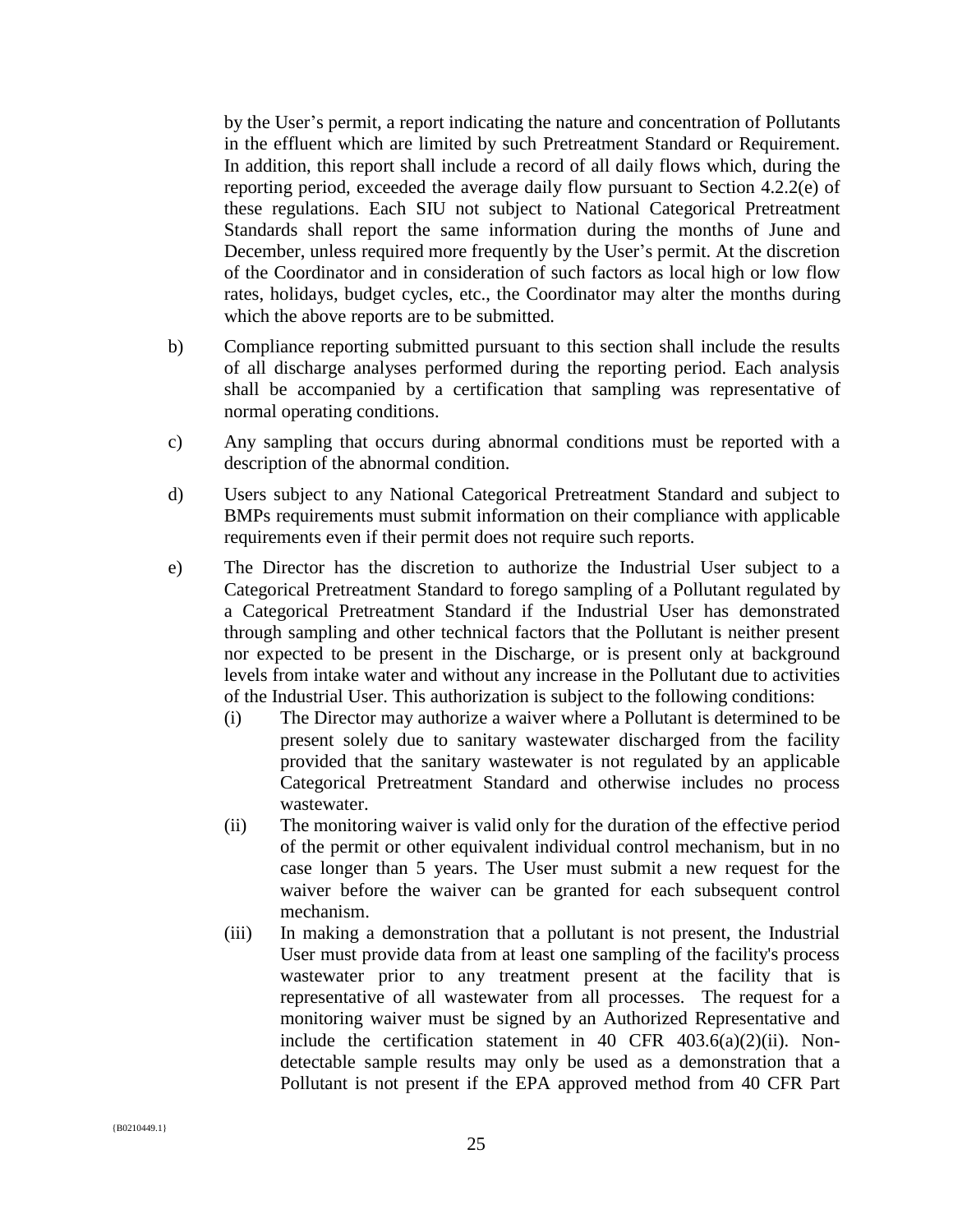by the User's permit, a report indicating the nature and concentration of Pollutants in the effluent which are limited by such Pretreatment Standard or Requirement. In addition, this report shall include a record of all daily flows which, during the reporting period, exceeded the average daily flow pursuant to Section 4.2.2(e) of these regulations. Each SIU not subject to National Categorical Pretreatment Standards shall report the same information during the months of June and December, unless required more frequently by the User's permit. At the discretion of the Coordinator and in consideration of such factors as local high or low flow rates, holidays, budget cycles, etc., the Coordinator may alter the months during which the above reports are to be submitted.

b) Compliance reporting submitted pursuant to this section shall include the results of all discharge analyses performed during the reporting period. Each analysis shall be accompanied by a certification that sampling was representative of normal operating conditions.

c) Any sampling that occurs during abnormal conditions must be reported with a description of the abnormal condition.

d) Users subject to any National Categorical Pretreatment Standard and subject to BMPs requirements must submit information on their compliance with applicable requirements even if their permit does not require such reports.

e) The Director has the discretion to authorize the Industrial User subject to a Categorical Pretreatment Standard to forego sampling of a Pollutant regulated by a Categorical Pretreatment Standard if the Industrial User has demonstrated through sampling and other technical factors that the Pollutant is neither present nor expected to be present in the Discharge, or is present only at background levels from intake water and without any increase in the Pollutant due to activities of the Industrial User. This authorization is subject to the following conditions:

   (i) The Director may authorize a waiver where a Pollutant is determined to be present solely due to sanitary wastewater discharged from the facility provided that the sanitary wastewater is not regulated by an applicable Categorical Pretreatment Standard and otherwise includes no process wastewater.

   (ii) The monitoring waiver is valid only for the duration of the effective period of the permit or other equivalent individual control mechanism, but in no case longer than 5 years. The User must submit a new request for the waiver before the waiver can be granted for each subsequent control mechanism.

   (iii) In making a demonstration that a pollutant is not present, the Industrial User must provide data from at least one sampling of the facility's process wastewater prior to any treatment present at the facility that is representative of all wastewater from all processes. The request for a monitoring waiver must be signed by an Authorized Representative and include the certification statement in 40 CFR 403.6(a)(2)(ii). Non-detectable sample results may only be used as a demonstration that a Pollutant is not present if the EPA approved method from 40 CFR Part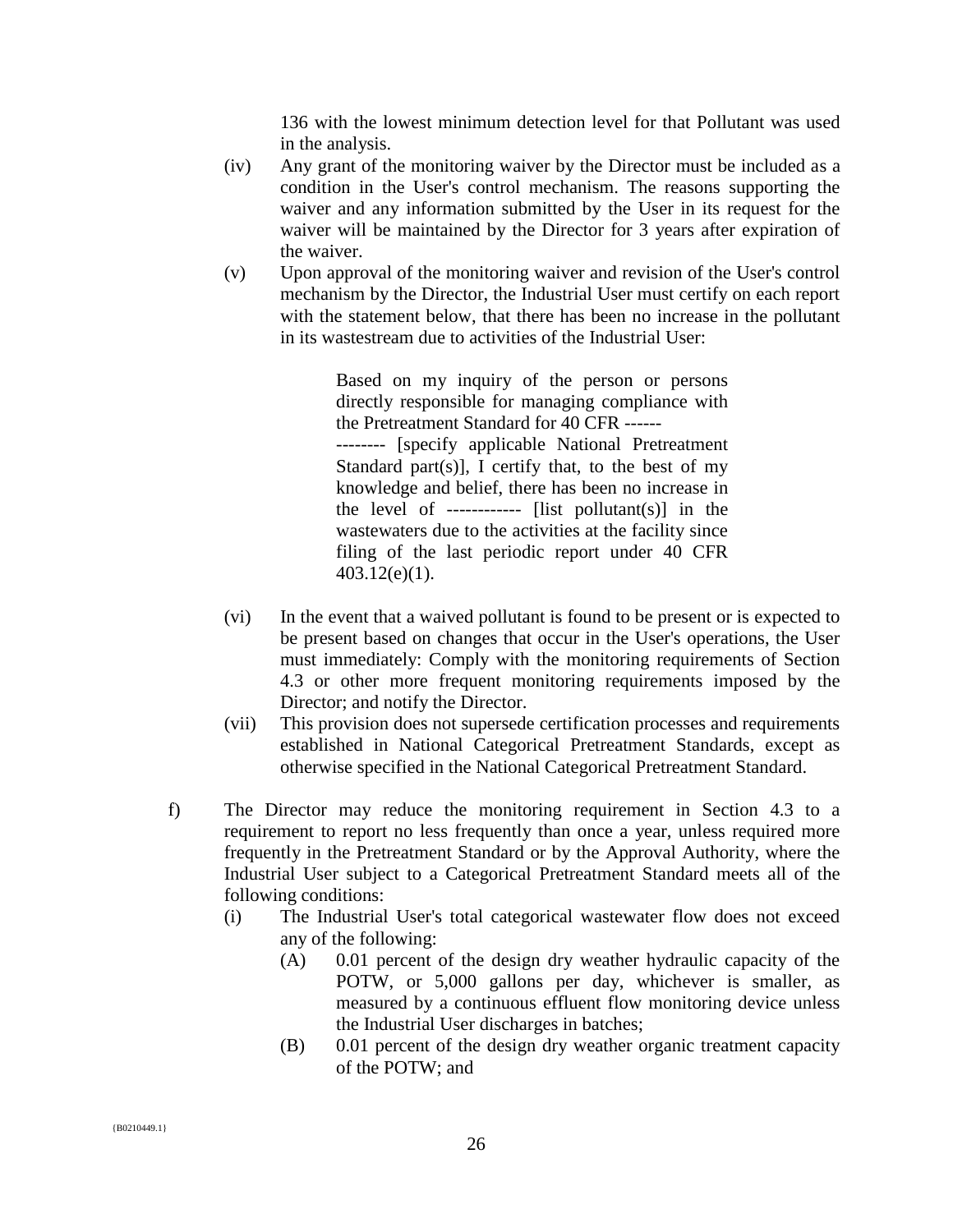136 with the lowest minimum detection level for that Pollutant was used in the analysis.

(iv) Any grant of the monitoring waiver by the Director must be included as a condition in the User's control mechanism. The reasons supporting the waiver and any information submitted by the User in its request for the waiver will be maintained by the Director for 3 years after expiration of the waiver.

(v) Upon approval of the monitoring waiver and revision of the User's control mechanism by the Director, the Industrial User must certify on each report with the statement below, that there has been no increase in the pollutant in its wastestream due to activities of the Industrial User:

> Based on my inquiry of the person or persons directly responsible for managing compliance with the Pretreatment Standard for 40 CFR ------ -------- [specify applicable National Pretreatment Standard part(s)], I certify that, to the best of my knowledge and belief, there has been no increase in the level of ------------ [list pollutant(s)] in the wastewaters due to the activities at the facility since filing of the last periodic report under 40 CFR 403.12(e)(1).

(vi) In the event that a waived pollutant is found to be present or is expected to be present based on changes that occur in the User's operations, the User must immediately: Comply with the monitoring requirements of Section 4.3 or other more frequent monitoring requirements imposed by the Director; and notify the Director.

(vii) This provision does not supersede certification processes and requirements established in National Categorical Pretreatment Standards, except as otherwise specified in the National Categorical Pretreatment Standard.

f) The Director may reduce the monitoring requirement in Section 4.3 to a requirement to report no less frequently than once a year, unless required more frequently in the Pretreatment Standard or by the Approval Authority, where the Industrial User subject to a Categorical Pretreatment Standard meets all of the following conditions:

(i) The Industrial User's total categorical wastewater flow does not exceed any of the following:

(A) 0.01 percent of the design dry weather hydraulic capacity of the POTW, or 5,000 gallons per day, whichever is smaller, as measured by a continuous effluent flow monitoring device unless the Industrial User discharges in batches;

(B) 0.01 percent of the design dry weather organic treatment capacity of the POTW; and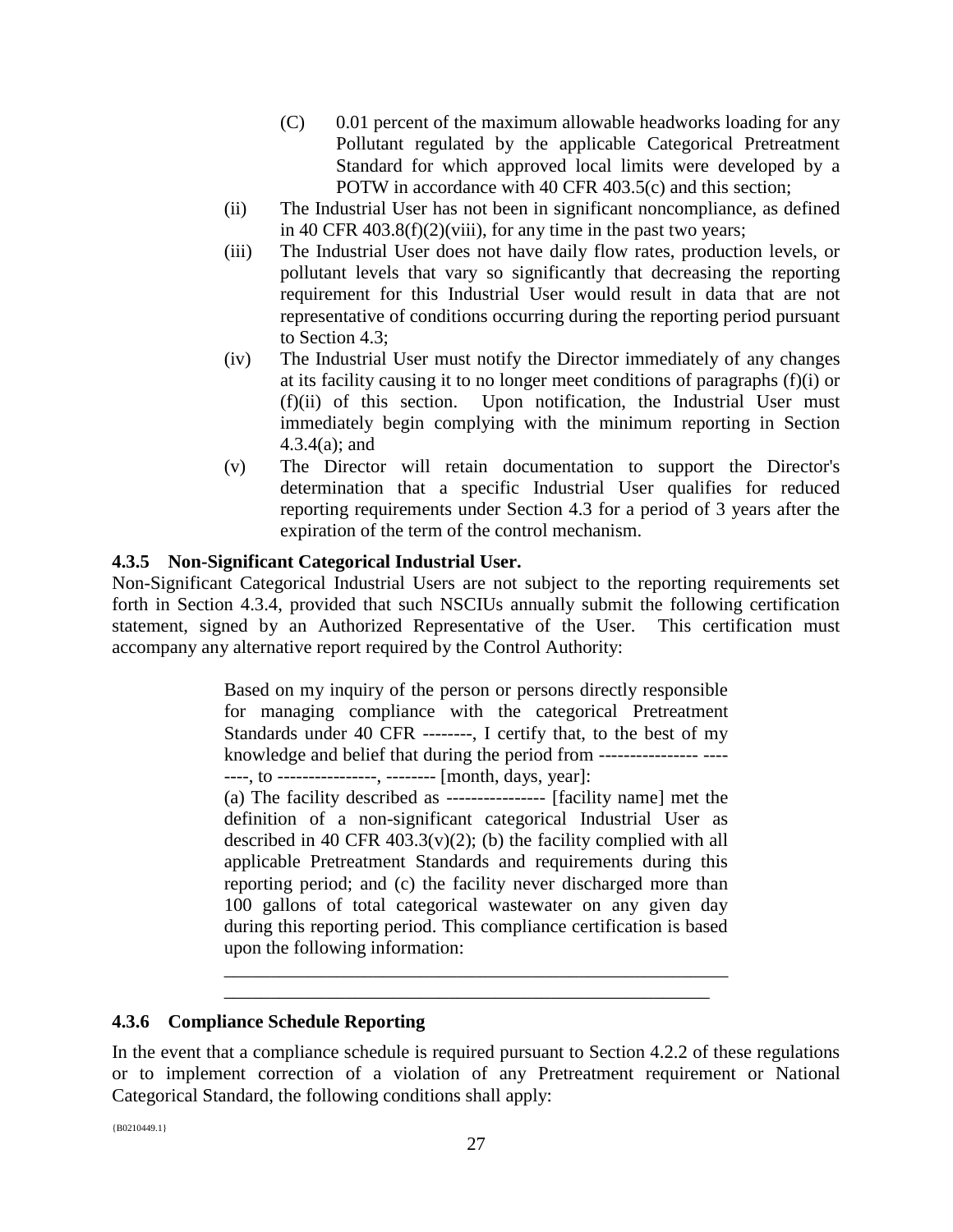(C) 0.01 percent of the maximum allowable headworks loading for any Pollutant regulated by the applicable Categorical Pretreatment Standard for which approved local limits were developed by a POTW in accordance with 40 CFR 403.5(c) and this section;

(ii) The Industrial User has not been in significant noncompliance, as defined in 40 CFR 403.8(f)(2)(viii), for any time in the past two years;

(iii) The Industrial User does not have daily flow rates, production levels, or pollutant levels that vary so significantly that decreasing the reporting requirement for this Industrial User would result in data that are not representative of conditions occurring during the reporting period pursuant to Section 4.3;

(iv) The Industrial User must notify the Director immediately of any changes at its facility causing it to no longer meet conditions of paragraphs (f)(i) or (f)(ii) of this section. Upon notification, the Industrial User must immediately begin complying with the minimum reporting in Section 4.3.4(a); and

(v) The Director will retain documentation to support the Director's determination that a specific Industrial User qualifies for reduced reporting requirements under Section 4.3 for a period of 3 years after the expiration of the term of the control mechanism.

### 4.3.5 Non-Significant Categorical Industrial User.

Non-Significant Categorical Industrial Users are not subject to the reporting requirements set forth in Section 4.3.4, provided that such NSCIUs annually submit the following certification statement, signed by an Authorized Representative of the User. This certification must accompany any alternative report required by the Control Authority:

> Based on my inquiry of the person or persons directly responsible for managing compliance with the categorical Pretreatment Standards under 40 CFR --------, I certify that, to the best of my knowledge and belief that during the period from ---------------- --------, to ----------------, -------- [month, days, year]:
>
> (a) The facility described as ---------------- [facility name] met the definition of a non-significant categorical Industrial User as described in 40 CFR 403.3(v)(2); (b) the facility complied with all applicable Pretreatment Standards and requirements during this reporting period; and (c) the facility never discharged more than 100 gallons of total categorical wastewater on any given day during this reporting period. This compliance certification is based upon the following information:
>
> ______________________________________________________
> ______________________________________________________

### 4.3.6 Compliance Schedule Reporting

In the event that a compliance schedule is required pursuant to Section 4.2.2 of these regulations or to implement correction of a violation of any Pretreatment requirement or National Categorical Standard, the following conditions shall apply: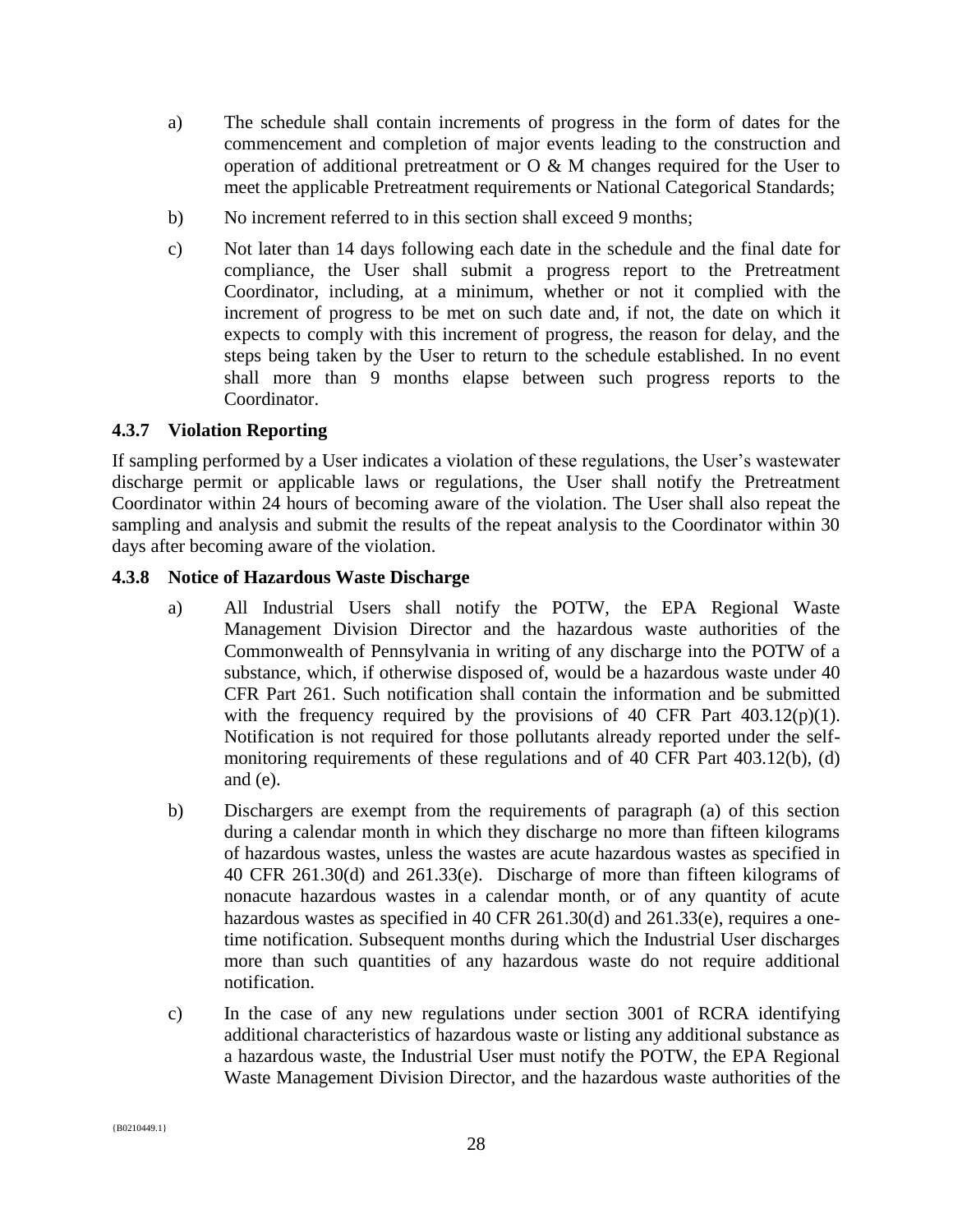a) The schedule shall contain increments of progress in the form of dates for the commencement and completion of major events leading to the construction and operation of additional pretreatment or O & M changes required for the User to meet the applicable Pretreatment requirements or National Categorical Standards;

b) No increment referred to in this section shall exceed 9 months;

c) Not later than 14 days following each date in the schedule and the final date for compliance, the User shall submit a progress report to the Pretreatment Coordinator, including, at a minimum, whether or not it complied with the increment of progress to be met on such date and, if not, the date on which it expects to comply with this increment of progress, the reason for delay, and the steps being taken by the User to return to the schedule established. In no event shall more than 9 months elapse between such progress reports to the Coordinator.

#### 4.3.7 Violation Reporting

If sampling performed by a User indicates a violation of these regulations, the User's wastewater discharge permit or applicable laws or regulations, the User shall notify the Pretreatment Coordinator within 24 hours of becoming aware of the violation. The User shall also repeat the sampling and analysis and submit the results of the repeat analysis to the Coordinator within 30 days after becoming aware of the violation.

#### 4.3.8 Notice of Hazardous Waste Discharge

a) All Industrial Users shall notify the POTW, the EPA Regional Waste Management Division Director and the hazardous waste authorities of the Commonwealth of Pennsylvania in writing of any discharge into the POTW of a substance, which, if otherwise disposed of, would be a hazardous waste under 40 CFR Part 261. Such notification shall contain the information and be submitted with the frequency required by the provisions of 40 CFR Part 403.12(p)(1). Notification is not required for those pollutants already reported under the self-monitoring requirements of these regulations and of 40 CFR Part 403.12(b), (d) and (e).

b) Dischargers are exempt from the requirements of paragraph (a) of this section during a calendar month in which they discharge no more than fifteen kilograms of hazardous wastes, unless the wastes are acute hazardous wastes as specified in 40 CFR 261.30(d) and 261.33(e). Discharge of more than fifteen kilograms of nonacute hazardous wastes in a calendar month, or of any quantity of acute hazardous wastes as specified in 40 CFR 261.30(d) and 261.33(e), requires a one-time notification. Subsequent months during which the Industrial User discharges more than such quantities of any hazardous waste do not require additional notification.

c) In the case of any new regulations under section 3001 of RCRA identifying additional characteristics of hazardous waste or listing any additional substance as a hazardous waste, the Industrial User must notify the POTW, the EPA Regional Waste Management Division Director, and the hazardous waste authorities of the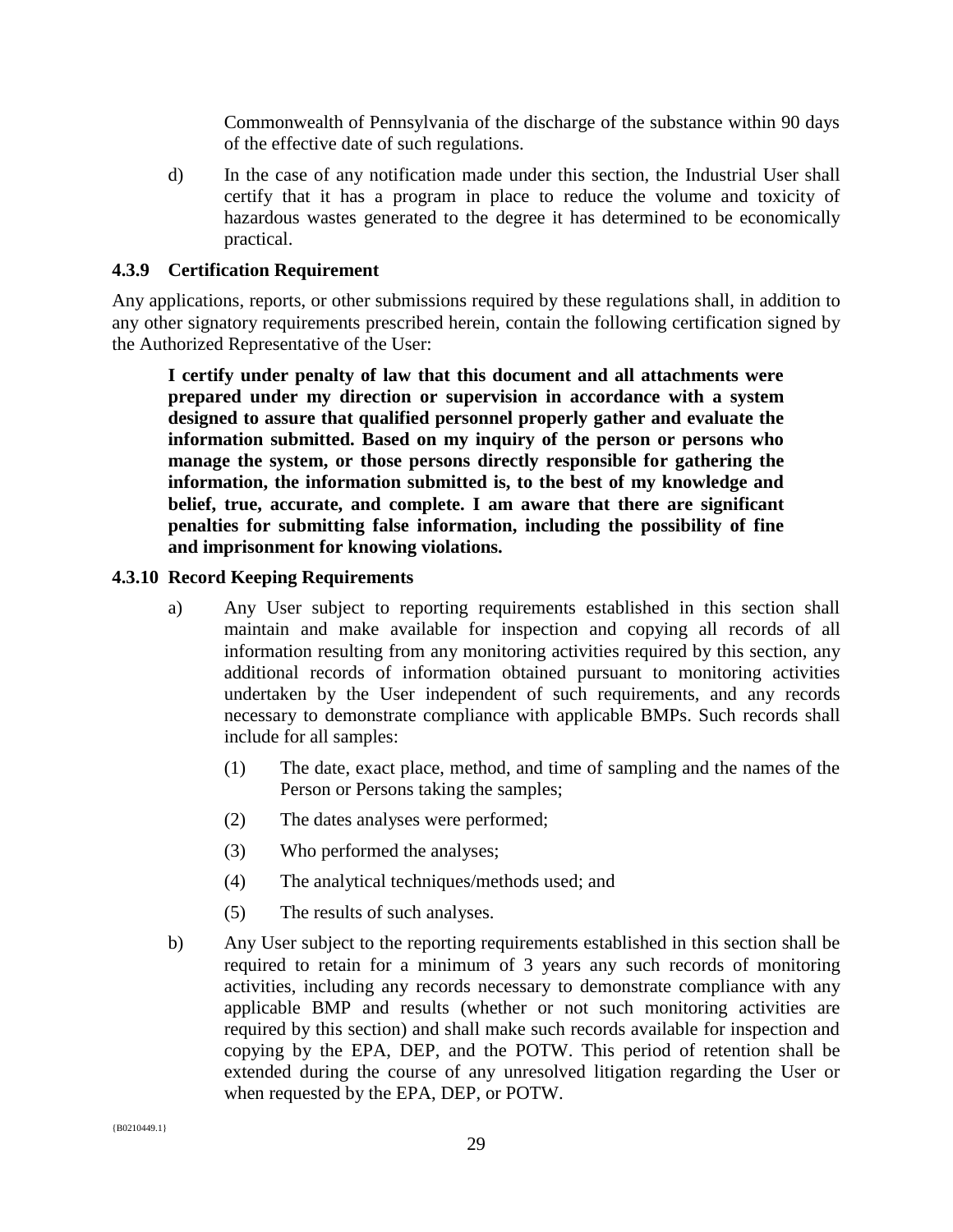Commonwealth of Pennsylvania of the discharge of the substance within 90 days of the effective date of such regulations.

d) In the case of any notification made under this section, the Industrial User shall certify that it has a program in place to reduce the volume and toxicity of hazardous wastes generated to the degree it has determined to be economically practical.

### 4.3.9 Certification Requirement

Any applications, reports, or other submissions required by these regulations shall, in addition to any other signatory requirements prescribed herein, contain the following certification signed by the Authorized Representative of the User:

**I certify under penalty of law that this document and all attachments were prepared under my direction or supervision in accordance with a system designed to assure that qualified personnel properly gather and evaluate the information submitted. Based on my inquiry of the person or persons who manage the system, or those persons directly responsible for gathering the information, the information submitted is, to the best of my knowledge and belief, true, accurate, and complete. I am aware that there are significant penalties for submitting false information, including the possibility of fine and imprisonment for knowing violations.**

### 4.3.10 Record Keeping Requirements

a) Any User subject to reporting requirements established in this section shall maintain and make available for inspection and copying all records of all information resulting from any monitoring activities required by this section, any additional records of information obtained pursuant to monitoring activities undertaken by the User independent of such requirements, and any records necessary to demonstrate compliance with applicable BMPs. Such records shall include for all samples:

   (1) The date, exact place, method, and time of sampling and the names of the Person or Persons taking the samples;

   (2) The dates analyses were performed;

   (3) Who performed the analyses;

   (4) The analytical techniques/methods used; and

   (5) The results of such analyses.

b) Any User subject to the reporting requirements established in this section shall be required to retain for a minimum of 3 years any such records of monitoring activities, including any records necessary to demonstrate compliance with any applicable BMP and results (whether or not such monitoring activities are required by this section) and shall make such records available for inspection and copying by the EPA, DEP, and the POTW. This period of retention shall be extended during the course of any unresolved litigation regarding the User or when requested by the EPA, DEP, or POTW.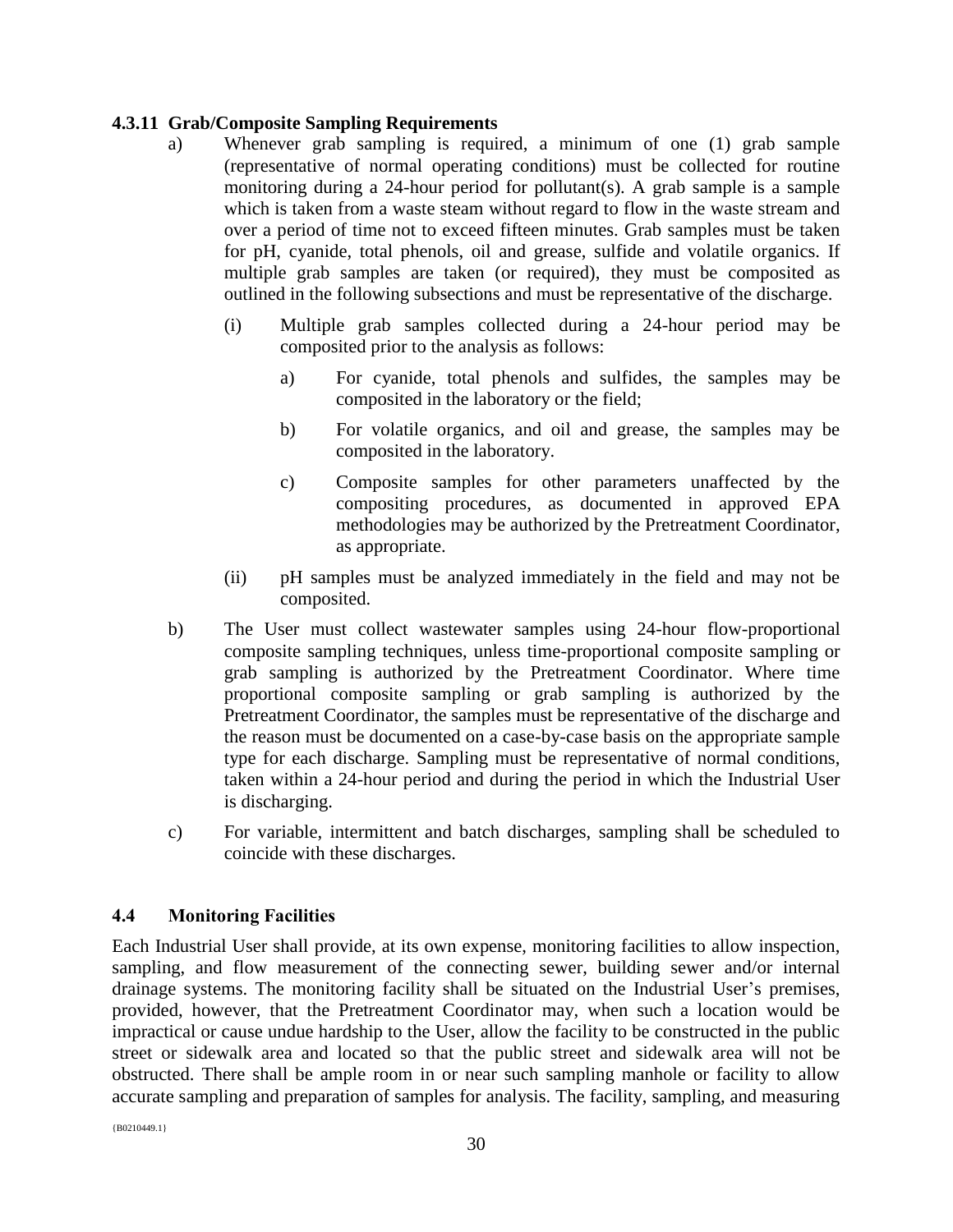#### 4.3.11 Grab/Composite Sampling Requirements

a) Whenever grab sampling is required, a minimum of one (1) grab sample (representative of normal operating conditions) must be collected for routine monitoring during a 24-hour period for pollutant(s). A grab sample is a sample which is taken from a waste steam without regard to flow in the waste stream and over a period of time not to exceed fifteen minutes. Grab samples must be taken for pH, cyanide, total phenols, oil and grease, sulfide and volatile organics. If multiple grab samples are taken (or required), they must be composited as outlined in the following subsections and must be representative of the discharge.

   (i) Multiple grab samples collected during a 24-hour period may be composited prior to the analysis as follows:

      a) For cyanide, total phenols and sulfides, the samples may be composited in the laboratory or the field;

      b) For volatile organics, and oil and grease, the samples may be composited in the laboratory.

      c) Composite samples for other parameters unaffected by the compositing procedures, as documented in approved EPA methodologies may be authorized by the Pretreatment Coordinator, as appropriate.

   (ii) pH samples must be analyzed immediately in the field and may not be composited.

b) The User must collect wastewater samples using 24-hour flow-proportional composite sampling techniques, unless time-proportional composite sampling or grab sampling is authorized by the Pretreatment Coordinator. Where time proportional composite sampling or grab sampling is authorized by the Pretreatment Coordinator, the samples must be representative of the discharge and the reason must be documented on a case-by-case basis on the appropriate sample type for each discharge. Sampling must be representative of normal conditions, taken within a 24-hour period and during the period in which the Industrial User is discharging.

c) For variable, intermittent and batch discharges, sampling shall be scheduled to coincide with these discharges.

### 4.4 Monitoring Facilities

Each Industrial User shall provide, at its own expense, monitoring facilities to allow inspection, sampling, and flow measurement of the connecting sewer, building sewer and/or internal drainage systems. The monitoring facility shall be situated on the Industrial User's premises, provided, however, that the Pretreatment Coordinator may, when such a location would be impractical or cause undue hardship to the User, allow the facility to be constructed in the public street or sidewalk area and located so that the public street and sidewalk area will not be obstructed. There shall be ample room in or near such sampling manhole or facility to allow accurate sampling and preparation of samples for analysis. The facility, sampling, and measuring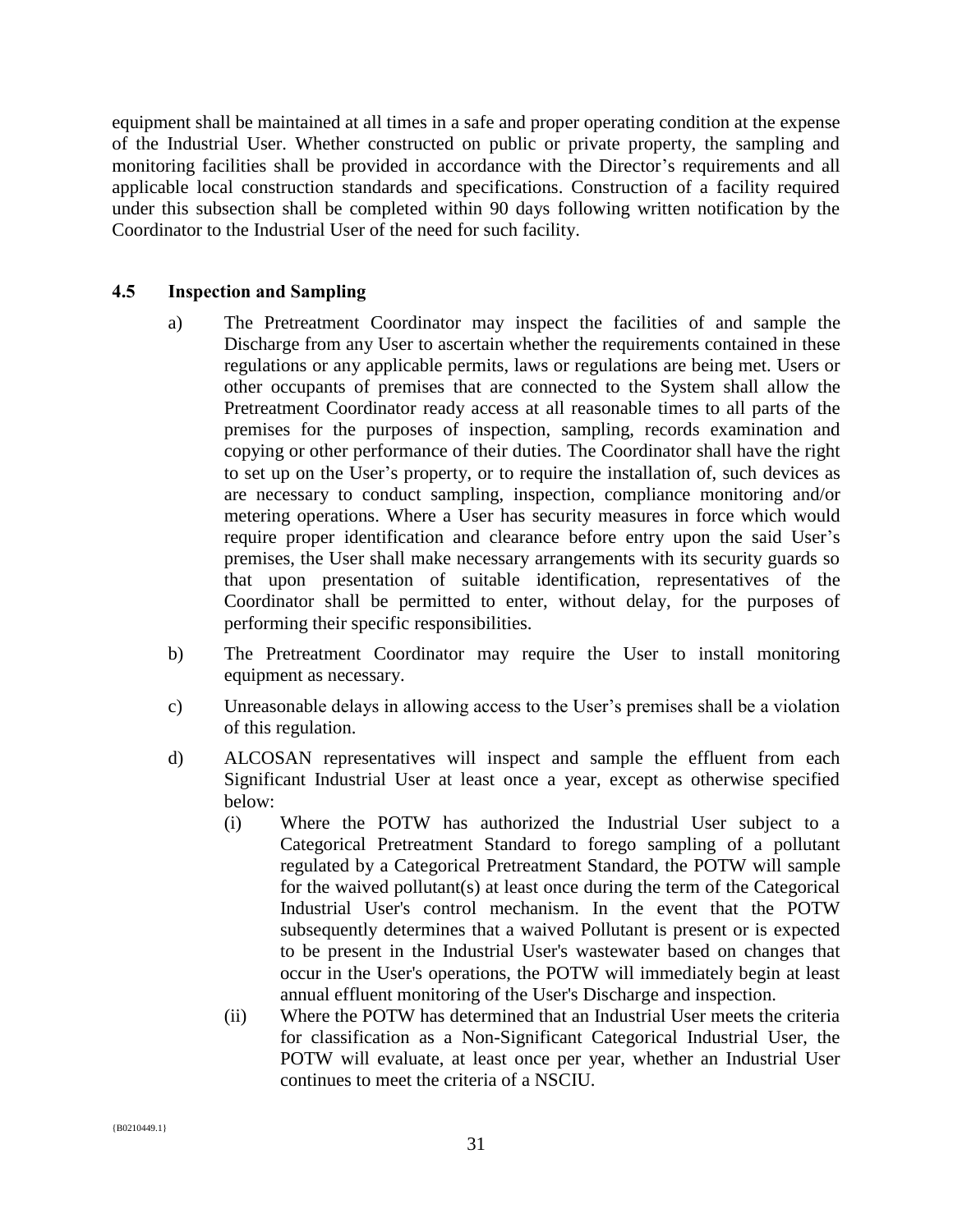equipment shall be maintained at all times in a safe and proper operating condition at the expense of the Industrial User. Whether constructed on public or private property, the sampling and monitoring facilities shall be provided in accordance with the Director's requirements and all applicable local construction standards and specifications. Construction of a facility required under this subsection shall be completed within 90 days following written notification by the Coordinator to the Industrial User of the need for such facility.

### 4.5 Inspection and Sampling

a) The Pretreatment Coordinator may inspect the facilities of and sample the Discharge from any User to ascertain whether the requirements contained in these regulations or any applicable permits, laws or regulations are being met. Users or other occupants of premises that are connected to the System shall allow the Pretreatment Coordinator ready access at all reasonable times to all parts of the premises for the purposes of inspection, sampling, records examination and copying or other performance of their duties. The Coordinator shall have the right to set up on the User's property, or to require the installation of, such devices as are necessary to conduct sampling, inspection, compliance monitoring and/or metering operations. Where a User has security measures in force which would require proper identification and clearance before entry upon the said User's premises, the User shall make necessary arrangements with its security guards so that upon presentation of suitable identification, representatives of the Coordinator shall be permitted to enter, without delay, for the purposes of performing their specific responsibilities.

b) The Pretreatment Coordinator may require the User to install monitoring equipment as necessary.

c) Unreasonable delays in allowing access to the User's premises shall be a violation of this regulation.

d) ALCOSAN representatives will inspect and sample the effluent from each Significant Industrial User at least once a year, except as otherwise specified below:

   (i) Where the POTW has authorized the Industrial User subject to a Categorical Pretreatment Standard to forego sampling of a pollutant regulated by a Categorical Pretreatment Standard, the POTW will sample for the waived pollutant(s) at least once during the term of the Categorical Industrial User's control mechanism. In the event that the POTW subsequently determines that a waived Pollutant is present or is expected to be present in the Industrial User's wastewater based on changes that occur in the User's operations, the POTW will immediately begin at least annual effluent monitoring of the User's Discharge and inspection.

   (ii) Where the POTW has determined that an Industrial User meets the criteria for classification as a Non-Significant Categorical Industrial User, the POTW will evaluate, at least once per year, whether an Industrial User continues to meet the criteria of a NSCIU.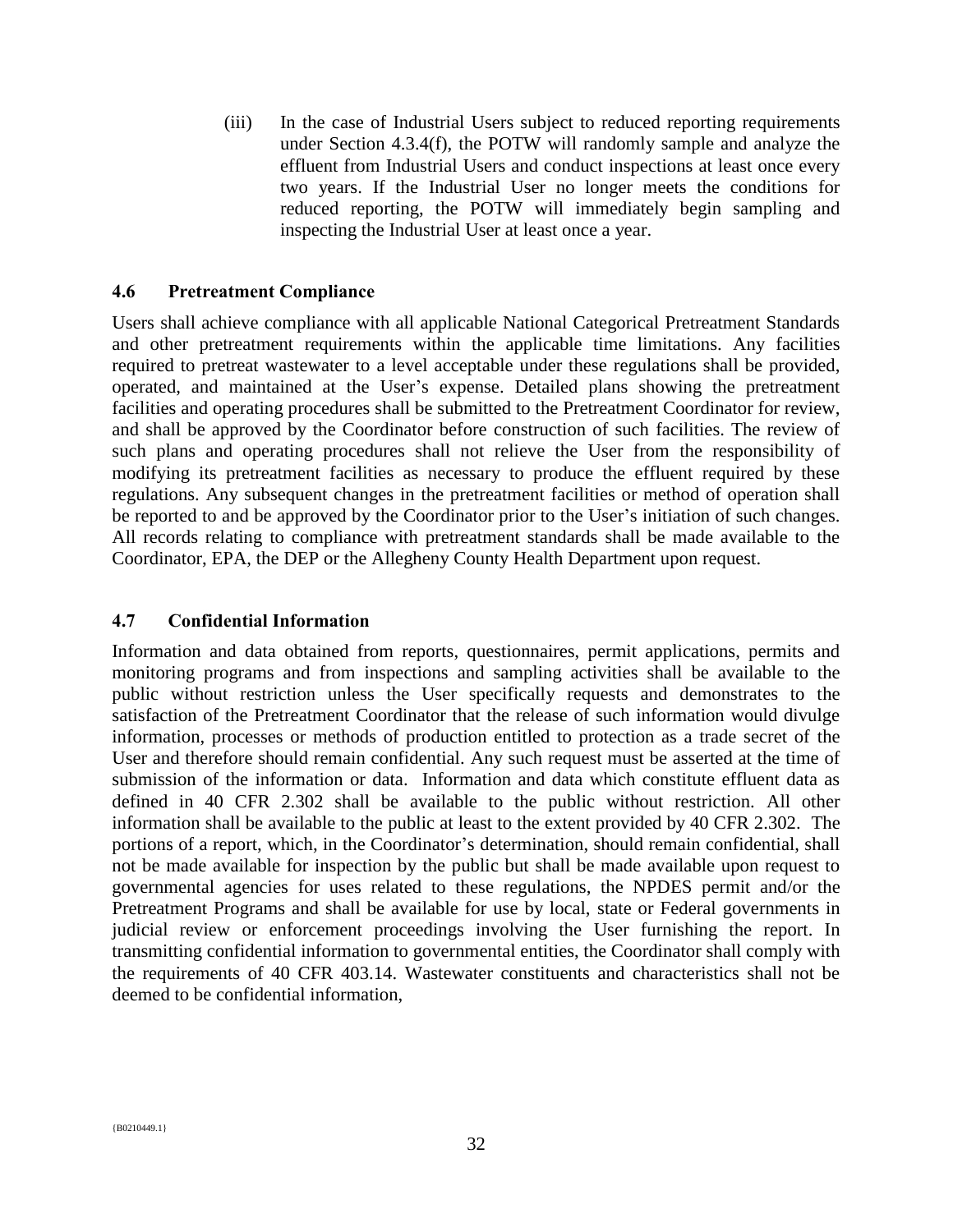(iii) In the case of Industrial Users subject to reduced reporting requirements under Section 4.3.4(f), the POTW will randomly sample and analyze the effluent from Industrial Users and conduct inspections at least once every two years. If the Industrial User no longer meets the conditions for reduced reporting, the POTW will immediately begin sampling and inspecting the Industrial User at least once a year.

### 4.6 Pretreatment Compliance

Users shall achieve compliance with all applicable National Categorical Pretreatment Standards and other pretreatment requirements within the applicable time limitations. Any facilities required to pretreat wastewater to a level acceptable under these regulations shall be provided, operated, and maintained at the User's expense. Detailed plans showing the pretreatment facilities and operating procedures shall be submitted to the Pretreatment Coordinator for review, and shall be approved by the Coordinator before construction of such facilities. The review of such plans and operating procedures shall not relieve the User from the responsibility of modifying its pretreatment facilities as necessary to produce the effluent required by these regulations. Any subsequent changes in the pretreatment facilities or method of operation shall be reported to and be approved by the Coordinator prior to the User's initiation of such changes. All records relating to compliance with pretreatment standards shall be made available to the Coordinator, EPA, the DEP or the Allegheny County Health Department upon request.

### 4.7 Confidential Information

Information and data obtained from reports, questionnaires, permit applications, permits and monitoring programs and from inspections and sampling activities shall be available to the public without restriction unless the User specifically requests and demonstrates to the satisfaction of the Pretreatment Coordinator that the release of such information would divulge information, processes or methods of production entitled to protection as a trade secret of the User and therefore should remain confidential. Any such request must be asserted at the time of submission of the information or data. Information and data which constitute effluent data as defined in 40 CFR 2.302 shall be available to the public without restriction. All other information shall be available to the public at least to the extent provided by 40 CFR 2.302. The portions of a report, which, in the Coordinator's determination, should remain confidential, shall not be made available for inspection by the public but shall be made available upon request to governmental agencies for uses related to these regulations, the NPDES permit and/or the Pretreatment Programs and shall be available for use by local, state or Federal governments in judicial review or enforcement proceedings involving the User furnishing the report. In transmitting confidential information to governmental entities, the Coordinator shall comply with the requirements of 40 CFR 403.14. Wastewater constituents and characteristics shall not be deemed to be confidential information,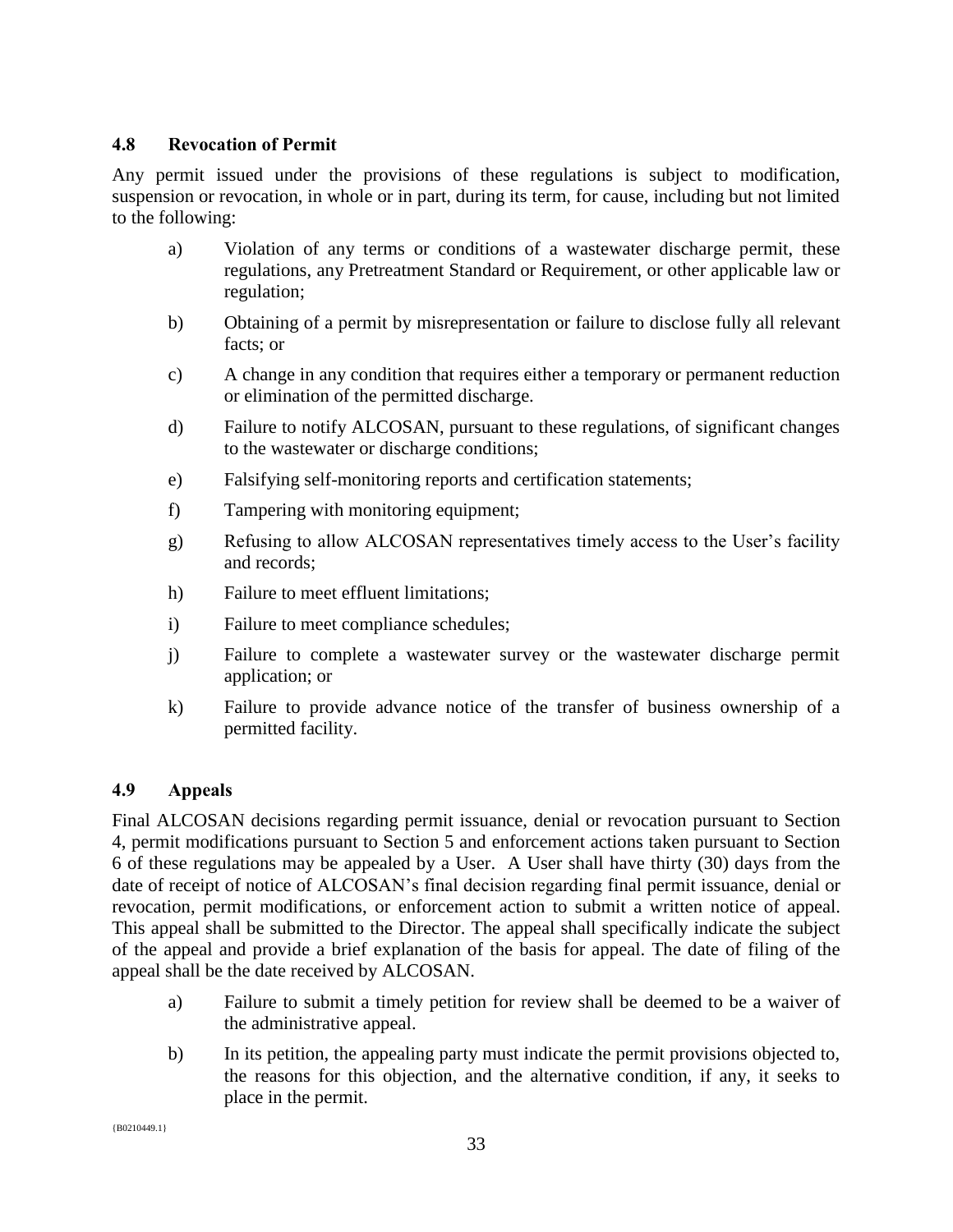### 4.8 Revocation of Permit

Any permit issued under the provisions of these regulations is subject to modification, suspension or revocation, in whole or in part, during its term, for cause, including but not limited to the following:

a) Violation of any terms or conditions of a wastewater discharge permit, these regulations, any Pretreatment Standard or Requirement, or other applicable law or regulation;

b) Obtaining of a permit by misrepresentation or failure to disclose fully all relevant facts; or

c) A change in any condition that requires either a temporary or permanent reduction or elimination of the permitted discharge.

d) Failure to notify ALCOSAN, pursuant to these regulations, of significant changes to the wastewater or discharge conditions;

e) Falsifying self-monitoring reports and certification statements;

f) Tampering with monitoring equipment;

g) Refusing to allow ALCOSAN representatives timely access to the User's facility and records;

h) Failure to meet effluent limitations;

i) Failure to meet compliance schedules;

j) Failure to complete a wastewater survey or the wastewater discharge permit application; or

k) Failure to provide advance notice of the transfer of business ownership of a permitted facility.

### 4.9 Appeals

Final ALCOSAN decisions regarding permit issuance, denial or revocation pursuant to Section 4, permit modifications pursuant to Section 5 and enforcement actions taken pursuant to Section 6 of these regulations may be appealed by a User. A User shall have thirty (30) days from the date of receipt of notice of ALCOSAN's final decision regarding final permit issuance, denial or revocation, permit modifications, or enforcement action to submit a written notice of appeal. This appeal shall be submitted to the Director. The appeal shall specifically indicate the subject of the appeal and provide a brief explanation of the basis for appeal. The date of filing of the appeal shall be the date received by ALCOSAN.

a) Failure to submit a timely petition for review shall be deemed to be a waiver of the administrative appeal.

b) In its petition, the appealing party must indicate the permit provisions objected to, the reasons for this objection, and the alternative condition, if any, it seeks to place in the permit.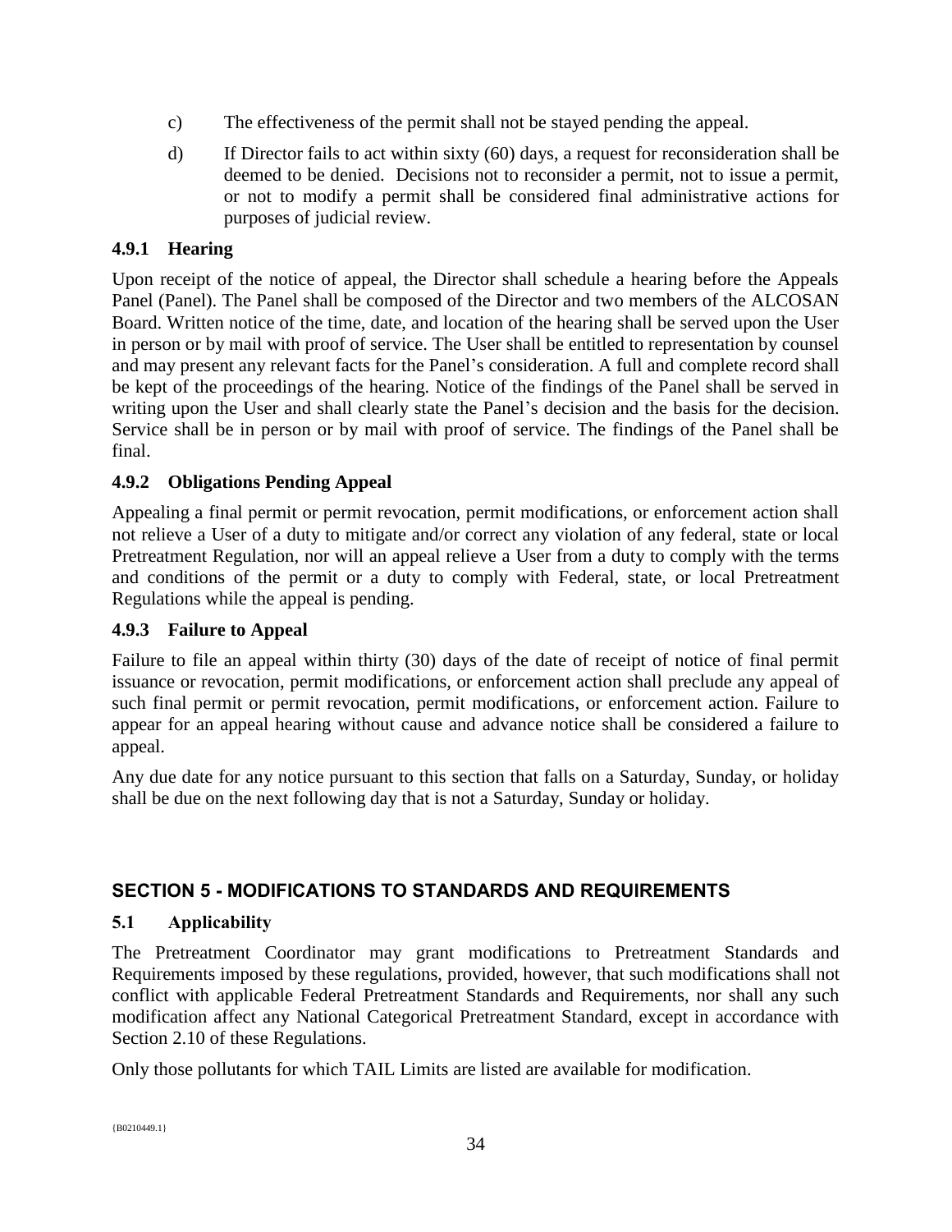c) The effectiveness of the permit shall not be stayed pending the appeal.

d) If Director fails to act within sixty (60) days, a request for reconsideration shall be deemed to be denied. Decisions not to reconsider a permit, not to issue a permit, or not to modify a permit shall be considered final administrative actions for purposes of judicial review.

### 4.9.1 Hearing

Upon receipt of the notice of appeal, the Director shall schedule a hearing before the Appeals Panel (Panel). The Panel shall be composed of the Director and two members of the ALCOSAN Board. Written notice of the time, date, and location of the hearing shall be served upon the User in person or by mail with proof of service. The User shall be entitled to representation by counsel and may present any relevant facts for the Panel's consideration. A full and complete record shall be kept of the proceedings of the hearing. Notice of the findings of the Panel shall be served in writing upon the User and shall clearly state the Panel's decision and the basis for the decision. Service shall be in person or by mail with proof of service. The findings of the Panel shall be final.

### 4.9.2 Obligations Pending Appeal

Appealing a final permit or permit revocation, permit modifications, or enforcement action shall not relieve a User of a duty to mitigate and/or correct any violation of any federal, state or local Pretreatment Regulation, nor will an appeal relieve a User from a duty to comply with the terms and conditions of the permit or a duty to comply with Federal, state, or local Pretreatment Regulations while the appeal is pending.

### 4.9.3 Failure to Appeal

Failure to file an appeal within thirty (30) days of the date of receipt of notice of final permit issuance or revocation, permit modifications, or enforcement action shall preclude any appeal of such final permit or permit revocation, permit modifications, or enforcement action. Failure to appear for an appeal hearing without cause and advance notice shall be considered a failure to appeal.

Any due date for any notice pursuant to this section that falls on a Saturday, Sunday, or holiday shall be due on the next following day that is not a Saturday, Sunday or holiday.

## SECTION 5 - MODIFICATIONS TO STANDARDS AND REQUIREMENTS

### 5.1 Applicability

The Pretreatment Coordinator may grant modifications to Pretreatment Standards and Requirements imposed by these regulations, provided, however, that such modifications shall not conflict with applicable Federal Pretreatment Standards and Requirements, nor shall any such modification affect any National Categorical Pretreatment Standard, except in accordance with Section 2.10 of these Regulations.

Only those pollutants for which TAIL Limits are listed are available for modification.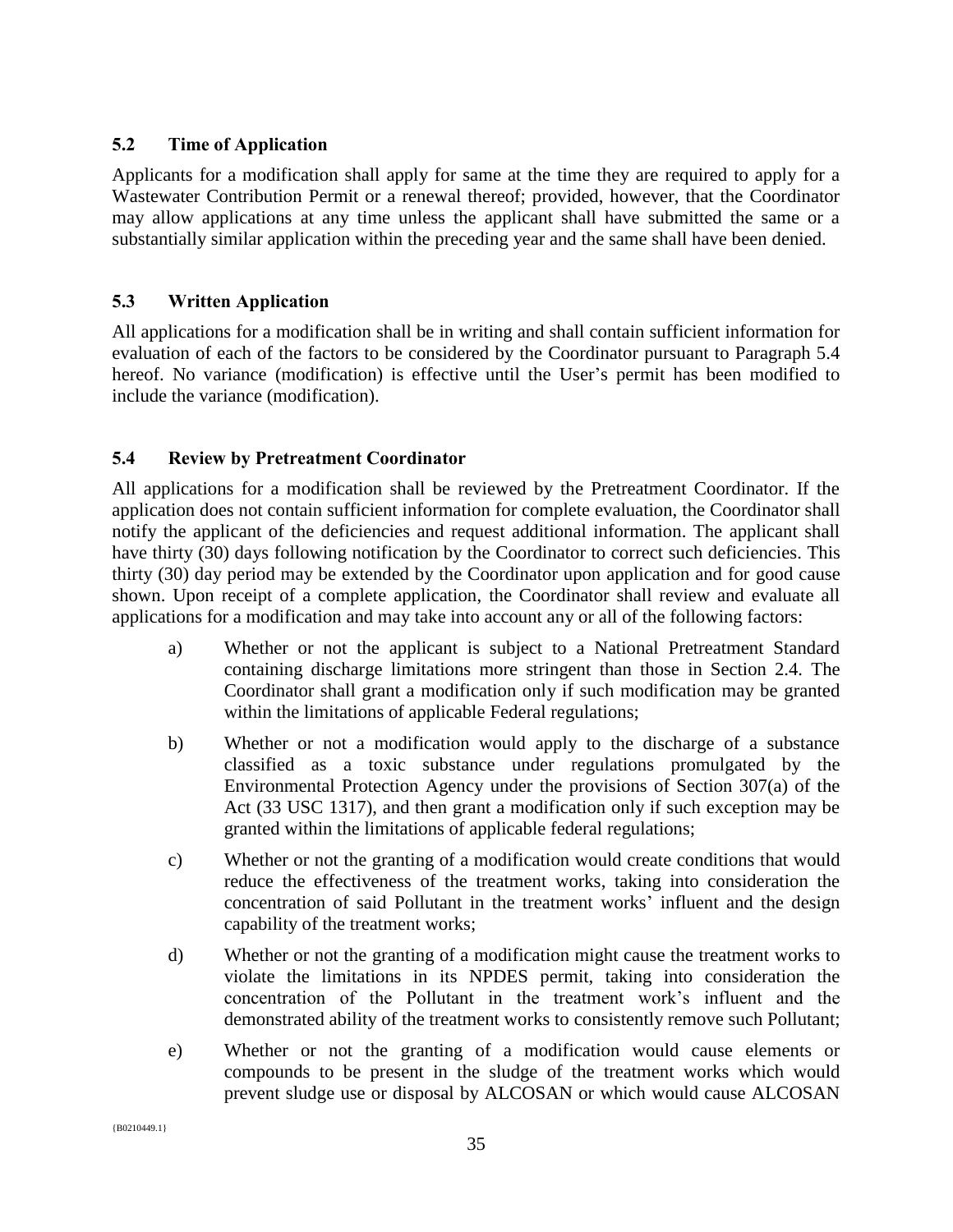### 5.2 Time of Application

Applicants for a modification shall apply for same at the time they are required to apply for a Wastewater Contribution Permit or a renewal thereof; provided, however, that the Coordinator may allow applications at any time unless the applicant shall have submitted the same or a substantially similar application within the preceding year and the same shall have been denied.

### 5.3 Written Application

All applications for a modification shall be in writing and shall contain sufficient information for evaluation of each of the factors to be considered by the Coordinator pursuant to Paragraph 5.4 hereof. No variance (modification) is effective until the User's permit has been modified to include the variance (modification).

### 5.4 Review by Pretreatment Coordinator

All applications for a modification shall be reviewed by the Pretreatment Coordinator. If the application does not contain sufficient information for complete evaluation, the Coordinator shall notify the applicant of the deficiencies and request additional information. The applicant shall have thirty (30) days following notification by the Coordinator to correct such deficiencies. This thirty (30) day period may be extended by the Coordinator upon application and for good cause shown. Upon receipt of a complete application, the Coordinator shall review and evaluate all applications for a modification and may take into account any or all of the following factors:

a) Whether or not the applicant is subject to a National Pretreatment Standard containing discharge limitations more stringent than those in Section 2.4. The Coordinator shall grant a modification only if such modification may be granted within the limitations of applicable Federal regulations;

b) Whether or not a modification would apply to the discharge of a substance classified as a toxic substance under regulations promulgated by the Environmental Protection Agency under the provisions of Section 307(a) of the Act (33 USC 1317), and then grant a modification only if such exception may be granted within the limitations of applicable federal regulations;

c) Whether or not the granting of a modification would create conditions that would reduce the effectiveness of the treatment works, taking into consideration the concentration of said Pollutant in the treatment works' influent and the design capability of the treatment works;

d) Whether or not the granting of a modification might cause the treatment works to violate the limitations in its NPDES permit, taking into consideration the concentration of the Pollutant in the treatment work's influent and the demonstrated ability of the treatment works to consistently remove such Pollutant;

e) Whether or not the granting of a modification would cause elements or compounds to be present in the sludge of the treatment works which would prevent sludge use or disposal by ALCOSAN or which would cause ALCOSAN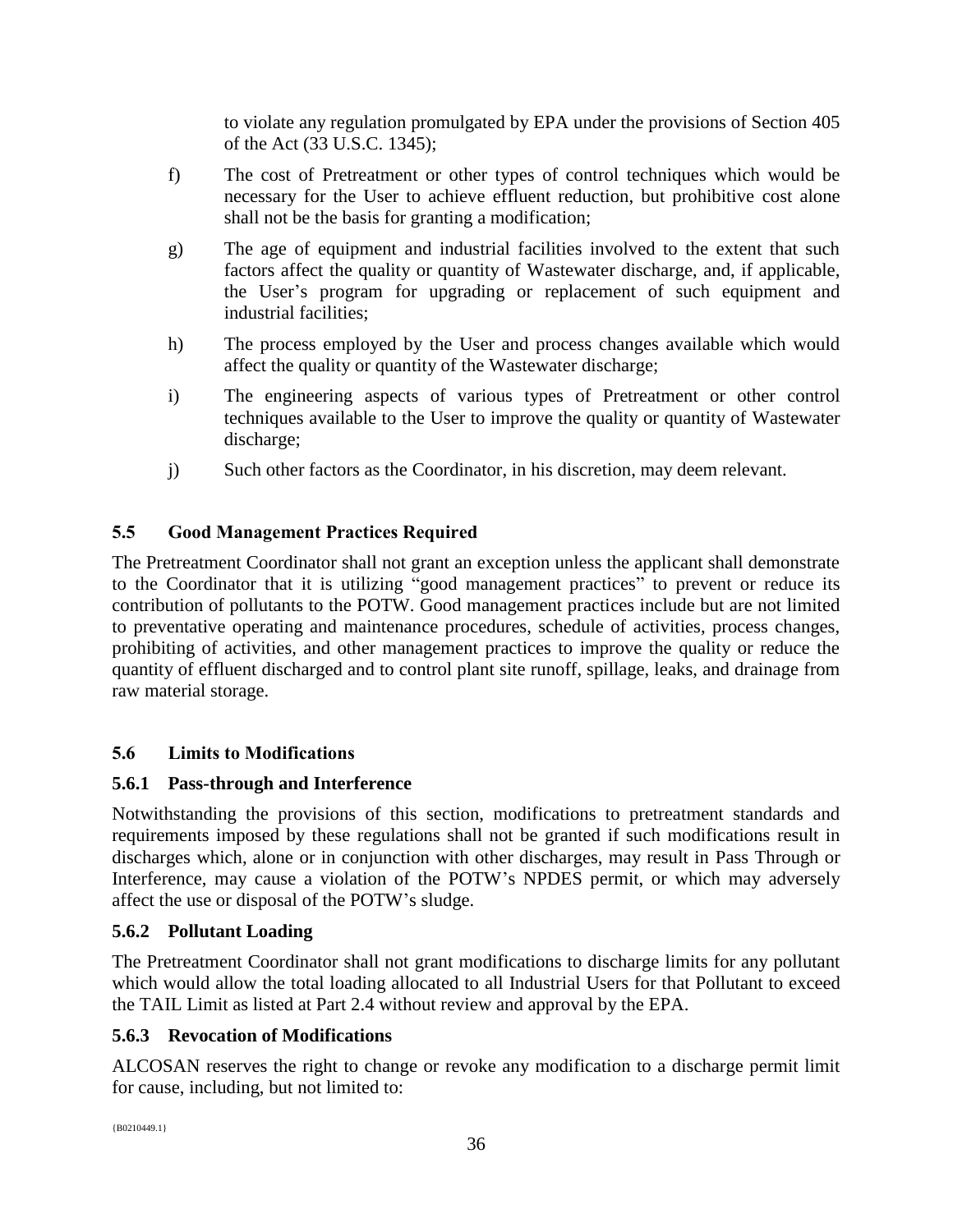to violate any regulation promulgated by EPA under the provisions of Section 405 of the Act (33 U.S.C. 1345);

f) The cost of Pretreatment or other types of control techniques which would be necessary for the User to achieve effluent reduction, but prohibitive cost alone shall not be the basis for granting a modification;

g) The age of equipment and industrial facilities involved to the extent that such factors affect the quality or quantity of Wastewater discharge, and, if applicable, the User's program for upgrading or replacement of such equipment and industrial facilities;

h) The process employed by the User and process changes available which would affect the quality or quantity of the Wastewater discharge;

i) The engineering aspects of various types of Pretreatment or other control techniques available to the User to improve the quality or quantity of Wastewater discharge;

j) Such other factors as the Coordinator, in his discretion, may deem relevant.

## 5.5 Good Management Practices Required

The Pretreatment Coordinator shall not grant an exception unless the applicant shall demonstrate to the Coordinator that it is utilizing "good management practices" to prevent or reduce its contribution of pollutants to the POTW. Good management practices include but are not limited to preventative operating and maintenance procedures, schedule of activities, process changes, prohibiting of activities, and other management practices to improve the quality or reduce the quantity of effluent discharged and to control plant site runoff, spillage, leaks, and drainage from raw material storage.

## 5.6 Limits to Modifications

### 5.6.1 Pass-through and Interference

Notwithstanding the provisions of this section, modifications to pretreatment standards and requirements imposed by these regulations shall not be granted if such modifications result in discharges which, alone or in conjunction with other discharges, may result in Pass Through or Interference, may cause a violation of the POTW's NPDES permit, or which may adversely affect the use or disposal of the POTW's sludge.

### 5.6.2 Pollutant Loading

The Pretreatment Coordinator shall not grant modifications to discharge limits for any pollutant which would allow the total loading allocated to all Industrial Users for that Pollutant to exceed the TAIL Limit as listed at Part 2.4 without review and approval by the EPA.

### 5.6.3 Revocation of Modifications

ALCOSAN reserves the right to change or revoke any modification to a discharge permit limit for cause, including, but not limited to: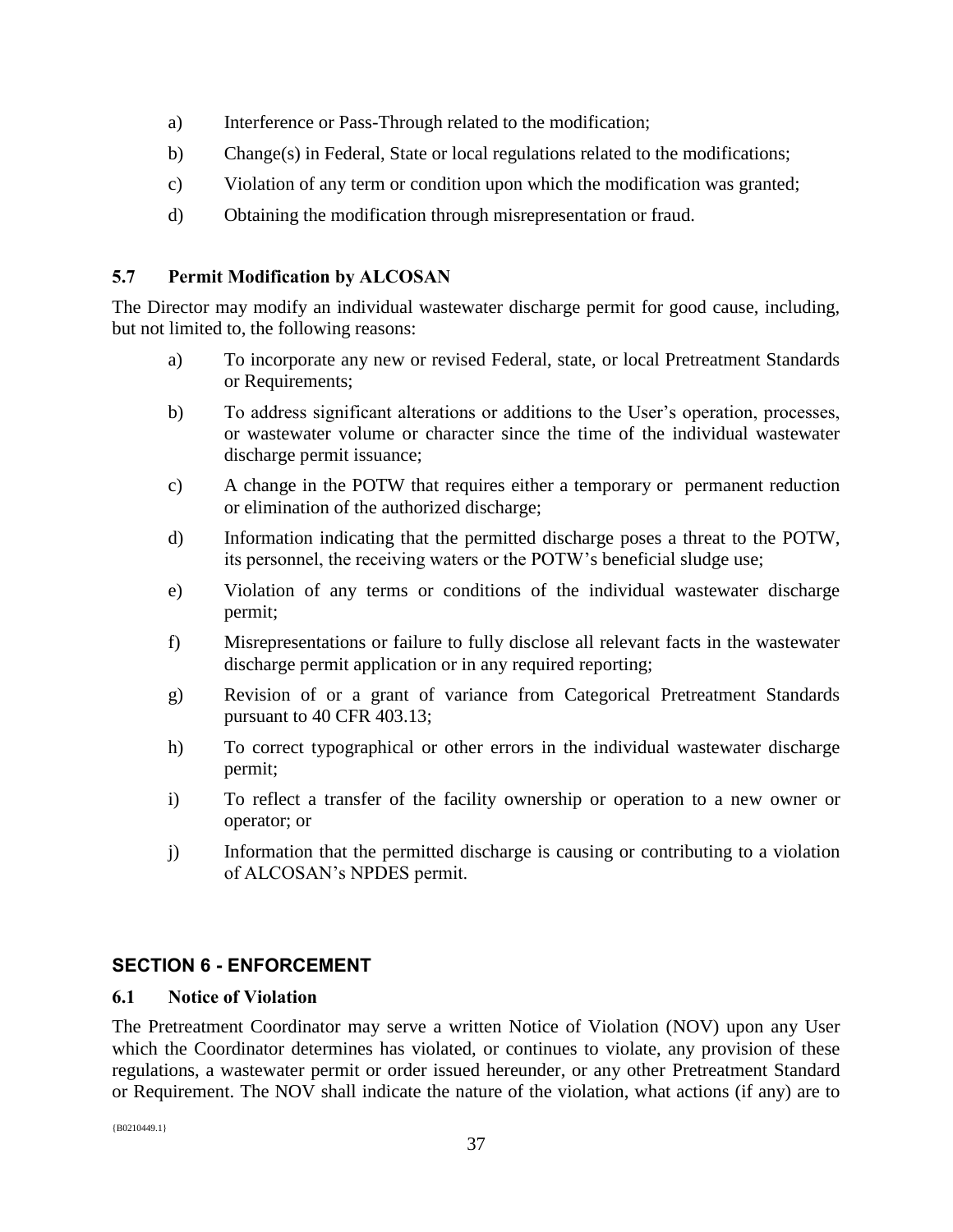a) Interference or Pass-Through related to the modification;

b) Change(s) in Federal, State or local regulations related to the modifications;

c) Violation of any term or condition upon which the modification was granted;

d) Obtaining the modification through misrepresentation or fraud.

### 5.7 Permit Modification by ALCOSAN

The Director may modify an individual wastewater discharge permit for good cause, including, but not limited to, the following reasons:

a) To incorporate any new or revised Federal, state, or local Pretreatment Standards or Requirements;

b) To address significant alterations or additions to the User's operation, processes, or wastewater volume or character since the time of the individual wastewater discharge permit issuance;

c) A change in the POTW that requires either a temporary or permanent reduction or elimination of the authorized discharge;

d) Information indicating that the permitted discharge poses a threat to the POTW, its personnel, the receiving waters or the POTW's beneficial sludge use;

e) Violation of any terms or conditions of the individual wastewater discharge permit;

f) Misrepresentations or failure to fully disclose all relevant facts in the wastewater discharge permit application or in any required reporting;

g) Revision of or a grant of variance from Categorical Pretreatment Standards pursuant to 40 CFR 403.13;

h) To correct typographical or other errors in the individual wastewater discharge permit;

i) To reflect a transfer of the facility ownership or operation to a new owner or operator; or

j) Information that the permitted discharge is causing or contributing to a violation of ALCOSAN's NPDES permit.

## SECTION 6 - ENFORCEMENT

### 6.1 Notice of Violation

The Pretreatment Coordinator may serve a written Notice of Violation (NOV) upon any User which the Coordinator determines has violated, or continues to violate, any provision of these regulations, a wastewater permit or order issued hereunder, or any other Pretreatment Standard or Requirement. The NOV shall indicate the nature of the violation, what actions (if any) are to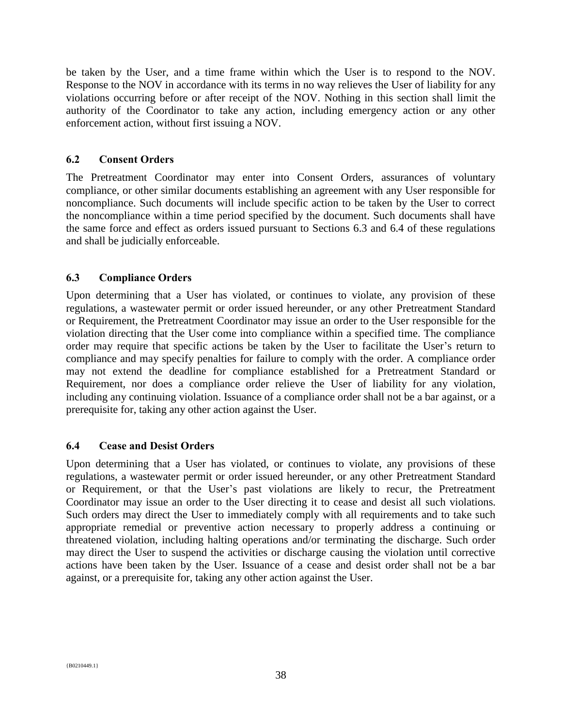be taken by the User, and a time frame within which the User is to respond to the NOV. Response to the NOV in accordance with its terms in no way relieves the User of liability for any violations occurring before or after receipt of the NOV. Nothing in this section shall limit the authority of the Coordinator to take any action, including emergency action or any other enforcement action, without first issuing a NOV.

### 6.2 Consent Orders

The Pretreatment Coordinator may enter into Consent Orders, assurances of voluntary compliance, or other similar documents establishing an agreement with any User responsible for noncompliance. Such documents will include specific action to be taken by the User to correct the noncompliance within a time period specified by the document. Such documents shall have the same force and effect as orders issued pursuant to Sections 6.3 and 6.4 of these regulations and shall be judicially enforceable.

### 6.3 Compliance Orders

Upon determining that a User has violated, or continues to violate, any provision of these regulations, a wastewater permit or order issued hereunder, or any other Pretreatment Standard or Requirement, the Pretreatment Coordinator may issue an order to the User responsible for the violation directing that the User come into compliance within a specified time. The compliance order may require that specific actions be taken by the User to facilitate the User's return to compliance and may specify penalties for failure to comply with the order. A compliance order may not extend the deadline for compliance established for a Pretreatment Standard or Requirement, nor does a compliance order relieve the User of liability for any violation, including any continuing violation. Issuance of a compliance order shall not be a bar against, or a prerequisite for, taking any other action against the User.

### 6.4 Cease and Desist Orders

Upon determining that a User has violated, or continues to violate, any provisions of these regulations, a wastewater permit or order issued hereunder, or any other Pretreatment Standard or Requirement, or that the User's past violations are likely to recur, the Pretreatment Coordinator may issue an order to the User directing it to cease and desist all such violations. Such orders may direct the User to immediately comply with all requirements and to take such appropriate remedial or preventive action necessary to properly address a continuing or threatened violation, including halting operations and/or terminating the discharge. Such order may direct the User to suspend the activities or discharge causing the violation until corrective actions have been taken by the User. Issuance of a cease and desist order shall not be a bar against, or a prerequisite for, taking any other action against the User.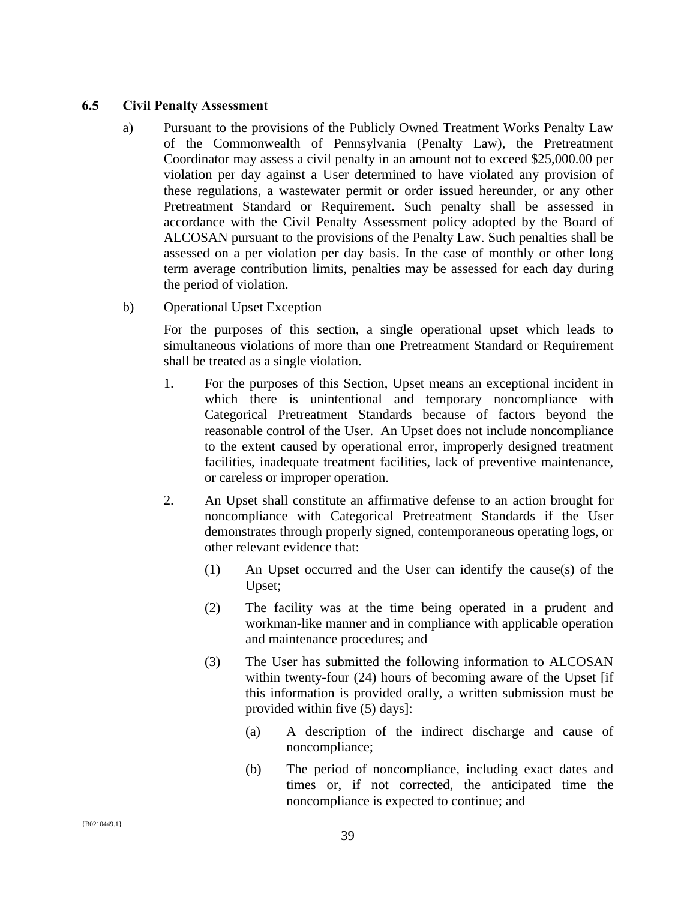### 6.5 Civil Penalty Assessment

a) Pursuant to the provisions of the Publicly Owned Treatment Works Penalty Law of the Commonwealth of Pennsylvania (Penalty Law), the Pretreatment Coordinator may assess a civil penalty in an amount not to exceed $25,000.00 per violation per day against a User determined to have violated any provision of these regulations, a wastewater permit or order issued hereunder, or any other Pretreatment Standard or Requirement. Such penalty shall be assessed in accordance with the Civil Penalty Assessment policy adopted by the Board of ALCOSAN pursuant to the provisions of the Penalty Law. Such penalties shall be assessed on a per violation per day basis. In the case of monthly or other long term average contribution limits, penalties may be assessed for each day during the period of violation.

b) Operational Upset Exception

For the purposes of this section, a single operational upset which leads to simultaneous violations of more than one Pretreatment Standard or Requirement shall be treated as a single violation.

1. For the purposes of this Section, Upset means an exceptional incident in which there is unintentional and temporary noncompliance with Categorical Pretreatment Standards because of factors beyond the reasonable control of the User. An Upset does not include noncompliance to the extent caused by operational error, improperly designed treatment facilities, inadequate treatment facilities, lack of preventive maintenance, or careless or improper operation.

2. An Upset shall constitute an affirmative defense to an action brought for noncompliance with Categorical Pretreatment Standards if the User demonstrates through properly signed, contemporaneous operating logs, or other relevant evidence that:

    (1) An Upset occurred and the User can identify the cause(s) of the Upset;

    (2) The facility was at the time being operated in a prudent and workman-like manner and in compliance with applicable operation and maintenance procedures; and

    (3) The User has submitted the following information to ALCOSAN within twenty-four (24) hours of becoming aware of the Upset [if this information is provided orally, a written submission must be provided within five (5) days]:

        (a) A description of the indirect discharge and cause of noncompliance;

        (b) The period of noncompliance, including exact dates and times or, if not corrected, the anticipated time the noncompliance is expected to continue; and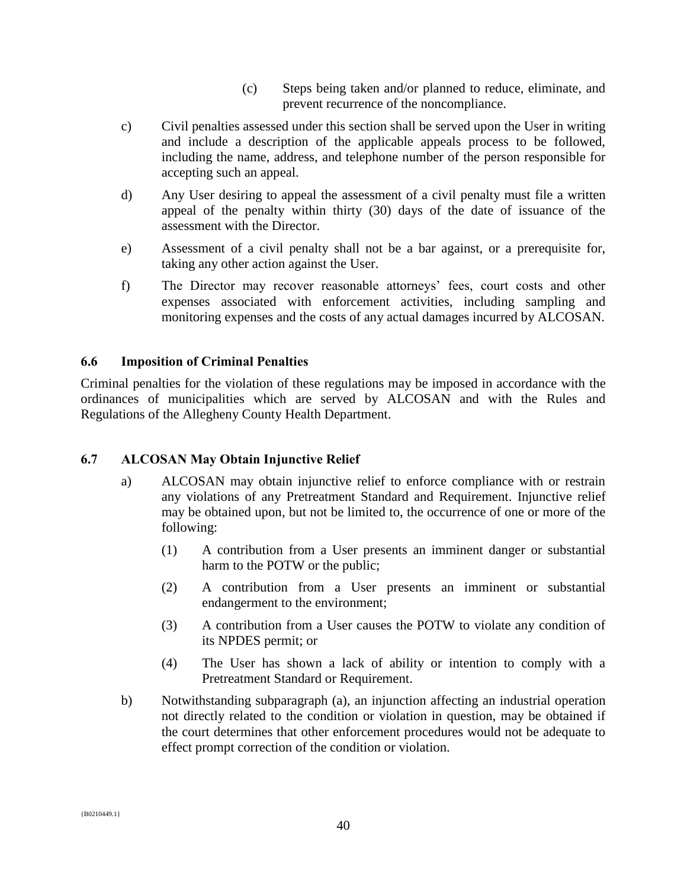(c) Steps being taken and/or planned to reduce, eliminate, and prevent recurrence of the noncompliance.

c) Civil penalties assessed under this section shall be served upon the User in writing and include a description of the applicable appeals process to be followed, including the name, address, and telephone number of the person responsible for accepting such an appeal.

d) Any User desiring to appeal the assessment of a civil penalty must file a written appeal of the penalty within thirty (30) days of the date of issuance of the assessment with the Director.

e) Assessment of a civil penalty shall not be a bar against, or a prerequisite for, taking any other action against the User.

f) The Director may recover reasonable attorneys' fees, court costs and other expenses associated with enforcement activities, including sampling and monitoring expenses and the costs of any actual damages incurred by ALCOSAN.

### 6.6 Imposition of Criminal Penalties

Criminal penalties for the violation of these regulations may be imposed in accordance with the ordinances of municipalities which are served by ALCOSAN and with the Rules and Regulations of the Allegheny County Health Department.

### 6.7 ALCOSAN May Obtain Injunctive Relief

a) ALCOSAN may obtain injunctive relief to enforce compliance with or restrain any violations of any Pretreatment Standard and Requirement. Injunctive relief may be obtained upon, but not be limited to, the occurrence of one or more of the following:

   (1) A contribution from a User presents an imminent danger or substantial harm to the POTW or the public;

   (2) A contribution from a User presents an imminent or substantial endangerment to the environment;

   (3) A contribution from a User causes the POTW to violate any condition of its NPDES permit; or

   (4) The User has shown a lack of ability or intention to comply with a Pretreatment Standard or Requirement.

b) Notwithstanding subparagraph (a), an injunction affecting an industrial operation not directly related to the condition or violation in question, may be obtained if the court determines that other enforcement procedures would not be adequate to effect prompt correction of the condition or violation.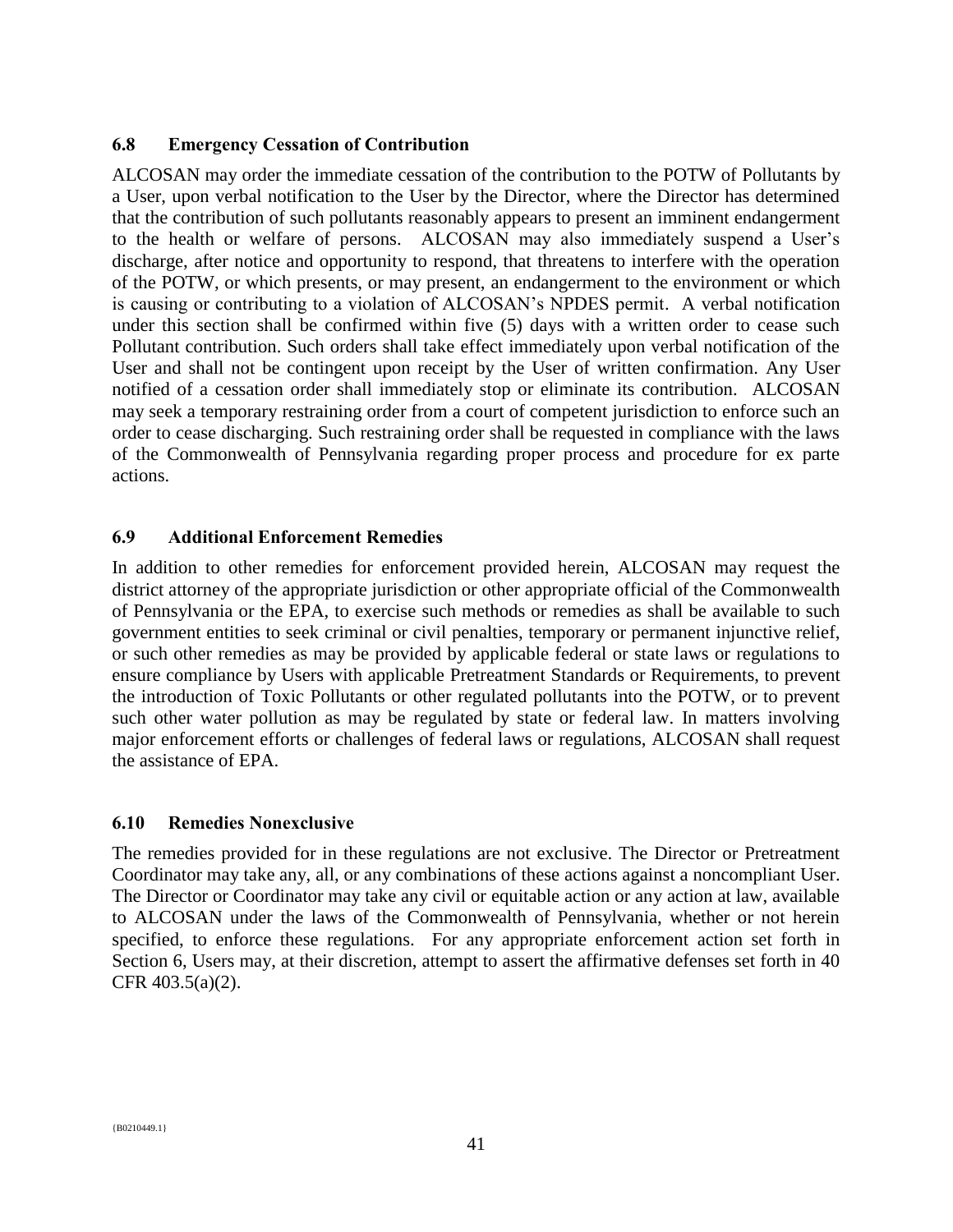### 6.8 Emergency Cessation of Contribution

ALCOSAN may order the immediate cessation of the contribution to the POTW of Pollutants by a User, upon verbal notification to the User by the Director, where the Director has determined that the contribution of such pollutants reasonably appears to present an imminent endangerment to the health or welfare of persons. ALCOSAN may also immediately suspend a User's discharge, after notice and opportunity to respond, that threatens to interfere with the operation of the POTW, or which presents, or may present, an endangerment to the environment or which is causing or contributing to a violation of ALCOSAN's NPDES permit. A verbal notification under this section shall be confirmed within five (5) days with a written order to cease such Pollutant contribution. Such orders shall take effect immediately upon verbal notification of the User and shall not be contingent upon receipt by the User of written confirmation. Any User notified of a cessation order shall immediately stop or eliminate its contribution. ALCOSAN may seek a temporary restraining order from a court of competent jurisdiction to enforce such an order to cease discharging. Such restraining order shall be requested in compliance with the laws of the Commonwealth of Pennsylvania regarding proper process and procedure for ex parte actions.

### 6.9 Additional Enforcement Remedies

In addition to other remedies for enforcement provided herein, ALCOSAN may request the district attorney of the appropriate jurisdiction or other appropriate official of the Commonwealth of Pennsylvania or the EPA, to exercise such methods or remedies as shall be available to such government entities to seek criminal or civil penalties, temporary or permanent injunctive relief, or such other remedies as may be provided by applicable federal or state laws or regulations to ensure compliance by Users with applicable Pretreatment Standards or Requirements, to prevent the introduction of Toxic Pollutants or other regulated pollutants into the POTW, or to prevent such other water pollution as may be regulated by state or federal law. In matters involving major enforcement efforts or challenges of federal laws or regulations, ALCOSAN shall request the assistance of EPA.

### 6.10 Remedies Nonexclusive

The remedies provided for in these regulations are not exclusive. The Director or Pretreatment Coordinator may take any, all, or any combinations of these actions against a noncompliant User. The Director or Coordinator may take any civil or equitable action or any action at law, available to ALCOSAN under the laws of the Commonwealth of Pennsylvania, whether or not herein specified, to enforce these regulations. For any appropriate enforcement action set forth in Section 6, Users may, at their discretion, attempt to assert the affirmative defenses set forth in 40 CFR 403.5(a)(2).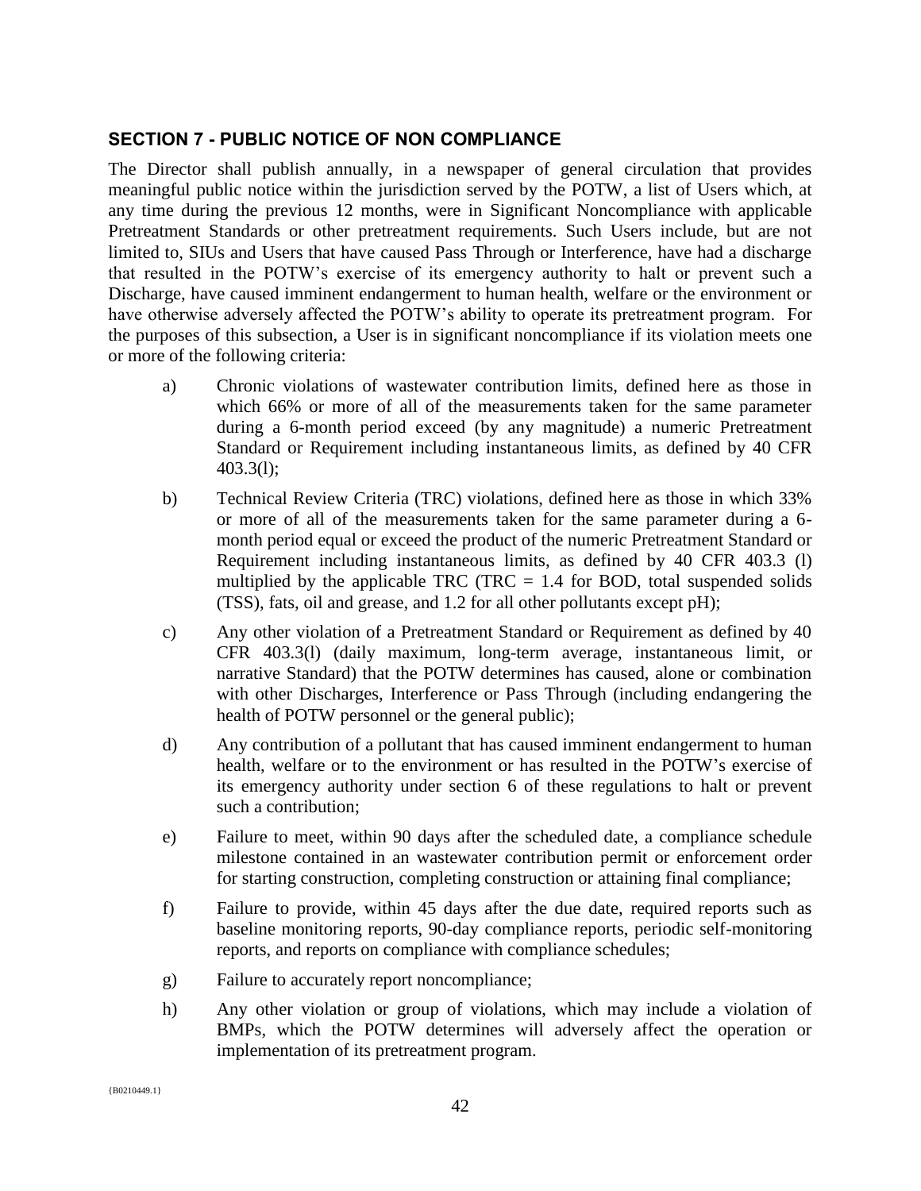## SECTION 7 - PUBLIC NOTICE OF NON COMPLIANCE

The Director shall publish annually, in a newspaper of general circulation that provides meaningful public notice within the jurisdiction served by the POTW, a list of Users which, at any time during the previous 12 months, were in Significant Noncompliance with applicable Pretreatment Standards or other pretreatment requirements. Such Users include, but are not limited to, SIUs and Users that have caused Pass Through or Interference, have had a discharge that resulted in the POTW's exercise of its emergency authority to halt or prevent such a Discharge, have caused imminent endangerment to human health, welfare or the environment or have otherwise adversely affected the POTW's ability to operate its pretreatment program. For the purposes of this subsection, a User is in significant noncompliance if its violation meets one or more of the following criteria:

a) Chronic violations of wastewater contribution limits, defined here as those in which 66% or more of all of the measurements taken for the same parameter during a 6-month period exceed (by any magnitude) a numeric Pretreatment Standard or Requirement including instantaneous limits, as defined by 40 CFR 403.3(l);

b) Technical Review Criteria (TRC) violations, defined here as those in which 33% or more of all of the measurements taken for the same parameter during a 6-month period equal or exceed the product of the numeric Pretreatment Standard or Requirement including instantaneous limits, as defined by 40 CFR 403.3 (l) multiplied by the applicable TRC (TRC = 1.4 for BOD, total suspended solids (TSS), fats, oil and grease, and 1.2 for all other pollutants except pH);

c) Any other violation of a Pretreatment Standard or Requirement as defined by 40 CFR 403.3(l) (daily maximum, long-term average, instantaneous limit, or narrative Standard) that the POTW determines has caused, alone or combination with other Discharges, Interference or Pass Through (including endangering the health of POTW personnel or the general public);

d) Any contribution of a pollutant that has caused imminent endangerment to human health, welfare or to the environment or has resulted in the POTW's exercise of its emergency authority under section 6 of these regulations to halt or prevent such a contribution;

e) Failure to meet, within 90 days after the scheduled date, a compliance schedule milestone contained in an wastewater contribution permit or enforcement order for starting construction, completing construction or attaining final compliance;

f) Failure to provide, within 45 days after the due date, required reports such as baseline monitoring reports, 90-day compliance reports, periodic self-monitoring reports, and reports on compliance with compliance schedules;

g) Failure to accurately report noncompliance;

h) Any other violation or group of violations, which may include a violation of BMPs, which the POTW determines will adversely affect the operation or implementation of its pretreatment program.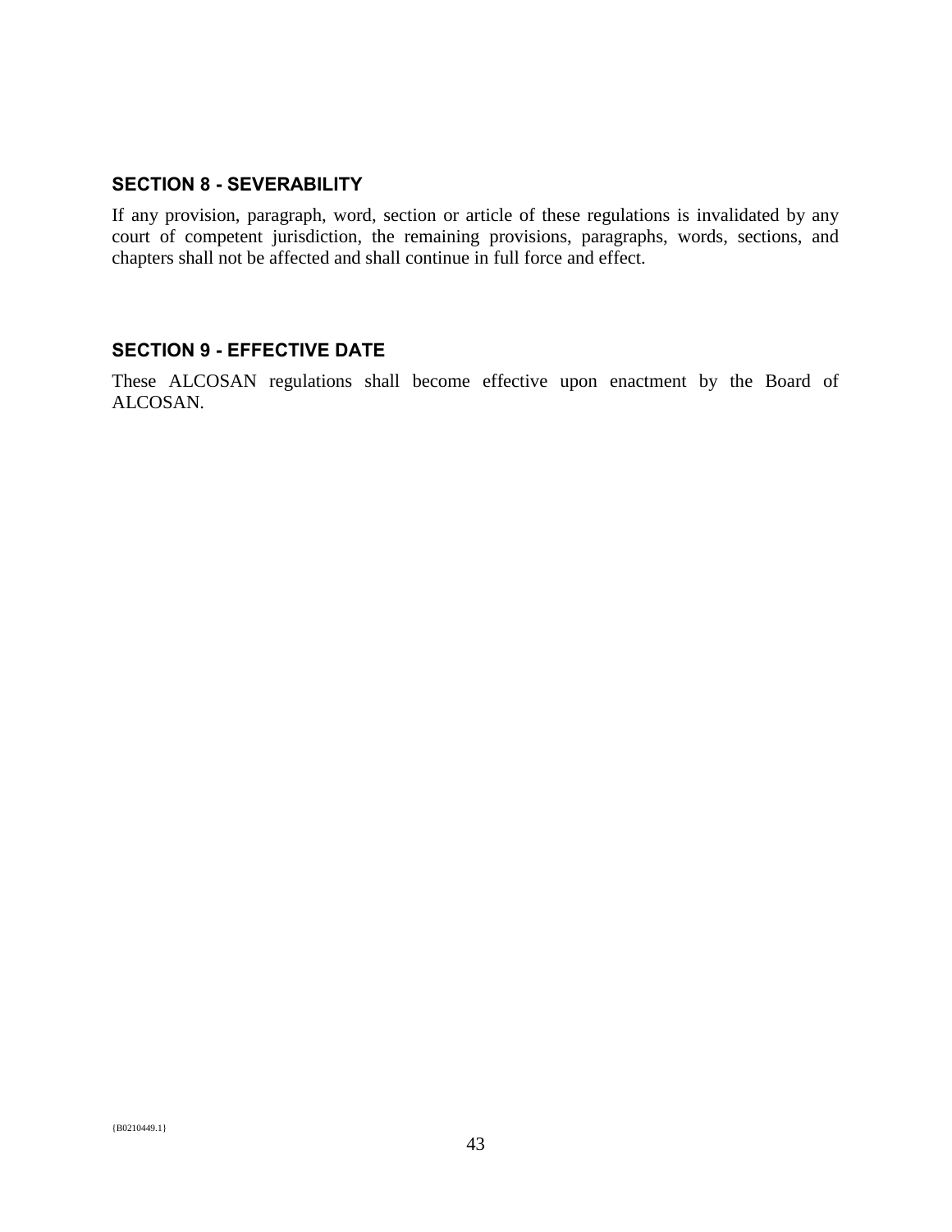## SECTION 8 - SEVERABILITY

If any provision, paragraph, word, section or article of these regulations is invalidated by any court of competent jurisdiction, the remaining provisions, paragraphs, words, sections, and chapters shall not be affected and shall continue in full force and effect.

## SECTION 9 - EFFECTIVE DATE

These ALCOSAN regulations shall become effective upon enactment by the Board of ALCOSAN.

{B0210449.1}